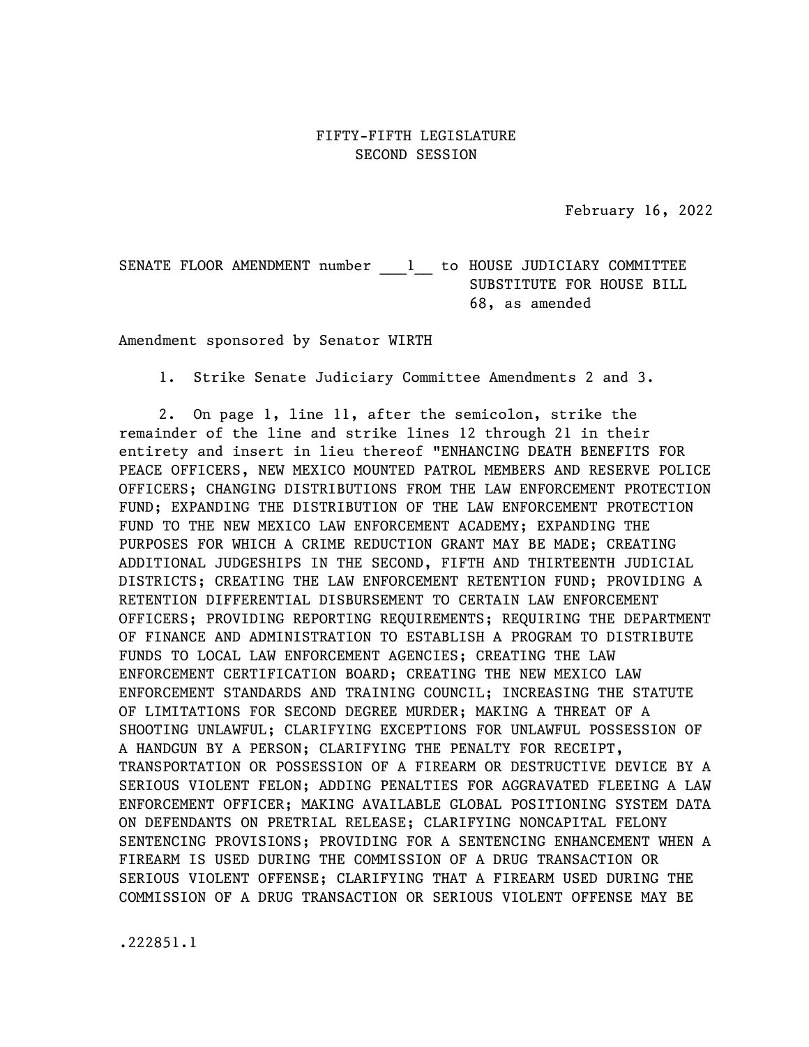FIFTY-FIFTH LEGISLATURE
SECOND SESSION

February 16, 2022

SENATE FLOOR AMENDMENT number ___1__ to HOUSE JUDICIARY COMMITTEE SUBSTITUTE FOR HOUSE BILL 68, as amended

Amendment sponsored by Senator WIRTH

1. Strike Senate Judiciary Committee Amendments 2 and 3.

2. On page 1, line 11, after the semicolon, strike the remainder of the line and strike lines 12 through 21 in their entirety and insert in lieu thereof "ENHANCING DEATH BENEFITS FOR PEACE OFFICERS, NEW MEXICO MOUNTED PATROL MEMBERS AND RESERVE POLICE OFFICERS; CHANGING DISTRIBUTIONS FROM THE LAW ENFORCEMENT PROTECTION FUND; EXPANDING THE DISTRIBUTION OF THE LAW ENFORCEMENT PROTECTION FUND TO THE NEW MEXICO LAW ENFORCEMENT ACADEMY; EXPANDING THE PURPOSES FOR WHICH A CRIME REDUCTION GRANT MAY BE MADE; CREATING ADDITIONAL JUDGESHIPS IN THE SECOND, FIFTH AND THIRTEENTH JUDICIAL DISTRICTS; CREATING THE LAW ENFORCEMENT RETENTION FUND; PROVIDING A RETENTION DIFFERENTIAL DISBURSEMENT TO CERTAIN LAW ENFORCEMENT OFFICERS; PROVIDING REPORTING REQUIREMENTS; REQUIRING THE DEPARTMENT OF FINANCE AND ADMINISTRATION TO ESTABLISH A PROGRAM TO DISTRIBUTE FUNDS TO LOCAL LAW ENFORCEMENT AGENCIES; CREATING THE LAW ENFORCEMENT CERTIFICATION BOARD; CREATING THE NEW MEXICO LAW ENFORCEMENT STANDARDS AND TRAINING COUNCIL; INCREASING THE STATUTE OF LIMITATIONS FOR SECOND DEGREE MURDER; MAKING A THREAT OF A SHOOTING UNLAWFUL; CLARIFYING EXCEPTIONS FOR UNLAWFUL POSSESSION OF A HANDGUN BY A PERSON; CLARIFYING THE PENALTY FOR RECEIPT, TRANSPORTATION OR POSSESSION OF A FIREARM OR DESTRUCTIVE DEVICE BY A SERIOUS VIOLENT FELON; ADDING PENALTIES FOR AGGRAVATED FLEEING A LAW ENFORCEMENT OFFICER; MAKING AVAILABLE GLOBAL POSITIONING SYSTEM DATA ON DEFENDANTS ON PRETRIAL RELEASE; CLARIFYING NONCAPITAL FELONY SENTENCING PROVISIONS; PROVIDING FOR A SENTENCING ENHANCEMENT WHEN A FIREARM IS USED DURING THE COMMISSION OF A DRUG TRANSACTION OR SERIOUS VIOLENT OFFENSE; CLARIFYING THAT A FIREARM USED DURING THE COMMISSION OF A DRUG TRANSACTION OR SERIOUS VIOLENT OFFENSE MAY BE

.222851.1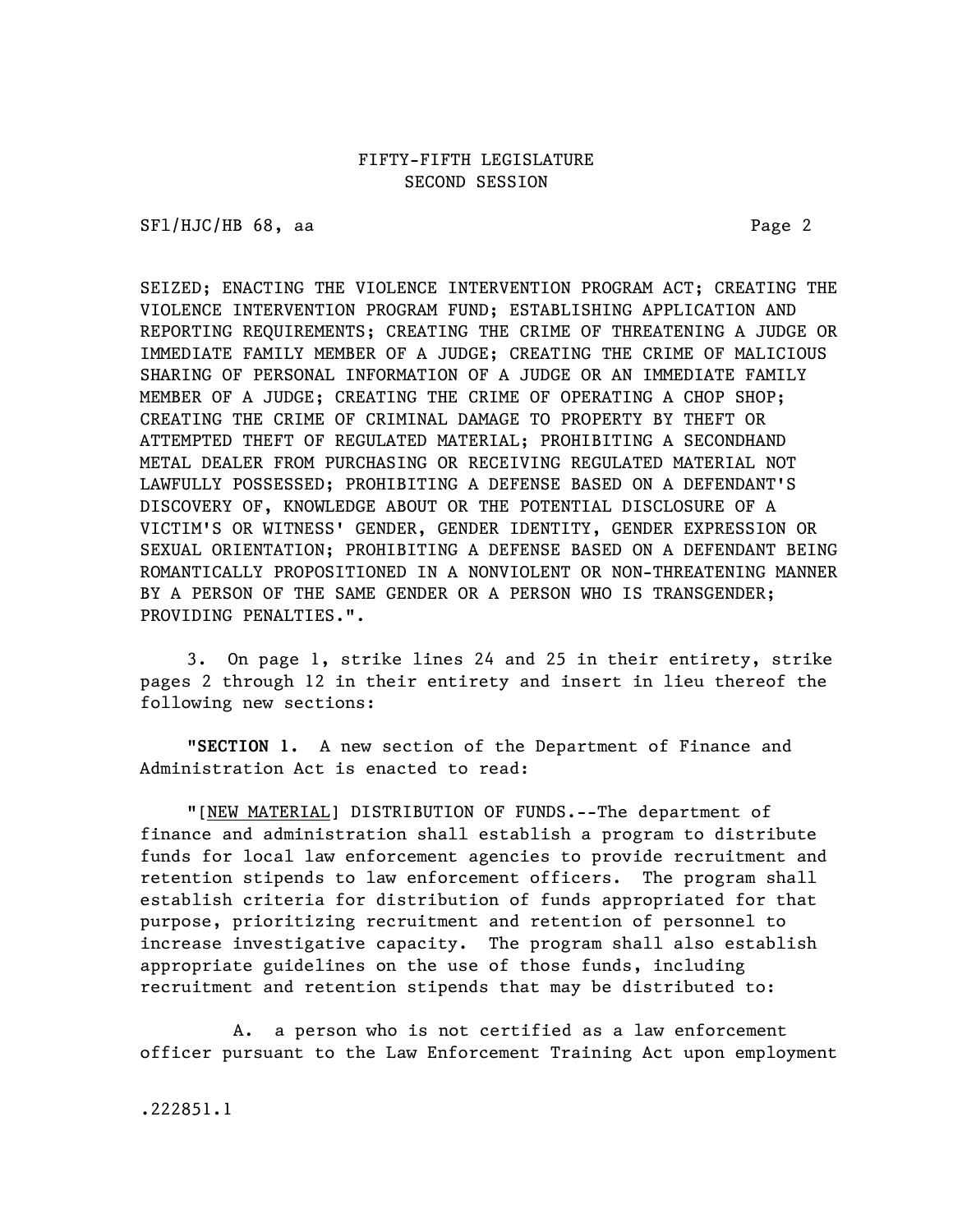SEIZED; ENACTING THE VIOLENCE INTERVENTION PROGRAM ACT; CREATING THE VIOLENCE INTERVENTION PROGRAM FUND; ESTABLISHING APPLICATION AND REPORTING REQUIREMENTS; CREATING THE CRIME OF THREATENING A JUDGE OR IMMEDIATE FAMILY MEMBER OF A JUDGE; CREATING THE CRIME OF MALICIOUS SHARING OF PERSONAL INFORMATION OF A JUDGE OR AN IMMEDIATE FAMILY MEMBER OF A JUDGE; CREATING THE CRIME OF OPERATING A CHOP SHOP; CREATING THE CRIME OF CRIMINAL DAMAGE TO PROPERTY BY THEFT OR ATTEMPTED THEFT OF REGULATED MATERIAL; PROHIBITING A SECONDHAND METAL DEALER FROM PURCHASING OR RECEIVING REGULATED MATERIAL NOT LAWFULLY POSSESSED; PROHIBITING A DEFENSE BASED ON A DEFENDANT'S DISCOVERY OF, KNOWLEDGE ABOUT OR THE POTENTIAL DISCLOSURE OF A VICTIM'S OR WITNESS' GENDER, GENDER IDENTITY, GENDER EXPRESSION OR SEXUAL ORIENTATION; PROHIBITING A DEFENSE BASED ON A DEFENDANT BEING ROMANTICALLY PROPOSITIONED IN A NONVIOLENT OR NON-THREATENING MANNER BY A PERSON OF THE SAME GENDER OR A PERSON WHO IS TRANSGENDER; PROVIDING PENALTIES.".

3. On page 1, strike lines 24 and 25 in their entirety, strike pages 2 through 12 in their entirety and insert in lieu thereof the following new sections:

"**SECTION 1.** A new section of the Department of Finance and Administration Act is enacted to read:

"[NEW MATERIAL] DISTRIBUTION OF FUNDS.--The department of finance and administration shall establish a program to distribute funds for local law enforcement agencies to provide recruitment and retention stipends to law enforcement officers. The program shall establish criteria for distribution of funds appropriated for that purpose, prioritizing recruitment and retention of personnel to increase investigative capacity. The program shall also establish appropriate guidelines on the use of those funds, including recruitment and retention stipends that may be distributed to:

A. a person who is not certified as a law enforcement officer pursuant to the Law Enforcement Training Act upon employment

.222851.1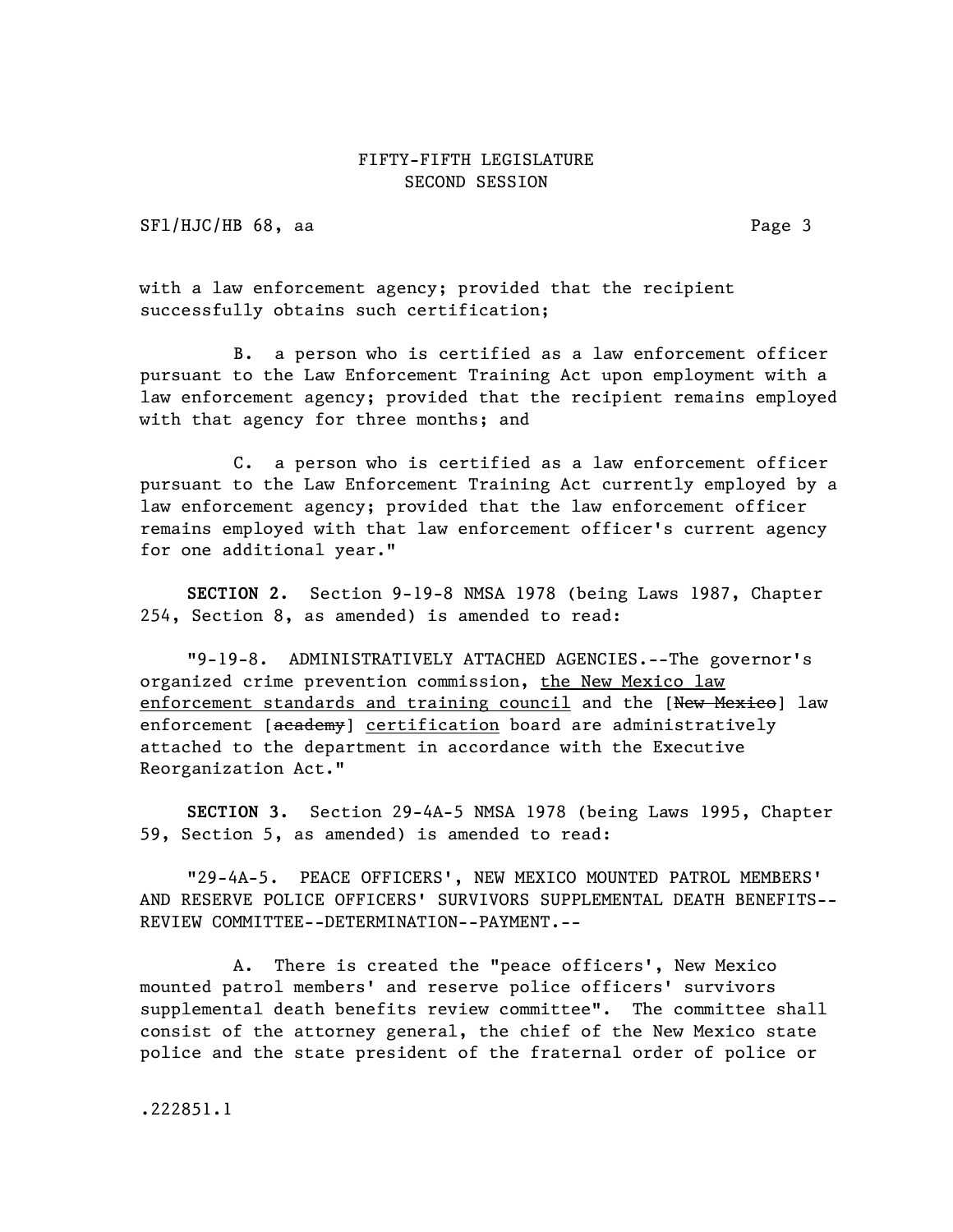with a law enforcement agency; provided that the recipient successfully obtains such certification;

B. a person who is certified as a law enforcement officer pursuant to the Law Enforcement Training Act upon employment with a law enforcement agency; provided that the recipient remains employed with that agency for three months; and

C. a person who is certified as a law enforcement officer pursuant to the Law Enforcement Training Act currently employed by a law enforcement agency; provided that the law enforcement officer remains employed with that law enforcement officer's current agency for one additional year."

**SECTION 2.** Section 9-19-8 NMSA 1978 (being Laws 1987, Chapter 254, Section 8, as amended) is amended to read:

"9-19-8. ADMINISTRATIVELY ATTACHED AGENCIES.--The governor's organized crime prevention commission, <u>the New Mexico law enforcement standards and training council</u> and the [~~New Mexico~~] law enforcement [~~academy~~] <u>certification</u> board are administratively attached to the department in accordance with the Executive Reorganization Act."

**SECTION 3.** Section 29-4A-5 NMSA 1978 (being Laws 1995, Chapter 59, Section 5, as amended) is amended to read:

"29-4A-5. PEACE OFFICERS', NEW MEXICO MOUNTED PATROL MEMBERS' AND RESERVE POLICE OFFICERS' SURVIVORS SUPPLEMENTAL DEATH BENEFITS--REVIEW COMMITTEE--DETERMINATION--PAYMENT.--

A. There is created the "peace officers', New Mexico mounted patrol members' and reserve police officers' survivors supplemental death benefits review committee". The committee shall consist of the attorney general, the chief of the New Mexico state police and the state president of the fraternal order of police or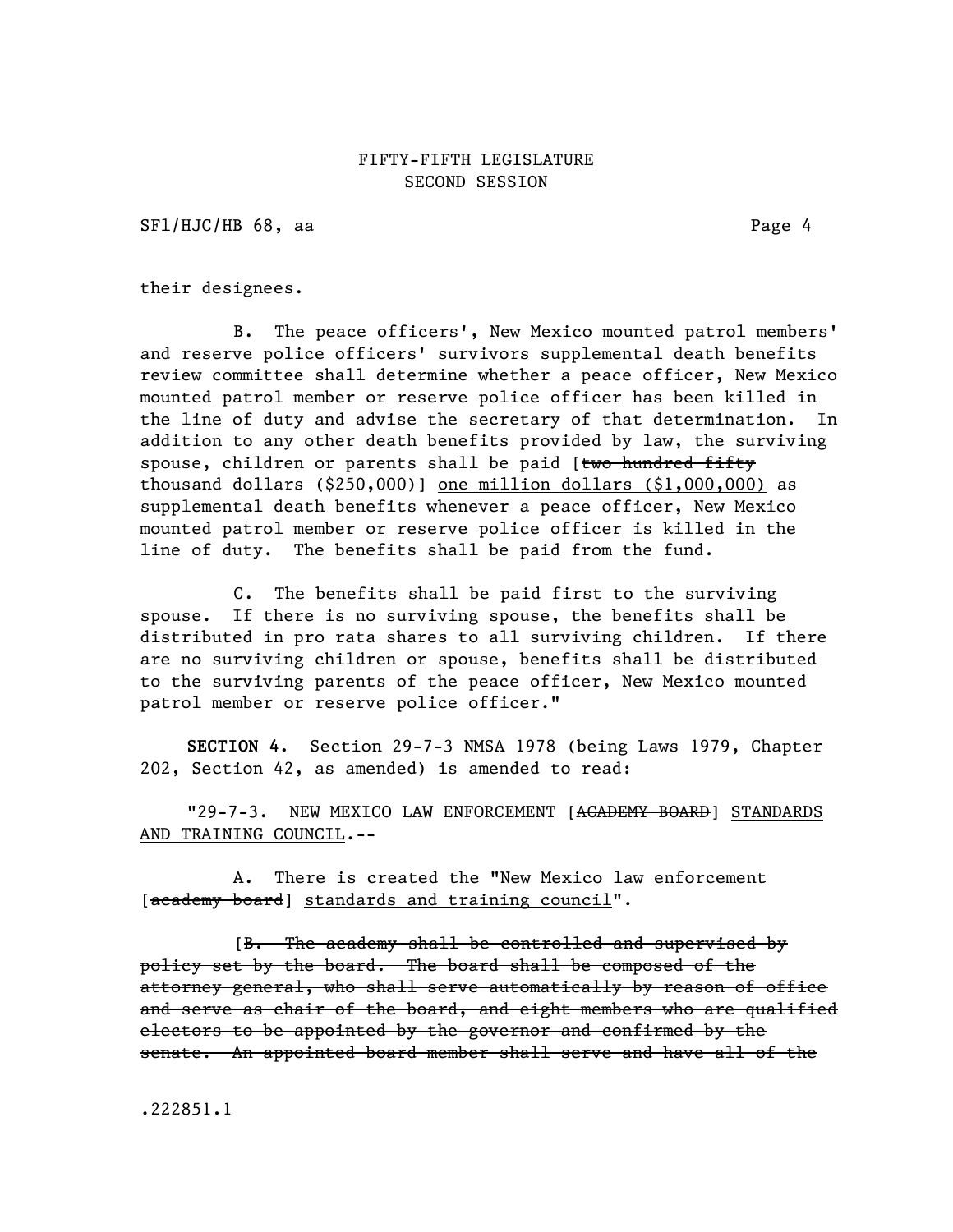their designees.

B. The peace officers', New Mexico mounted patrol members' and reserve police officers' survivors supplemental death benefits review committee shall determine whether a peace officer, New Mexico mounted patrol member or reserve police officer has been killed in the line of duty and advise the secretary of that determination. In addition to any other death benefits provided by law, the surviving spouse, children or parents shall be paid [~~two hundred fifty thousand dollars ($250,000)~~] <u>one million dollars ($1,000,000)</u> as supplemental death benefits whenever a peace officer, New Mexico mounted patrol member or reserve police officer is killed in the line of duty. The benefits shall be paid from the fund.

C. The benefits shall be paid first to the surviving spouse. If there is no surviving spouse, the benefits shall be distributed in pro rata shares to all surviving children. If there are no surviving children or spouse, benefits shall be distributed to the surviving parents of the peace officer, New Mexico mounted patrol member or reserve police officer."

**SECTION 4.** Section 29-7-3 NMSA 1978 (being Laws 1979, Chapter 202, Section 42, as amended) is amended to read:

"29-7-3. NEW MEXICO LAW ENFORCEMENT [~~ACADEMY BOARD~~] <u>STANDARDS AND TRAINING COUNCIL</u>.--

A. There is created the "New Mexico law enforcement [~~academy board~~] <u>standards and training council</u>".

[~~B. The academy shall be controlled and supervised by policy set by the board. The board shall be composed of the attorney general, who shall serve automatically by reason of office and serve as chair of the board, and eight members who are qualified electors to be appointed by the governor and confirmed by the senate. An appointed board member shall serve and have all of the~~

.222851.1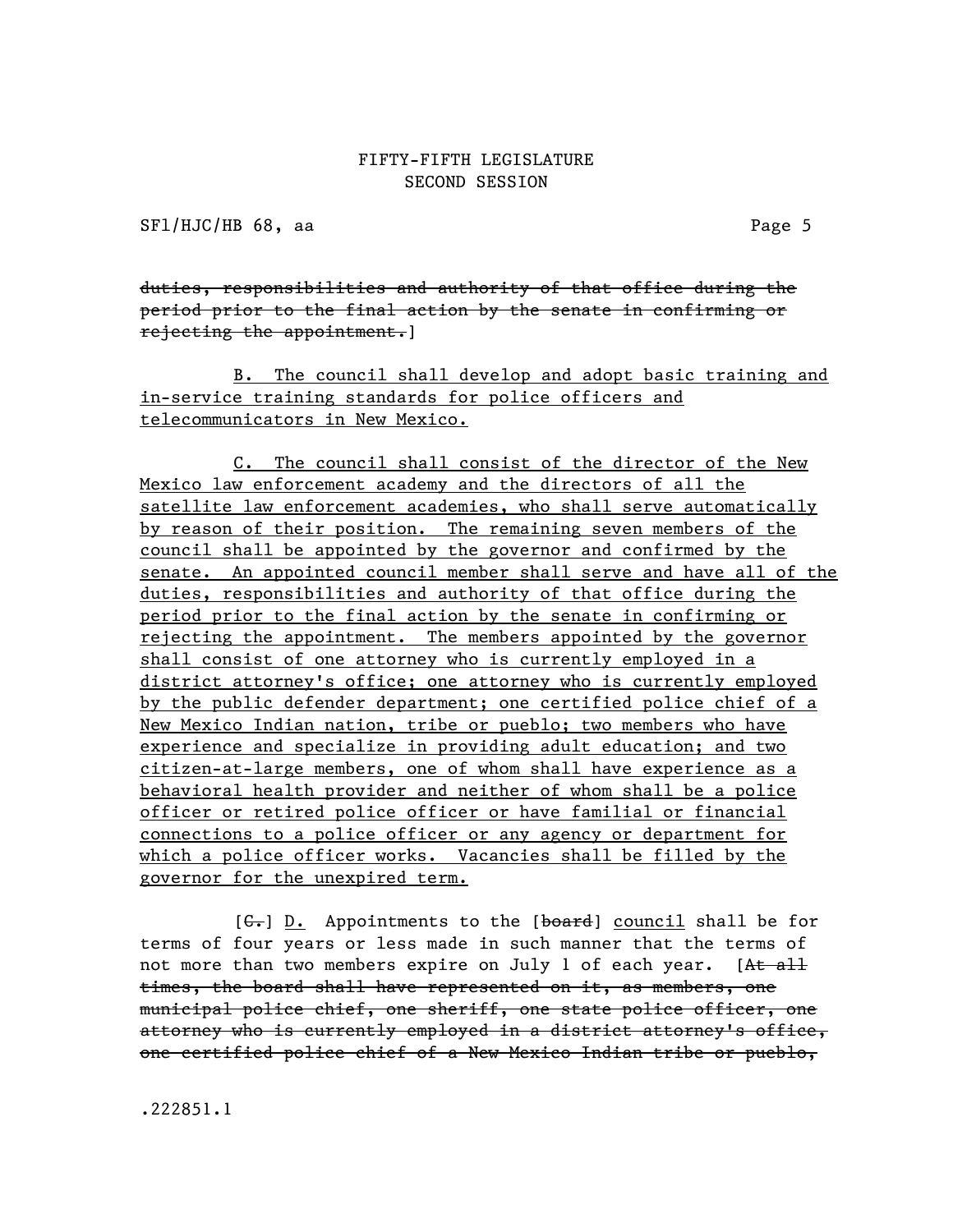~~duties, responsibilities and authority of that office during the period prior to the final action by the senate in confirming or rejecting the appointment.~~]

<u>B. The council shall develop and adopt basic training and in-service training standards for police officers and telecommunicators in New Mexico.</u>

<u>C. The council shall consist of the director of the New Mexico law enforcement academy and the directors of all the satellite law enforcement academies, who shall serve automatically by reason of their position. The remaining seven members of the council shall be appointed by the governor and confirmed by the senate. An appointed council member shall serve and have all of the duties, responsibilities and authority of that office during the period prior to the final action by the senate in confirming or rejecting the appointment. The members appointed by the governor shall consist of one attorney who is currently employed in a district attorney's office; one attorney who is currently employed by the public defender department; one certified police chief of a New Mexico Indian nation, tribe or pueblo; two members who have experience and specialize in providing adult education; and two citizen-at-large members, one of whom shall have experience as a behavioral health provider and neither of whom shall be a police officer or retired police officer or have familial or financial connections to a police officer or any agency or department for which a police officer works. Vacancies shall be filled by the governor for the unexpired term.</u>

[~~C.~~] <u>D.</u> Appointments to the [~~board~~] <u>council</u> shall be for terms of four years or less made in such manner that the terms of not more than two members expire on July 1 of each year. [~~At all times, the board shall have represented on it, as members, one municipal police chief, one sheriff, one state police officer, one attorney who is currently employed in a district attorney's office, one certified police chief of a New Mexico Indian tribe or pueblo,~~

.222851.1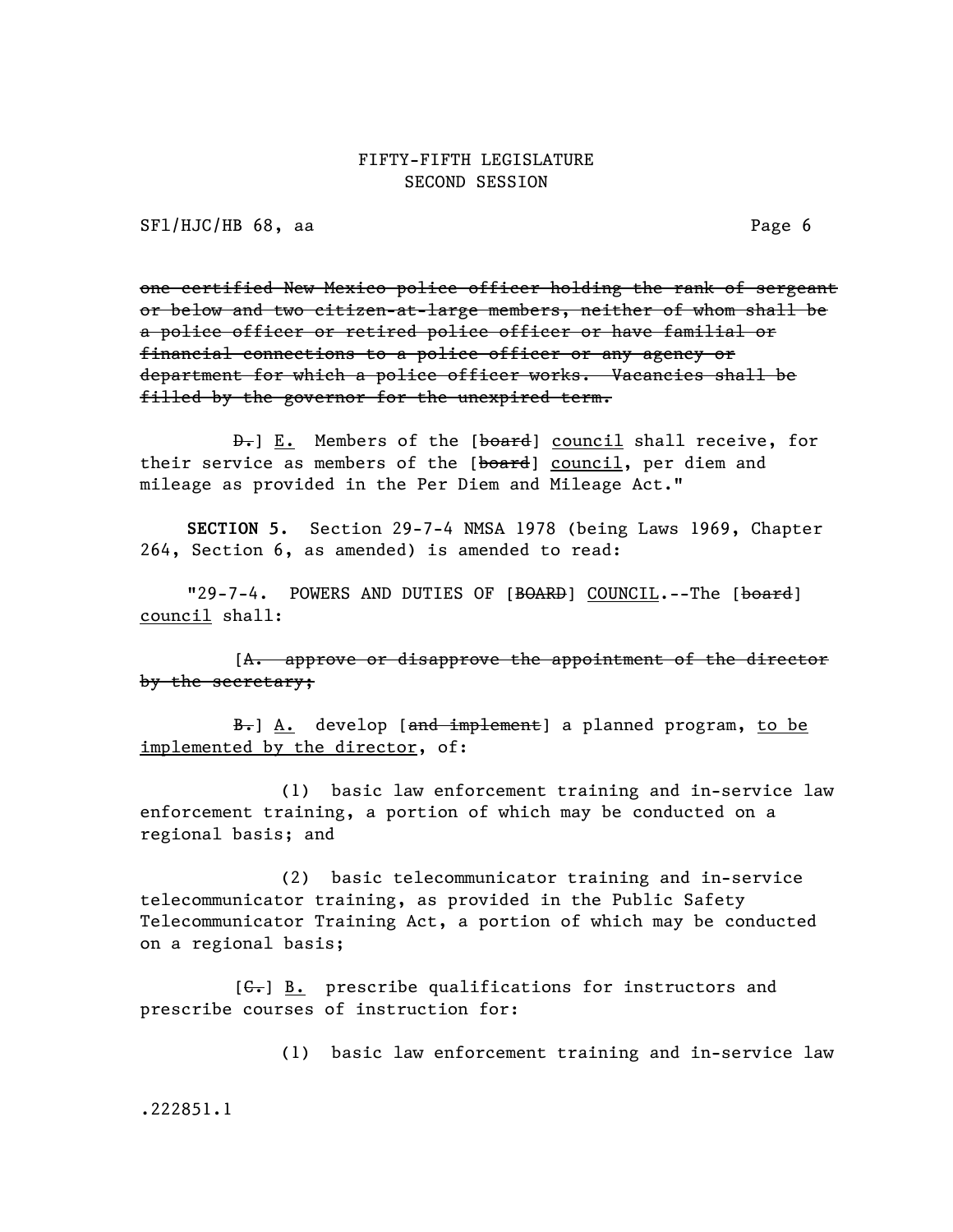~~one certified New Mexico police officer holding the rank of sergeant or below and two citizen-at-large members, neither of whom shall be a police officer or retired police officer or have familial or financial connections to a police officer or any agency or department for which a police officer works. Vacancies shall be filled by the governor for the unexpired term.~~

~~D.~~] E. Members of the [~~board~~] council shall receive, for their service as members of the [~~board~~] council, per diem and mileage as provided in the Per Diem and Mileage Act."

**SECTION 5.** Section 29-7-4 NMSA 1978 (being Laws 1969, Chapter 264, Section 6, as amended) is amended to read:

"29-7-4. POWERS AND DUTIES OF [~~BOARD~~] COUNCIL.--The [~~board~~] council shall:

[~~A. approve or disapprove the appointment of the director by the secretary;~~

~~B.~~] A. develop [~~and implement~~] a planned program, to be implemented by the director, of:

(1) basic law enforcement training and in-service law enforcement training, a portion of which may be conducted on a regional basis; and

(2) basic telecommunicator training and in-service telecommunicator training, as provided in the Public Safety Telecommunicator Training Act, a portion of which may be conducted on a regional basis;

[~~C.~~] B. prescribe qualifications for instructors and prescribe courses of instruction for:

(1) basic law enforcement training and in-service law

.222851.1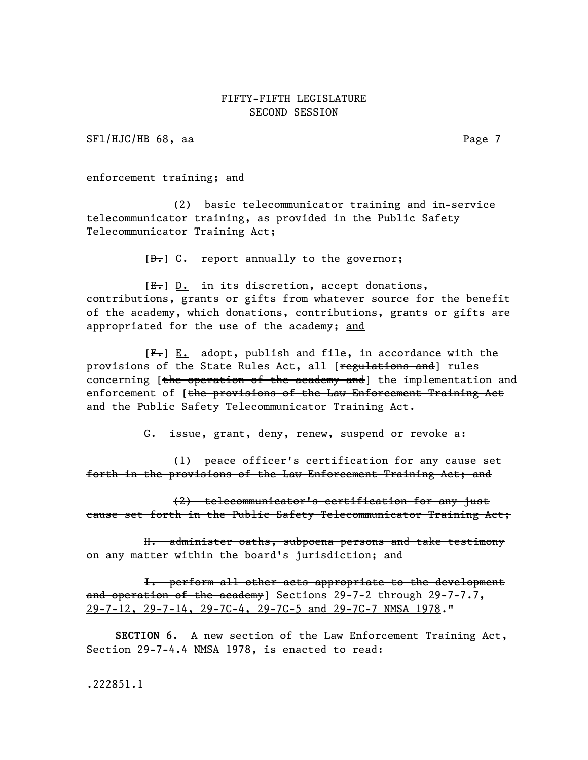enforcement training; and

(2) basic telecommunicator training and in-service telecommunicator training, as provided in the Public Safety Telecommunicator Training Act;

[~~D.~~] <u>C.</u> report annually to the governor;

[~~E.~~] <u>D.</u> in its discretion, accept donations, contributions, grants or gifts from whatever source for the benefit of the academy, which donations, contributions, grants or gifts are appropriated for the use of the academy; <u>and</u>

[~~F.~~] <u>E.</u> adopt, publish and file, in accordance with the provisions of the State Rules Act, all [~~regulations and~~] rules concerning [~~the operation of the academy and~~] the implementation and enforcement of [~~the provisions of the Law Enforcement Training Act and the Public Safety Telecommunicator Training Act.~~

~~G. issue, grant, deny, renew, suspend or revoke a:~~

~~(1) peace officer's certification for any cause set forth in the provisions of the Law Enforcement Training Act; and~~

~~(2) telecommunicator's certification for any just cause set forth in the Public Safety Telecommunicator Training Act;~~

~~H. administer oaths, subpoena persons and take testimony on any matter within the board's jurisdiction; and~~

~~I. perform all other acts appropriate to the development and operation of the academy~~] <u>Sections 29-7-2 through 29-7-7.7, 29-7-12, 29-7-14, 29-7C-4, 29-7C-5 and 29-7C-7 NMSA 1978</u>."

**SECTION 6.** A new section of the Law Enforcement Training Act, Section 29-7-4.4 NMSA 1978, is enacted to read: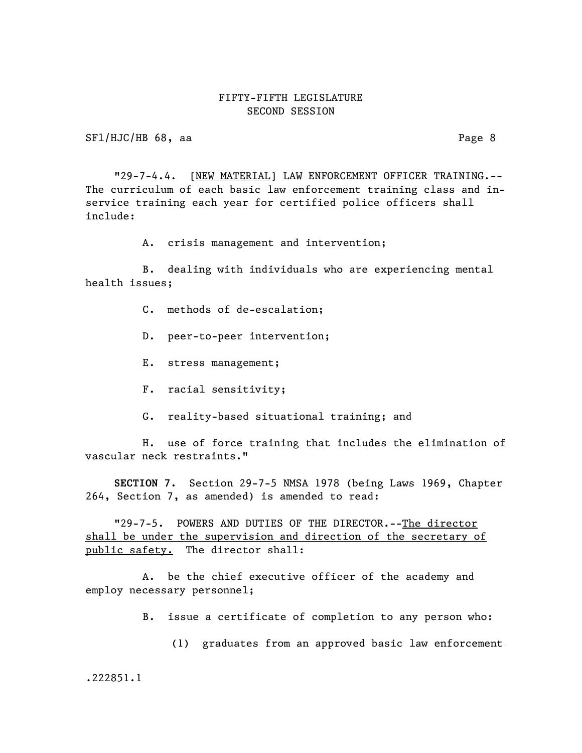"29-7-4.4. [<u>NEW MATERIAL</u>] LAW ENFORCEMENT OFFICER TRAINING.--The curriculum of each basic law enforcement training class and in-service training each year for certified police officers shall include:

A. crisis management and intervention;

B. dealing with individuals who are experiencing mental health issues;

C. methods of de-escalation;

D. peer-to-peer intervention;

E. stress management;

F. racial sensitivity;

G. reality-based situational training; and

H. use of force training that includes the elimination of vascular neck restraints."

**SECTION 7.** Section 29-7-5 NMSA 1978 (being Laws 1969, Chapter 264, Section 7, as amended) is amended to read:

"29-7-5. POWERS AND DUTIES OF THE DIRECTOR.--<u>The director shall be under the supervision and direction of the secretary of public safety.</u> The director shall:

A. be the chief executive officer of the academy and employ necessary personnel;

B. issue a certificate of completion to any person who:

(1) graduates from an approved basic law enforcement

.222851.1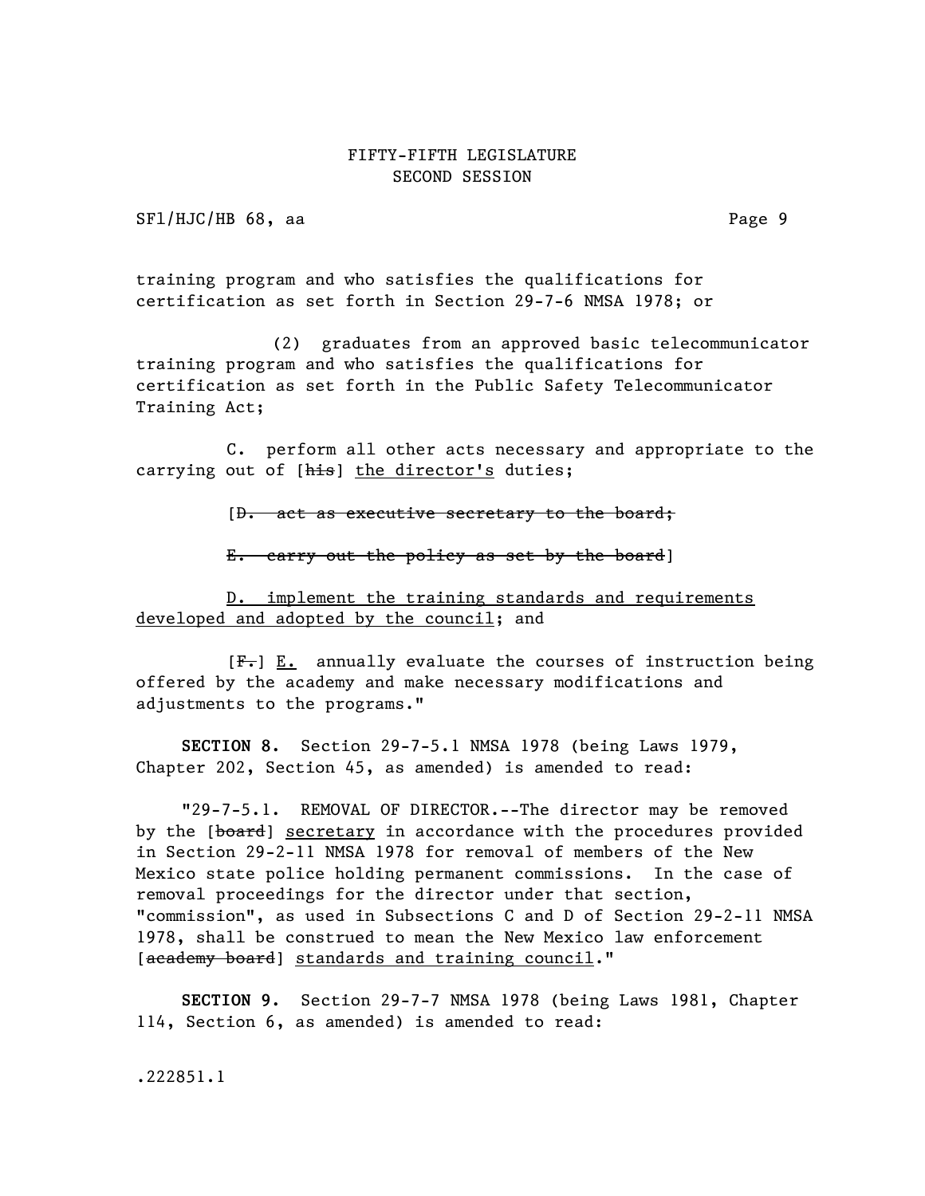training program and who satisfies the qualifications for certification as set forth in Section 29-7-6 NMSA 1978; or

(2) graduates from an approved basic telecommunicator training program and who satisfies the qualifications for certification as set forth in the Public Safety Telecommunicator Training Act;

C. perform all other acts necessary and appropriate to the carrying out of [~~his~~] <u>the director's</u> duties;

[~~D. act as executive secretary to the board;~~

~~E. carry out the policy as set by the board~~]

<u>D. implement the training standards and requirements developed and adopted by the council</u>; and

[~~F.~~] <u>E.</u> annually evaluate the courses of instruction being offered by the academy and make necessary modifications and adjustments to the programs."

**SECTION 8.** Section 29-7-5.1 NMSA 1978 (being Laws 1979, Chapter 202, Section 45, as amended) is amended to read:

"29-7-5.1. REMOVAL OF DIRECTOR.--The director may be removed by the [~~board~~] <u>secretary</u> in accordance with the procedures provided in Section 29-2-11 NMSA 1978 for removal of members of the New Mexico state police holding permanent commissions. In the case of removal proceedings for the director under that section, "commission", as used in Subsections C and D of Section 29-2-11 NMSA 1978, shall be construed to mean the New Mexico law enforcement [~~academy board~~] <u>standards and training council</u>."

**SECTION 9.** Section 29-7-7 NMSA 1978 (being Laws 1981, Chapter 114, Section 6, as amended) is amended to read:

.222851.1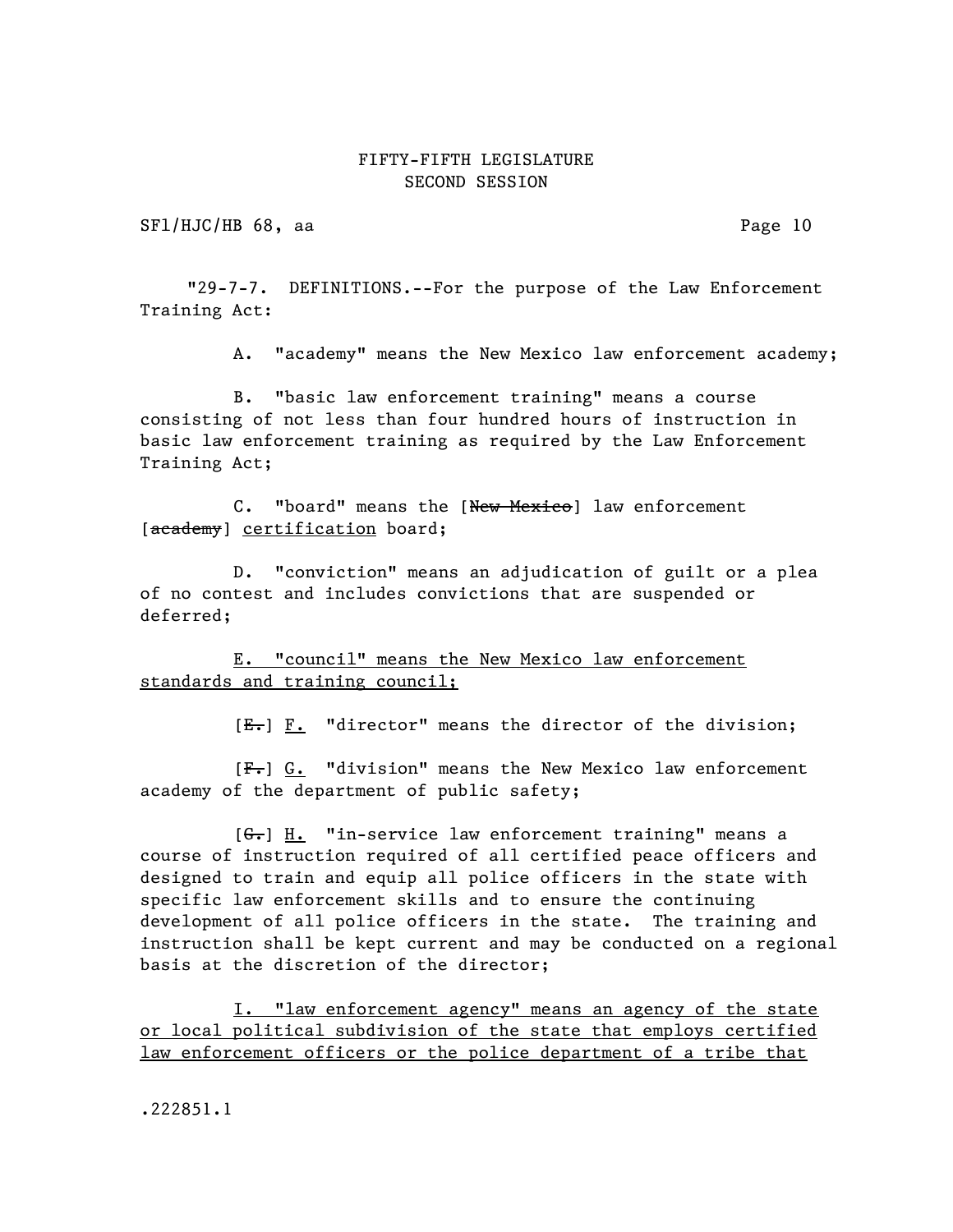"29-7-7. DEFINITIONS.--For the purpose of the Law Enforcement Training Act:

A. "academy" means the New Mexico law enforcement academy;

B. "basic law enforcement training" means a course consisting of not less than four hundred hours of instruction in basic law enforcement training as required by the Law Enforcement Training Act;

C. "board" means the [~~New Mexico~~] law enforcement [~~academy~~] <u>certification</u> board;

D. "conviction" means an adjudication of guilt or a plea of no contest and includes convictions that are suspended or deferred;

<u>E. "council" means the New Mexico law enforcement standards and training council;</u>

[~~E.~~] <u>F.</u> "director" means the director of the division;

[~~F.~~] <u>G.</u> "division" means the New Mexico law enforcement academy of the department of public safety;

[~~G.~~] <u>H.</u> "in-service law enforcement training" means a course of instruction required of all certified peace officers and designed to train and equip all police officers in the state with specific law enforcement skills and to ensure the continuing development of all police officers in the state. The training and instruction shall be kept current and may be conducted on a regional basis at the discretion of the director;

<u>I. "law enforcement agency" means an agency of the state or local political subdivision of the state that employs certified law enforcement officers or the police department of a tribe that</u>

.222851.1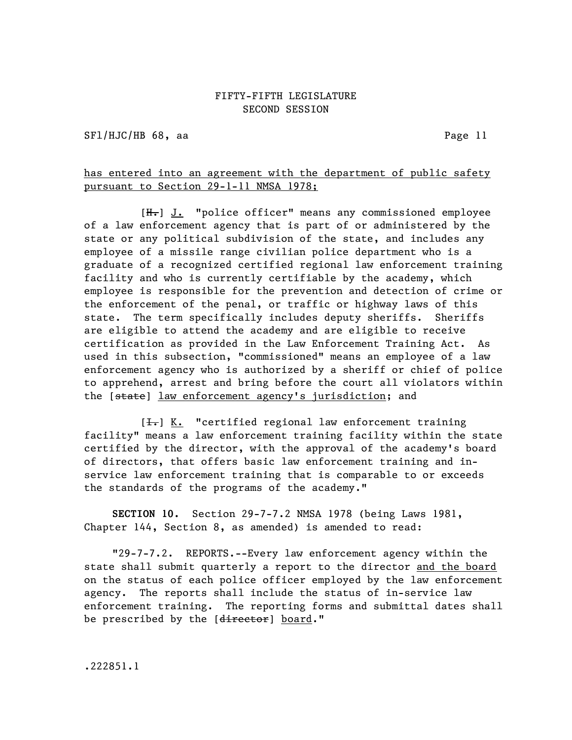has entered into an agreement with the department of public safety pursuant to Section 29-1-11 NMSA 1978;

[~~H.~~] J. "police officer" means any commissioned employee of a law enforcement agency that is part of or administered by the state or any political subdivision of the state, and includes any employee of a missile range civilian police department who is a graduate of a recognized certified regional law enforcement training facility and who is currently certifiable by the academy, which employee is responsible for the prevention and detection of crime or the enforcement of the penal, or traffic or highway laws of this state. The term specifically includes deputy sheriffs. Sheriffs are eligible to attend the academy and are eligible to receive certification as provided in the Law Enforcement Training Act. As used in this subsection, "commissioned" means an employee of a law enforcement agency who is authorized by a sheriff or chief of police to apprehend, arrest and bring before the court all violators within the [~~state~~] law enforcement agency's jurisdiction; and

[~~I.~~] K. "certified regional law enforcement training facility" means a law enforcement training facility within the state certified by the director, with the approval of the academy's board of directors, that offers basic law enforcement training and in-service law enforcement training that is comparable to or exceeds the standards of the programs of the academy."

**SECTION 10.** Section 29-7-7.2 NMSA 1978 (being Laws 1981, Chapter 144, Section 8, as amended) is amended to read:

"29-7-7.2. REPORTS.--Every law enforcement agency within the state shall submit quarterly a report to the director and the board on the status of each police officer employed by the law enforcement agency. The reports shall include the status of in-service law enforcement training. The reporting forms and submittal dates shall be prescribed by the [~~director~~] board."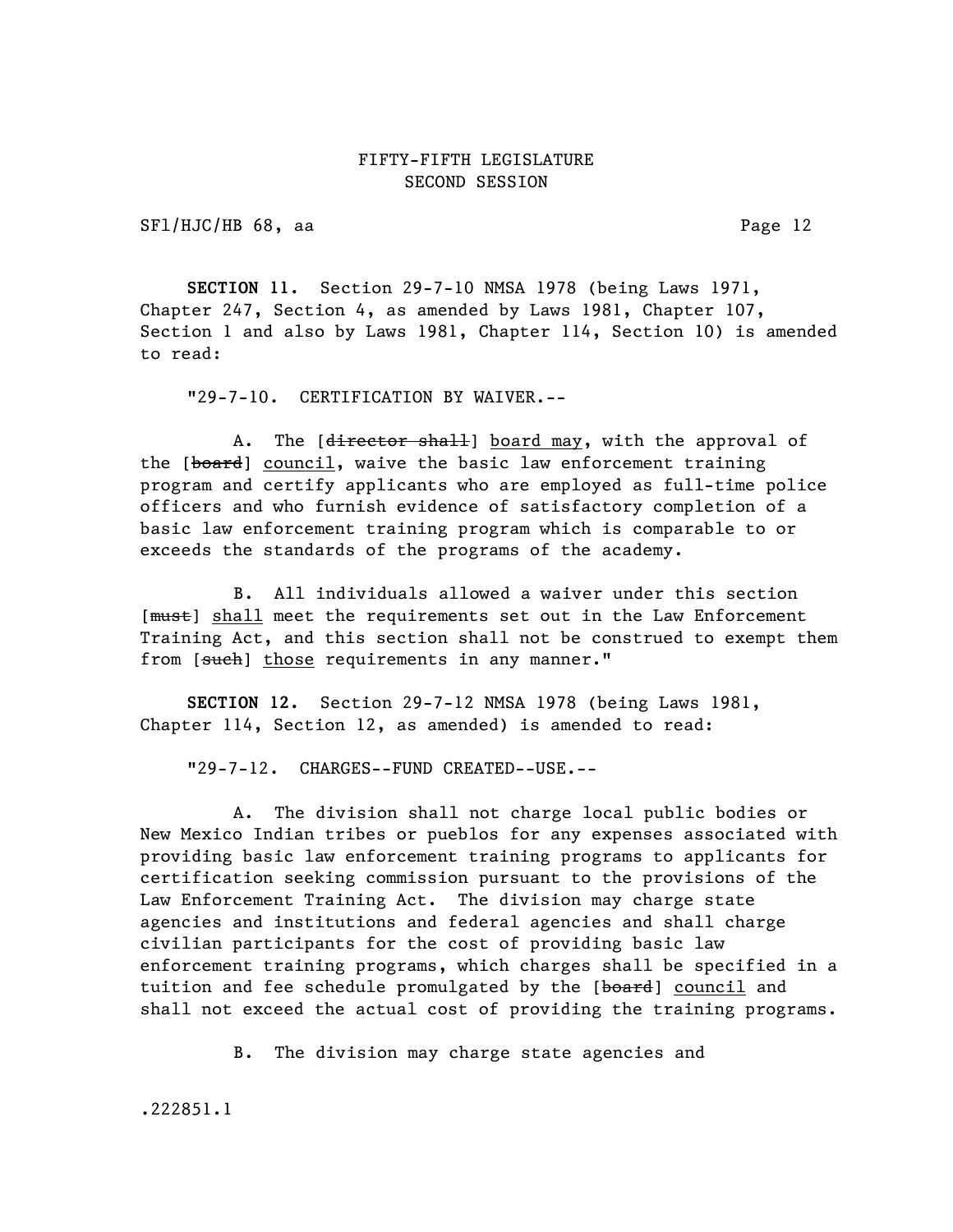**SECTION 11.** Section 29-7-10 NMSA 1978 (being Laws 1971, Chapter 247, Section 4, as amended by Laws 1981, Chapter 107, Section 1 and also by Laws 1981, Chapter 114, Section 10) is amended to read:

"29-7-10. CERTIFICATION BY WAIVER.--

A. The [~~director shall~~] <u>board may</u>, with the approval of the [~~board~~] <u>council</u>, waive the basic law enforcement training program and certify applicants who are employed as full-time police officers and who furnish evidence of satisfactory completion of a basic law enforcement training program which is comparable to or exceeds the standards of the programs of the academy.

B. All individuals allowed a waiver under this section [~~must~~] <u>shall</u> meet the requirements set out in the Law Enforcement Training Act, and this section shall not be construed to exempt them from [~~such~~] <u>those</u> requirements in any manner."

**SECTION 12.** Section 29-7-12 NMSA 1978 (being Laws 1981, Chapter 114, Section 12, as amended) is amended to read:

"29-7-12. CHARGES--FUND CREATED--USE.--

A. The division shall not charge local public bodies or New Mexico Indian tribes or pueblos for any expenses associated with providing basic law enforcement training programs to applicants for certification seeking commission pursuant to the provisions of the Law Enforcement Training Act. The division may charge state agencies and institutions and federal agencies and shall charge civilian participants for the cost of providing basic law enforcement training programs, which charges shall be specified in a tuition and fee schedule promulgated by the [~~board~~] <u>council</u> and shall not exceed the actual cost of providing the training programs.

B. The division may charge state agencies and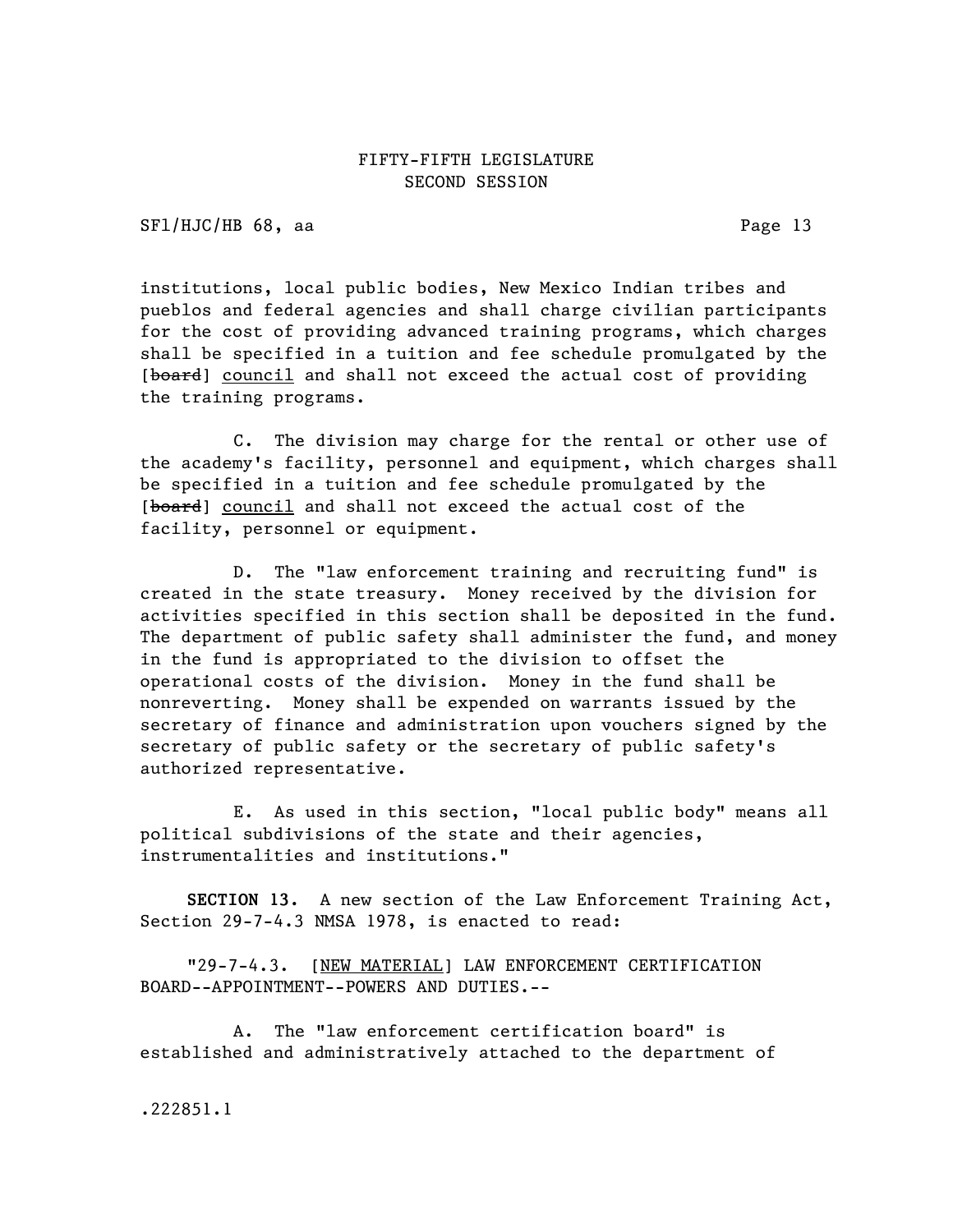institutions, local public bodies, New Mexico Indian tribes and pueblos and federal agencies and shall charge civilian participants for the cost of providing advanced training programs, which charges shall be specified in a tuition and fee schedule promulgated by the [~~board~~] <u>council</u> and shall not exceed the actual cost of providing the training programs.

C. The division may charge for the rental or other use of the academy's facility, personnel and equipment, which charges shall be specified in a tuition and fee schedule promulgated by the [~~board~~] <u>council</u> and shall not exceed the actual cost of the facility, personnel or equipment.

D. The "law enforcement training and recruiting fund" is created in the state treasury. Money received by the division for activities specified in this section shall be deposited in the fund. The department of public safety shall administer the fund, and money in the fund is appropriated to the division to offset the operational costs of the division. Money in the fund shall be nonreverting. Money shall be expended on warrants issued by the secretary of finance and administration upon vouchers signed by the secretary of public safety or the secretary of public safety's authorized representative.

E. As used in this section, "local public body" means all political subdivisions of the state and their agencies, instrumentalities and institutions."

**SECTION 13.** A new section of the Law Enforcement Training Act, Section 29-7-4.3 NMSA 1978, is enacted to read:

"29-7-4.3. [<u>NEW MATERIAL</u>] LAW ENFORCEMENT CERTIFICATION BOARD--APPOINTMENT--POWERS AND DUTIES.--

A. The "law enforcement certification board" is established and administratively attached to the department of

.222851.1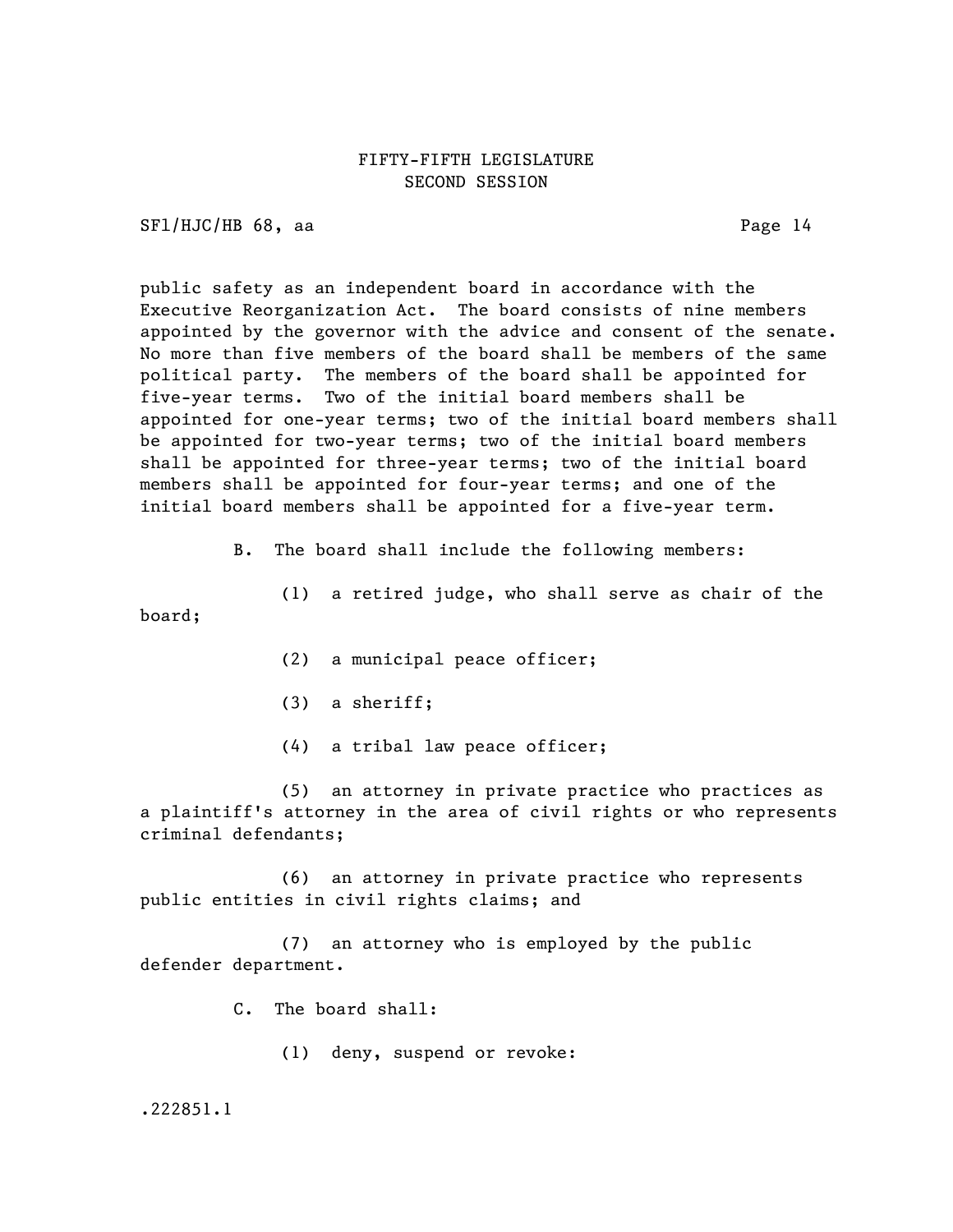public safety as an independent board in accordance with the Executive Reorganization Act. The board consists of nine members appointed by the governor with the advice and consent of the senate. No more than five members of the board shall be members of the same political party. The members of the board shall be appointed for five-year terms. Two of the initial board members shall be appointed for one-year terms; two of the initial board members shall be appointed for two-year terms; two of the initial board members shall be appointed for three-year terms; two of the initial board members shall be appointed for four-year terms; and one of the initial board members shall be appointed for a five-year term.

B. The board shall include the following members:

(1) a retired judge, who shall serve as chair of the board;

(2) a municipal peace officer;

(3) a sheriff;

(4) a tribal law peace officer;

(5) an attorney in private practice who practices as a plaintiff's attorney in the area of civil rights or who represents criminal defendants;

(6) an attorney in private practice who represents public entities in civil rights claims; and

(7) an attorney who is employed by the public defender department.

C. The board shall:

(1) deny, suspend or revoke: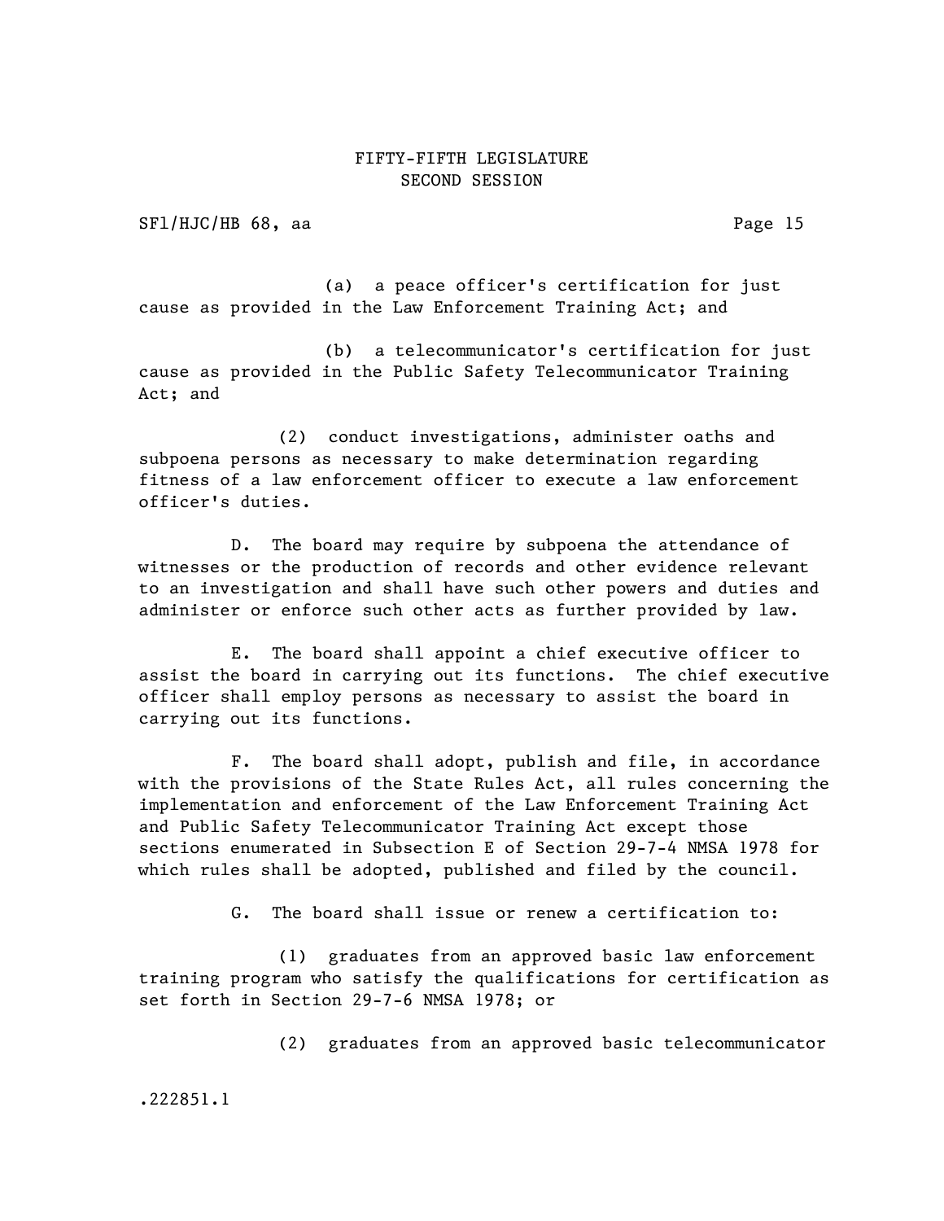(a) a peace officer's certification for just cause as provided in the Law Enforcement Training Act; and

(b) a telecommunicator's certification for just cause as provided in the Public Safety Telecommunicator Training Act; and

(2) conduct investigations, administer oaths and subpoena persons as necessary to make determination regarding fitness of a law enforcement officer to execute a law enforcement officer's duties.

D. The board may require by subpoena the attendance of witnesses or the production of records and other evidence relevant to an investigation and shall have such other powers and duties and administer or enforce such other acts as further provided by law.

E. The board shall appoint a chief executive officer to assist the board in carrying out its functions. The chief executive officer shall employ persons as necessary to assist the board in carrying out its functions.

F. The board shall adopt, publish and file, in accordance with the provisions of the State Rules Act, all rules concerning the implementation and enforcement of the Law Enforcement Training Act and Public Safety Telecommunicator Training Act except those sections enumerated in Subsection E of Section 29-7-4 NMSA 1978 for which rules shall be adopted, published and filed by the council.

G. The board shall issue or renew a certification to:

(1) graduates from an approved basic law enforcement training program who satisfy the qualifications for certification as set forth in Section 29-7-6 NMSA 1978; or

(2) graduates from an approved basic telecommunicator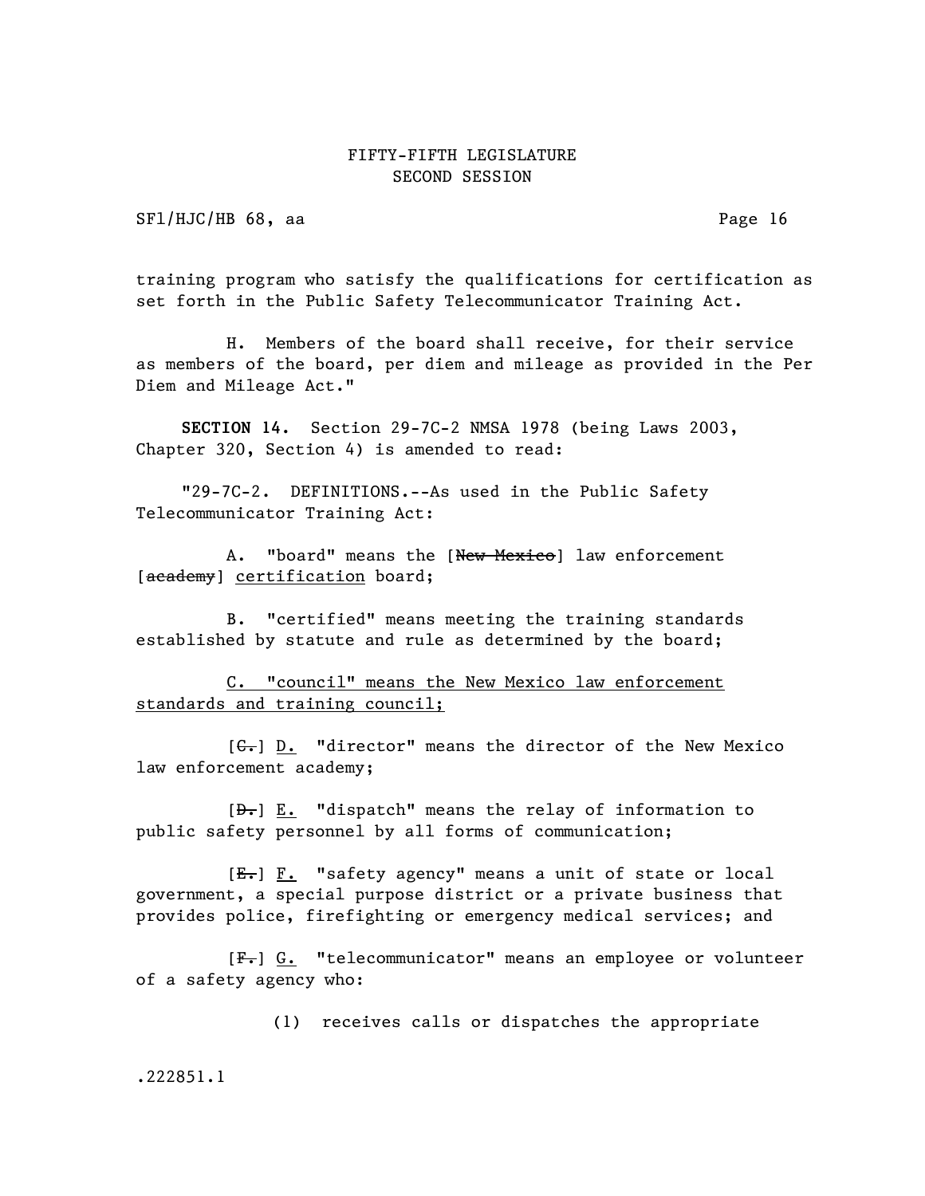training program who satisfy the qualifications for certification as set forth in the Public Safety Telecommunicator Training Act.

H. Members of the board shall receive, for their service as members of the board, per diem and mileage as provided in the Per Diem and Mileage Act."

**SECTION 14.** Section 29-7C-2 NMSA 1978 (being Laws 2003, Chapter 320, Section 4) is amended to read:

"29-7C-2. DEFINITIONS.--As used in the Public Safety Telecommunicator Training Act:

A. "board" means the [~~New Mexico~~] law enforcement [~~academy~~] <u>certification</u> board;

B. "certified" means meeting the training standards established by statute and rule as determined by the board;

<u>C. "council" means the New Mexico law enforcement standards and training council;</u>

[~~C.~~] <u>D.</u> "director" means the director of the New Mexico law enforcement academy;

[~~D.~~] <u>E.</u> "dispatch" means the relay of information to public safety personnel by all forms of communication;

[~~E.~~] <u>F.</u> "safety agency" means a unit of state or local government, a special purpose district or a private business that provides police, firefighting or emergency medical services; and

[~~F.~~] <u>G.</u> "telecommunicator" means an employee or volunteer of a safety agency who:

(1) receives calls or dispatches the appropriate

.222851.1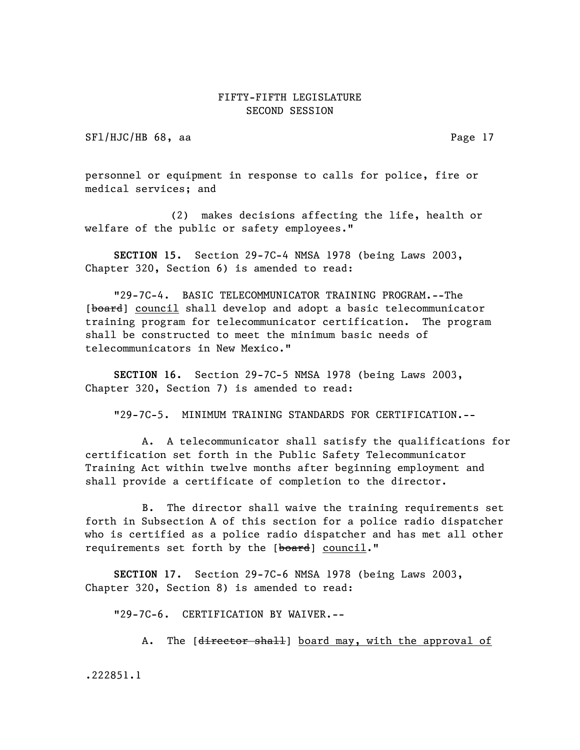personnel or equipment in response to calls for police, fire or medical services; and

(2) makes decisions affecting the life, health or welfare of the public or safety employees."

**SECTION 15.** Section 29-7C-4 NMSA 1978 (being Laws 2003, Chapter 320, Section 6) is amended to read:

"29-7C-4. BASIC TELECOMMUNICATOR TRAINING PROGRAM.--The [~~board~~] council shall develop and adopt a basic telecommunicator training program for telecommunicator certification. The program shall be constructed to meet the minimum basic needs of telecommunicators in New Mexico."

**SECTION 16.** Section 29-7C-5 NMSA 1978 (being Laws 2003, Chapter 320, Section 7) is amended to read:

"29-7C-5. MINIMUM TRAINING STANDARDS FOR CERTIFICATION.--

A. A telecommunicator shall satisfy the qualifications for certification set forth in the Public Safety Telecommunicator Training Act within twelve months after beginning employment and shall provide a certificate of completion to the director.

B. The director shall waive the training requirements set forth in Subsection A of this section for a police radio dispatcher who is certified as a police radio dispatcher and has met all other requirements set forth by the [~~board~~] council."

**SECTION 17.** Section 29-7C-6 NMSA 1978 (being Laws 2003, Chapter 320, Section 8) is amended to read:

"29-7C-6. CERTIFICATION BY WAIVER.--

A. The [~~director shall~~] board may, with the approval of

.222851.1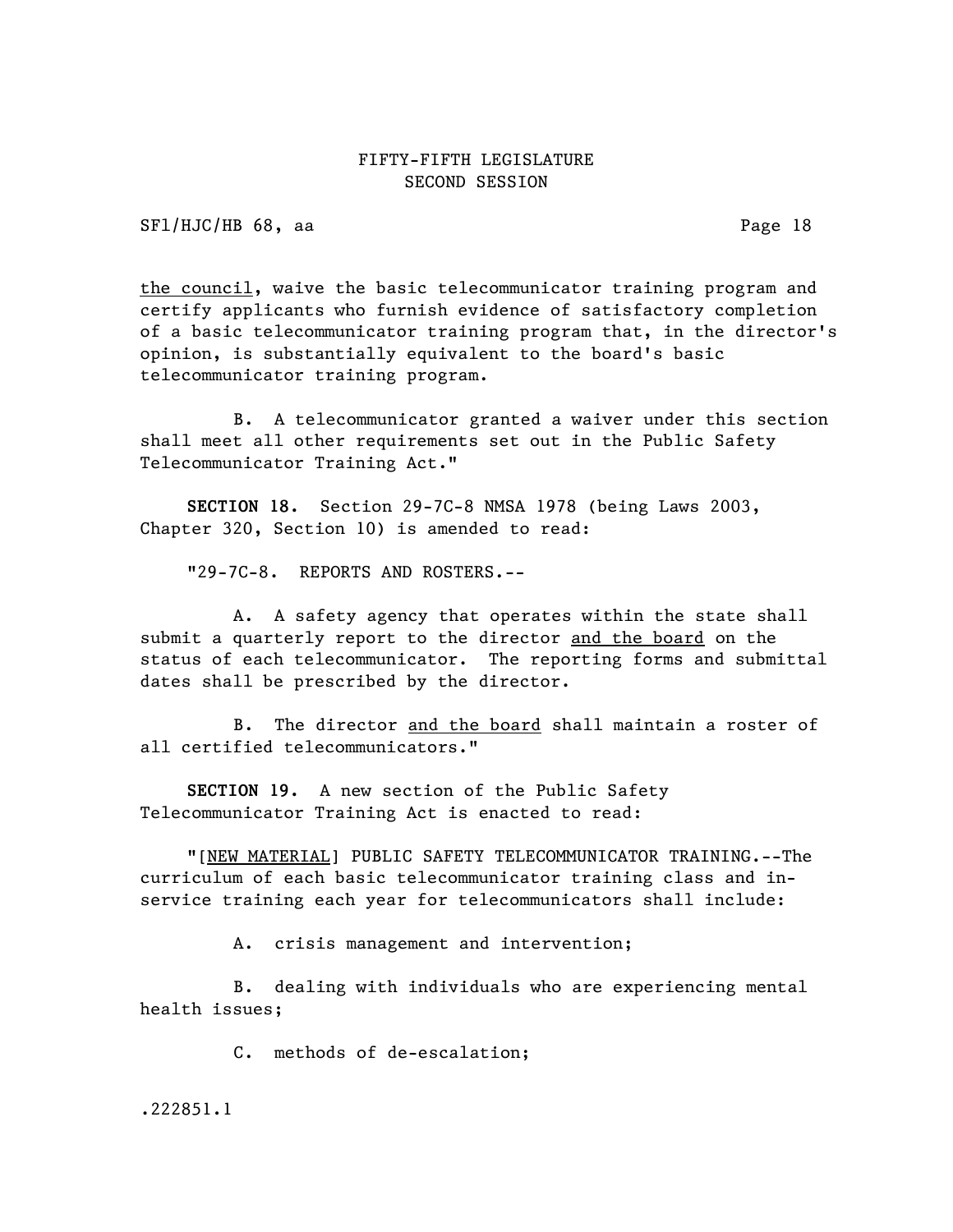the council, waive the basic telecommunicator training program and certify applicants who furnish evidence of satisfactory completion of a basic telecommunicator training program that, in the director's opinion, is substantially equivalent to the board's basic telecommunicator training program.

B. A telecommunicator granted a waiver under this section shall meet all other requirements set out in the Public Safety Telecommunicator Training Act."

**SECTION 18.** Section 29-7C-8 NMSA 1978 (being Laws 2003, Chapter 320, Section 10) is amended to read:

"29-7C-8. REPORTS AND ROSTERS.--

A. A safety agency that operates within the state shall submit a quarterly report to the director and the board on the status of each telecommunicator. The reporting forms and submittal dates shall be prescribed by the director.

B. The director and the board shall maintain a roster of all certified telecommunicators."

**SECTION 19.** A new section of the Public Safety Telecommunicator Training Act is enacted to read:

"[NEW MATERIAL] PUBLIC SAFETY TELECOMMUNICATOR TRAINING.--The curriculum of each basic telecommunicator training class and in-service training each year for telecommunicators shall include:

A. crisis management and intervention;

B. dealing with individuals who are experiencing mental health issues;

C. methods of de-escalation;

.222851.1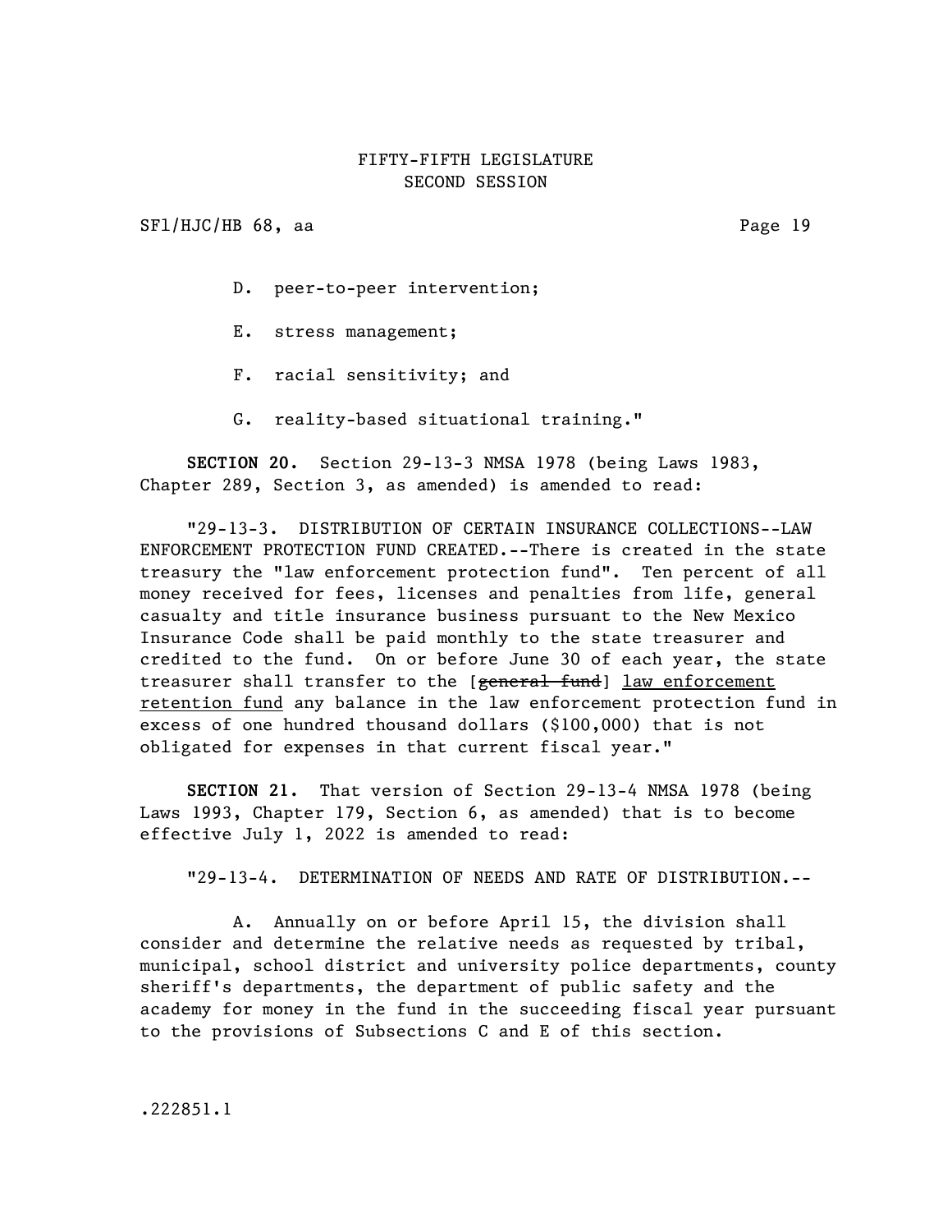D. peer-to-peer intervention;

E. stress management;

F. racial sensitivity; and

G. reality-based situational training."

**SECTION 20.** Section 29-13-3 NMSA 1978 (being Laws 1983, Chapter 289, Section 3, as amended) is amended to read:

"29-13-3. DISTRIBUTION OF CERTAIN INSURANCE COLLECTIONS--LAW ENFORCEMENT PROTECTION FUND CREATED.--There is created in the state treasury the "law enforcement protection fund". Ten percent of all money received for fees, licenses and penalties from life, general casualty and title insurance business pursuant to the New Mexico Insurance Code shall be paid monthly to the state treasurer and credited to the fund. On or before June 30 of each year, the state treasurer shall transfer to the [~~general fund~~] <u>law enforcement retention fund</u> any balance in the law enforcement protection fund in excess of one hundred thousand dollars ($100,000) that is not obligated for expenses in that current fiscal year."

**SECTION 21.** That version of Section 29-13-4 NMSA 1978 (being Laws 1993, Chapter 179, Section 6, as amended) that is to become effective July 1, 2022 is amended to read:

"29-13-4. DETERMINATION OF NEEDS AND RATE OF DISTRIBUTION.--

A. Annually on or before April 15, the division shall consider and determine the relative needs as requested by tribal, municipal, school district and university police departments, county sheriff's departments, the department of public safety and the academy for money in the fund in the succeeding fiscal year pursuant to the provisions of Subsections C and E of this section.

.222851.1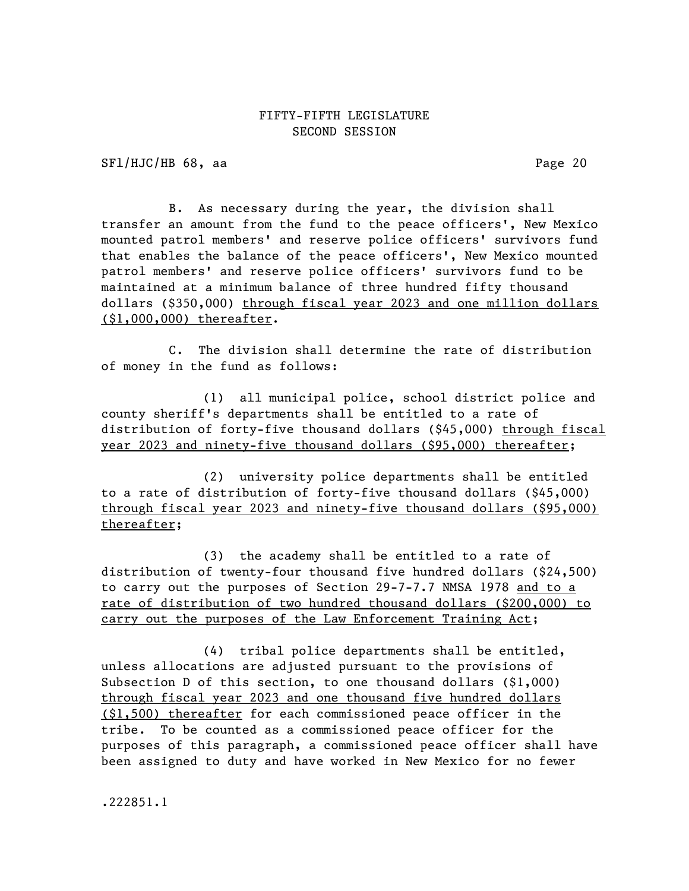B. As necessary during the year, the division shall transfer an amount from the fund to the peace officers', New Mexico mounted patrol members' and reserve police officers' survivors fund that enables the balance of the peace officers', New Mexico mounted patrol members' and reserve police officers' survivors fund to be maintained at a minimum balance of three hundred fifty thousand dollars ($350,000) <u>through fiscal year 2023 and one million dollars ($1,000,000) thereafter</u>.

C. The division shall determine the rate of distribution of money in the fund as follows:

(1) all municipal police, school district police and county sheriff's departments shall be entitled to a rate of distribution of forty-five thousand dollars ($45,000) <u>through fiscal year 2023 and ninety-five thousand dollars ($95,000) thereafter</u>;

(2) university police departments shall be entitled to a rate of distribution of forty-five thousand dollars ($45,000) <u>through fiscal year 2023 and ninety-five thousand dollars ($95,000) thereafter</u>;

(3) the academy shall be entitled to a rate of distribution of twenty-four thousand five hundred dollars ($24,500) to carry out the purposes of Section 29-7-7.7 NMSA 1978 <u>and to a rate of distribution of two hundred thousand dollars ($200,000) to carry out the purposes of the Law Enforcement Training Act</u>;

(4) tribal police departments shall be entitled, unless allocations are adjusted pursuant to the provisions of Subsection D of this section, to one thousand dollars ($1,000) <u>through fiscal year 2023 and one thousand five hundred dollars ($1,500) thereafter</u> for each commissioned peace officer in the tribe. To be counted as a commissioned peace officer for the purposes of this paragraph, a commissioned peace officer shall have been assigned to duty and have worked in New Mexico for no fewer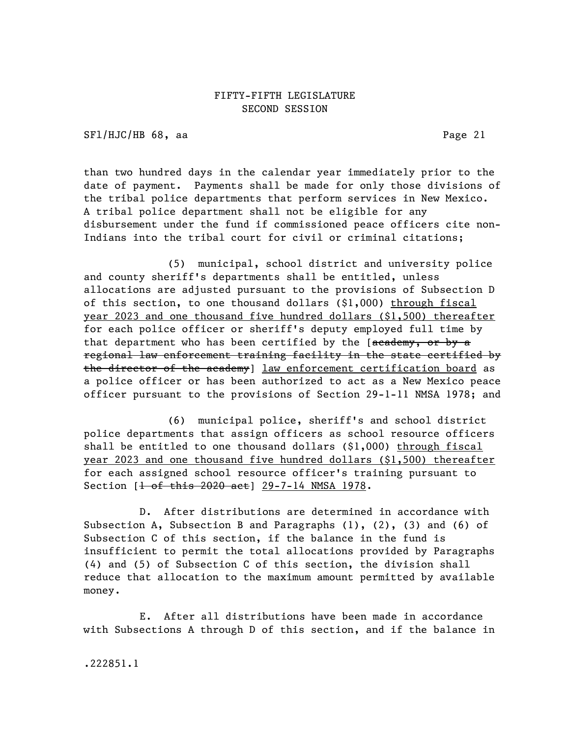than two hundred days in the calendar year immediately prior to the date of payment. Payments shall be made for only those divisions of the tribal police departments that perform services in New Mexico. A tribal police department shall not be eligible for any disbursement under the fund if commissioned peace officers cite non-Indians into the tribal court for civil or criminal citations;

(5) municipal, school district and university police and county sheriff's departments shall be entitled, unless allocations are adjusted pursuant to the provisions of Subsection D of this section, to one thousand dollars ($1,000) <u>through fiscal year 2023 and one thousand five hundred dollars ($1,500) thereafter</u> for each police officer or sheriff's deputy employed full time by that department who has been certified by the [~~academy, or by a regional law enforcement training facility in the state certified by the director of the academy~~] <u>law enforcement certification board</u> as a police officer or has been authorized to act as a New Mexico peace officer pursuant to the provisions of Section 29-1-11 NMSA 1978; and

(6) municipal police, sheriff's and school district police departments that assign officers as school resource officers shall be entitled to one thousand dollars ($1,000) <u>through fiscal year 2023 and one thousand five hundred dollars ($1,500) thereafter</u> for each assigned school resource officer's training pursuant to Section [~~1 of this 2020 act~~] <u>29-7-14 NMSA 1978</u>.

D. After distributions are determined in accordance with Subsection A, Subsection B and Paragraphs (1), (2), (3) and (6) of Subsection C of this section, if the balance in the fund is insufficient to permit the total allocations provided by Paragraphs (4) and (5) of Subsection C of this section, the division shall reduce that allocation to the maximum amount permitted by available money.

E. After all distributions have been made in accordance with Subsections A through D of this section, and if the balance in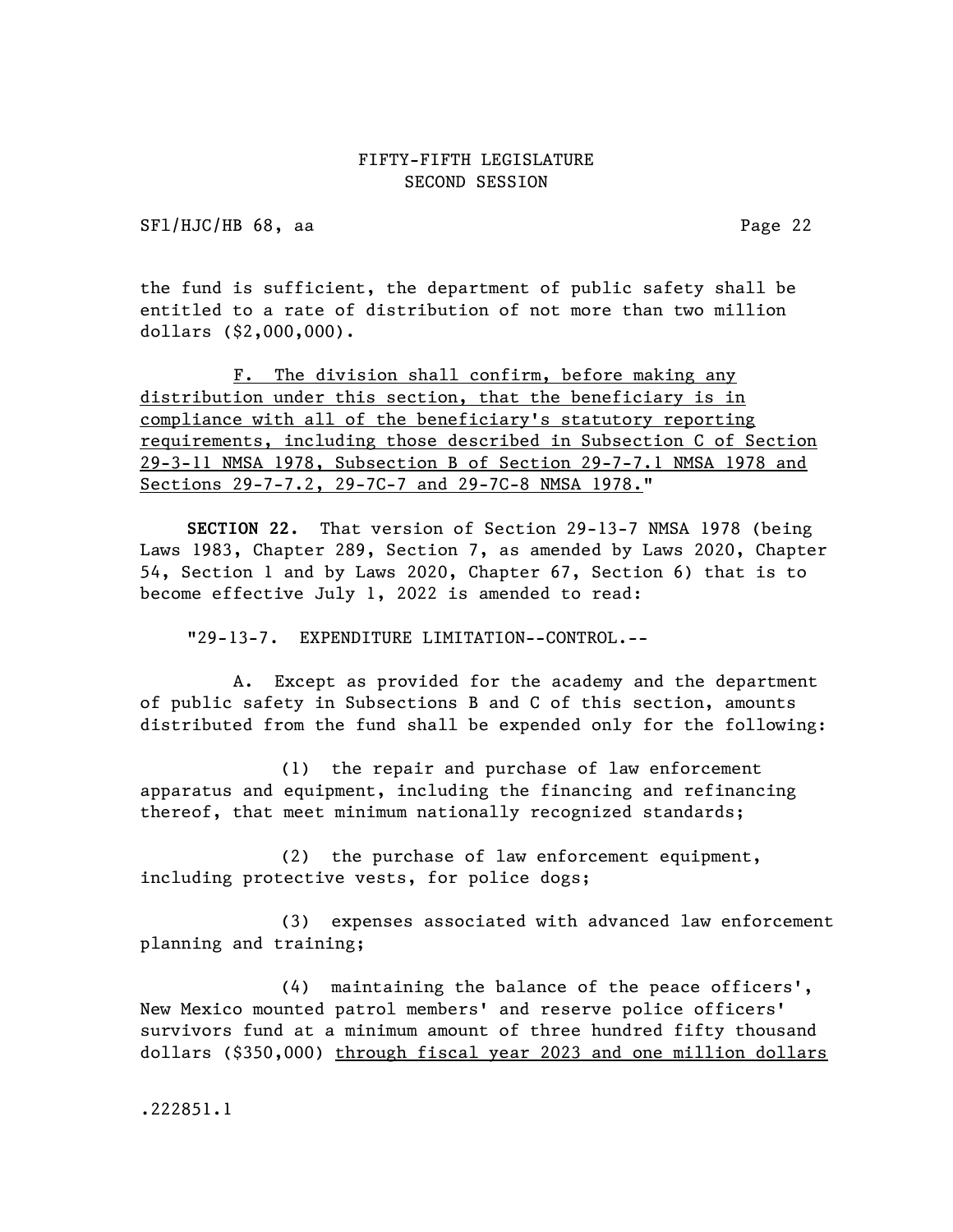the fund is sufficient, the department of public safety shall be entitled to a rate of distribution of not more than two million dollars ($2,000,000).

<u>F. The division shall confirm, before making any distribution under this section, that the beneficiary is in compliance with all of the beneficiary's statutory reporting requirements, including those described in Subsection C of Section 29-3-11 NMSA 1978, Subsection B of Section 29-7-7.1 NMSA 1978 and Sections 29-7-7.2, 29-7C-7 and 29-7C-8 NMSA 1978.</u>"

**SECTION 22.** That version of Section 29-13-7 NMSA 1978 (being Laws 1983, Chapter 289, Section 7, as amended by Laws 2020, Chapter 54, Section 1 and by Laws 2020, Chapter 67, Section 6) that is to become effective July 1, 2022 is amended to read:

"29-13-7. EXPENDITURE LIMITATION--CONTROL.--

A. Except as provided for the academy and the department of public safety in Subsections B and C of this section, amounts distributed from the fund shall be expended only for the following:

(1) the repair and purchase of law enforcement apparatus and equipment, including the financing and refinancing thereof, that meet minimum nationally recognized standards;

(2) the purchase of law enforcement equipment, including protective vests, for police dogs;

(3) expenses associated with advanced law enforcement planning and training;

(4) maintaining the balance of the peace officers', New Mexico mounted patrol members' and reserve police officers' survivors fund at a minimum amount of three hundred fifty thousand dollars ($350,000) <u>through fiscal year 2023 and one million dollars</u>

.222851.1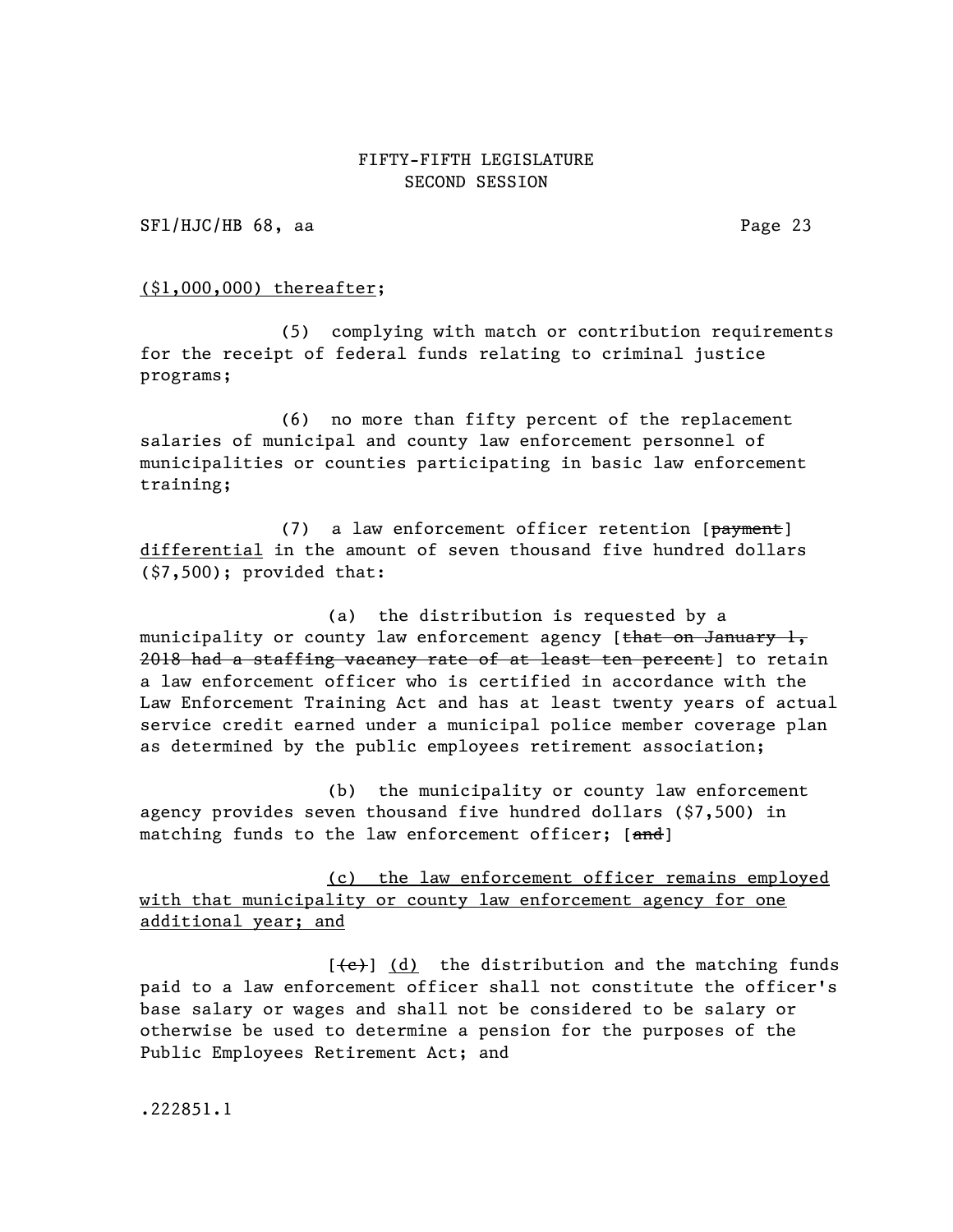($1,000,000) thereafter;

(5) complying with match or contribution requirements for the receipt of federal funds relating to criminal justice programs;

(6) no more than fifty percent of the replacement salaries of municipal and county law enforcement personnel of municipalities or counties participating in basic law enforcement training;

(7) a law enforcement officer retention [~~payment~~] differential in the amount of seven thousand five hundred dollars ($7,500); provided that:

(a) the distribution is requested by a municipality or county law enforcement agency [~~that on January 1, 2018 had a staffing vacancy rate of at least ten percent~~] to retain a law enforcement officer who is certified in accordance with the Law Enforcement Training Act and has at least twenty years of actual service credit earned under a municipal police member coverage plan as determined by the public employees retirement association;

(b) the municipality or county law enforcement agency provides seven thousand five hundred dollars ($7,500) in matching funds to the law enforcement officer; [~~and~~]

(c) the law enforcement officer remains employed with that municipality or county law enforcement agency for one additional year; and

[~~(c)~~] (d) the distribution and the matching funds paid to a law enforcement officer shall not constitute the officer's base salary or wages and shall not be considered to be salary or otherwise be used to determine a pension for the purposes of the Public Employees Retirement Act; and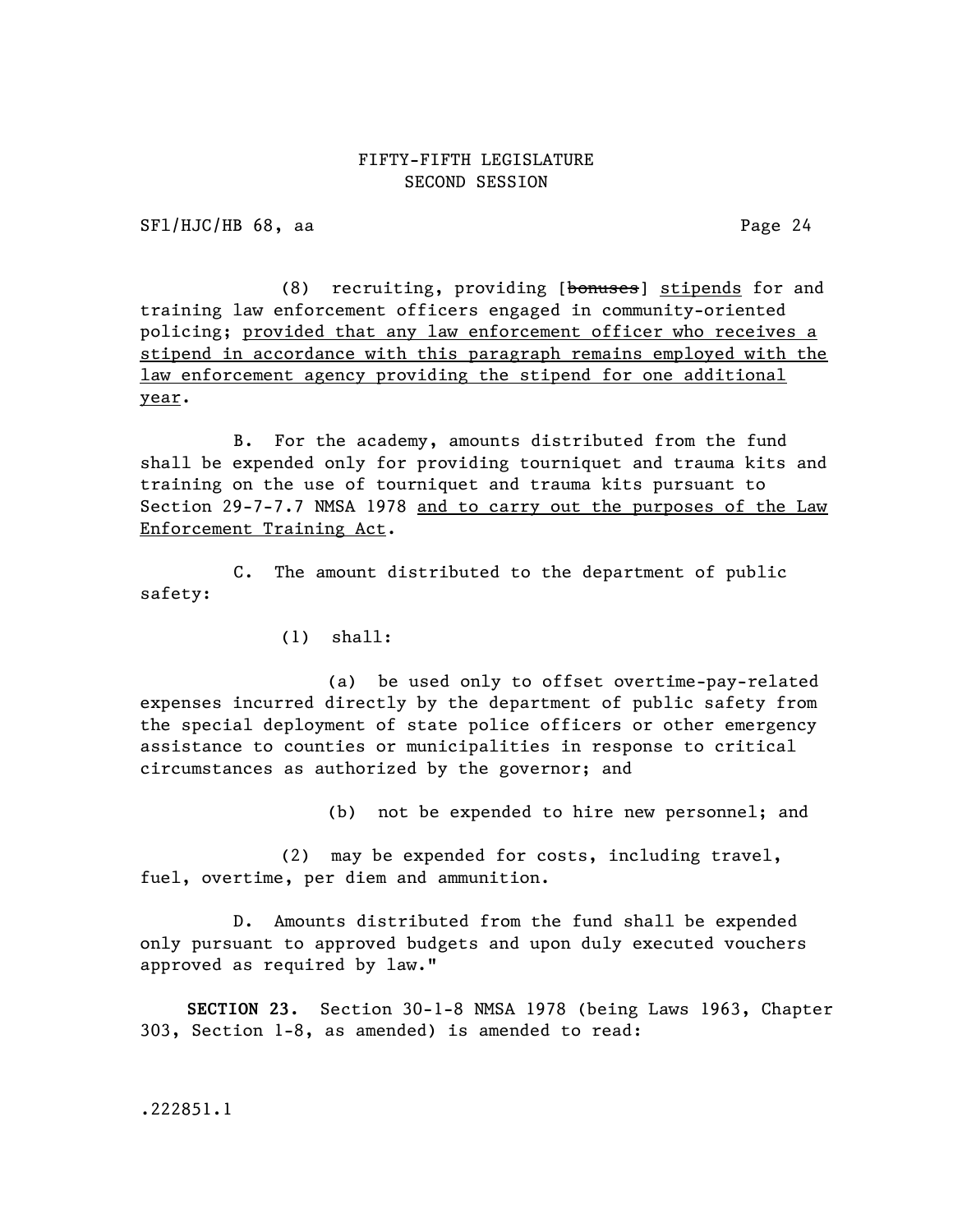(8) recruiting, providing [~~bonuses~~] <u>stipends</u> for and training law enforcement officers engaged in community-oriented policing; <u>provided that any law enforcement officer who receives a stipend in accordance with this paragraph remains employed with the law enforcement agency providing the stipend for one additional year</u>.

B. For the academy, amounts distributed from the fund shall be expended only for providing tourniquet and trauma kits and training on the use of tourniquet and trauma kits pursuant to Section 29-7-7.7 NMSA 1978 <u>and to carry out the purposes of the Law Enforcement Training Act</u>.

C. The amount distributed to the department of public safety:

(1) shall:

(a) be used only to offset overtime-pay-related expenses incurred directly by the department of public safety from the special deployment of state police officers or other emergency assistance to counties or municipalities in response to critical circumstances as authorized by the governor; and

(b) not be expended to hire new personnel; and

(2) may be expended for costs, including travel, fuel, overtime, per diem and ammunition.

D. Amounts distributed from the fund shall be expended only pursuant to approved budgets and upon duly executed vouchers approved as required by law."

**SECTION 23.** Section 30-1-8 NMSA 1978 (being Laws 1963, Chapter 303, Section 1-8, as amended) is amended to read: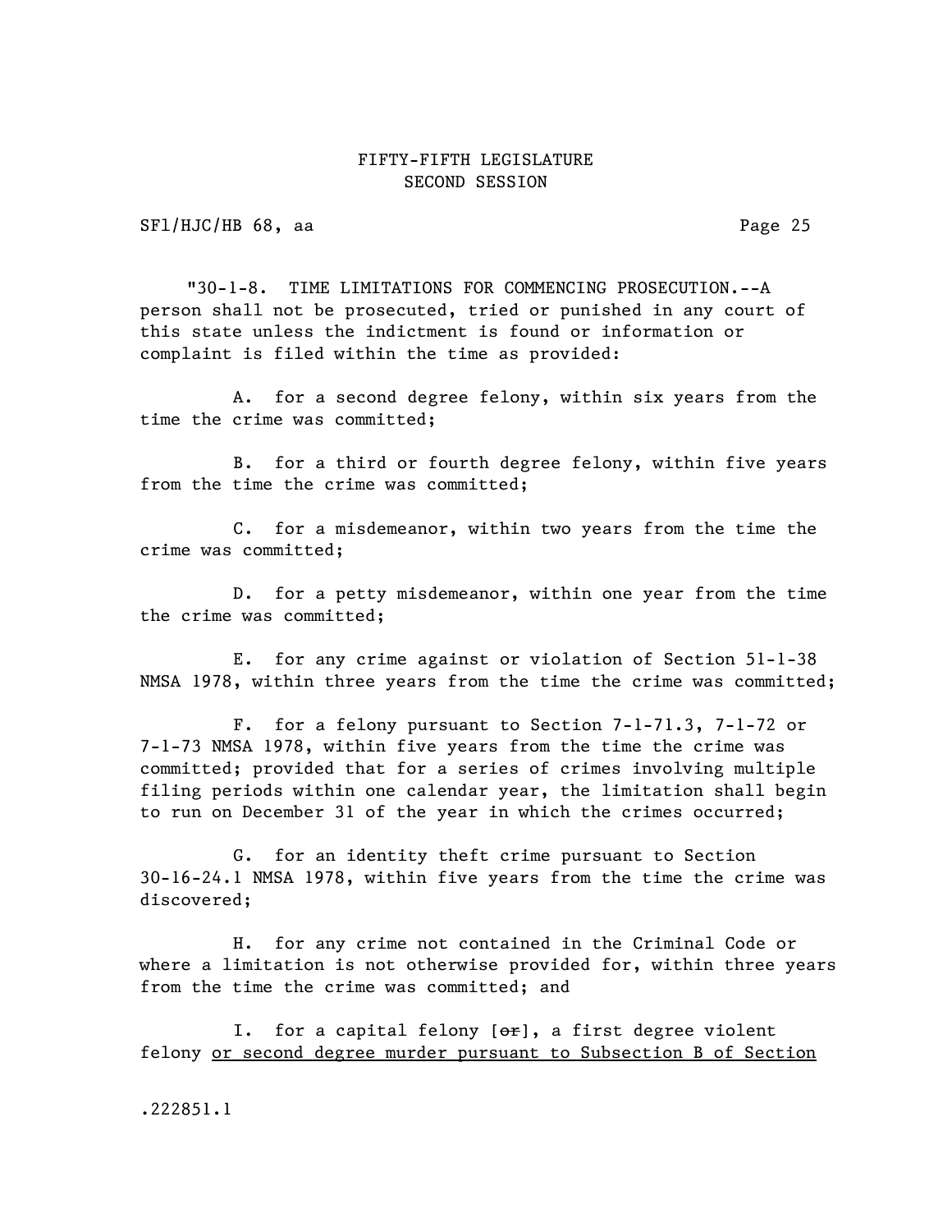"30-1-8. TIME LIMITATIONS FOR COMMENCING PROSECUTION.--A person shall not be prosecuted, tried or punished in any court of this state unless the indictment is found or information or complaint is filed within the time as provided:

A. for a second degree felony, within six years from the time the crime was committed;

B. for a third or fourth degree felony, within five years from the time the crime was committed;

C. for a misdemeanor, within two years from the time the crime was committed;

D. for a petty misdemeanor, within one year from the time the crime was committed;

E. for any crime against or violation of Section 51-1-38 NMSA 1978, within three years from the time the crime was committed;

F. for a felony pursuant to Section 7-1-71.3, 7-1-72 or 7-1-73 NMSA 1978, within five years from the time the crime was committed; provided that for a series of crimes involving multiple filing periods within one calendar year, the limitation shall begin to run on December 31 of the year in which the crimes occurred;

G. for an identity theft crime pursuant to Section 30-16-24.1 NMSA 1978, within five years from the time the crime was discovered;

H. for any crime not contained in the Criminal Code or where a limitation is not otherwise provided for, within three years from the time the crime was committed; and

I. for a capital felony [~~or~~], a first degree violent felony <u>or second degree murder pursuant to Subsection B of Section</u>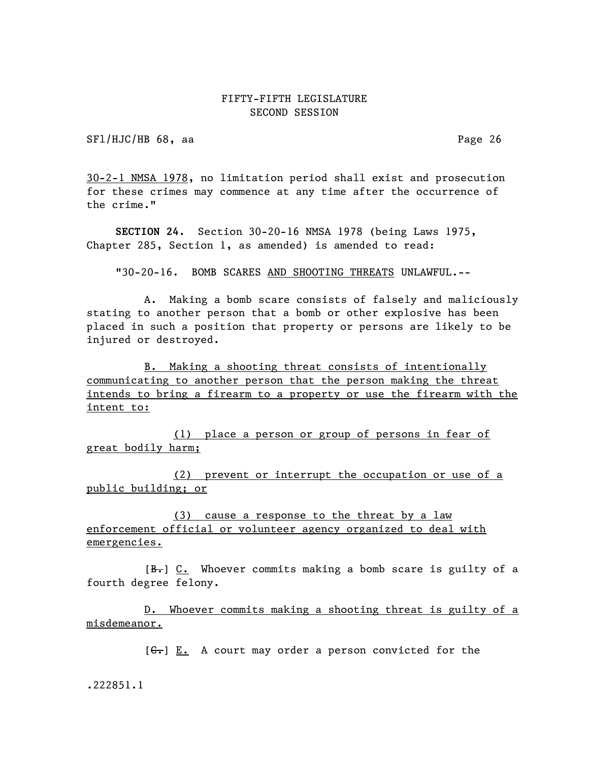30-2-1 NMSA 1978, no limitation period shall exist and prosecution for these crimes may commence at any time after the occurrence of the crime."

**SECTION 24.** Section 30-20-16 NMSA 1978 (being Laws 1975, Chapter 285, Section 1, as amended) is amended to read:

"30-20-16. BOMB SCARES AND SHOOTING THREATS UNLAWFUL.--

A. Making a bomb scare consists of falsely and maliciously stating to another person that a bomb or other explosive has been placed in such a position that property or persons are likely to be injured or destroyed.

B. Making a shooting threat consists of intentionally communicating to another person that the person making the threat intends to bring a firearm to a property or use the firearm with the intent to:

(1) place a person or group of persons in fear of great bodily harm;

(2) prevent or interrupt the occupation or use of a public building; or

(3) cause a response to the threat by a law enforcement official or volunteer agency organized to deal with emergencies.

[~~B.~~] C. Whoever commits making a bomb scare is guilty of a fourth degree felony.

D. Whoever commits making a shooting threat is guilty of a misdemeanor.

[~~C.~~] E. A court may order a person convicted for the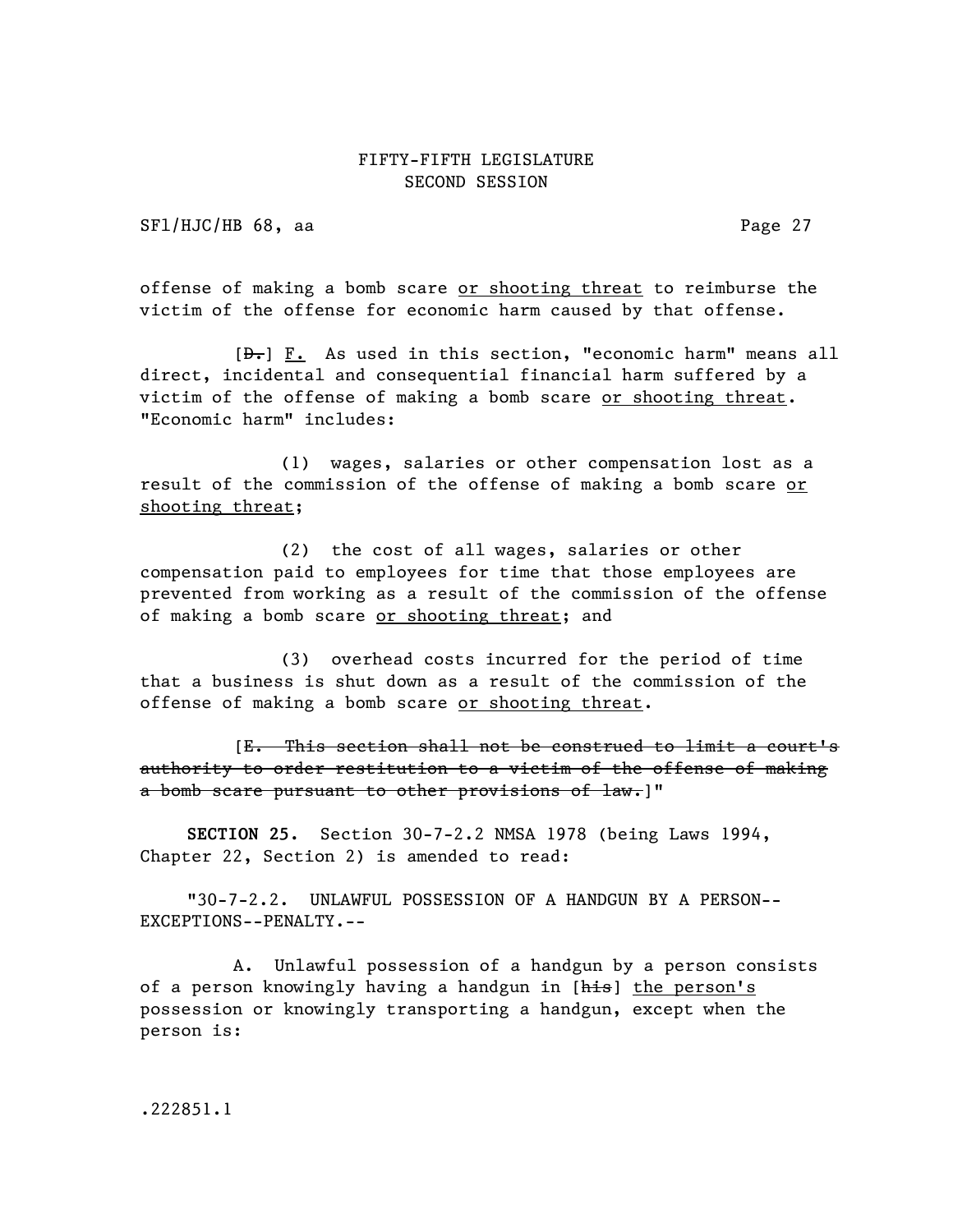offense of making a bomb scare <u>or shooting threat</u> to reimburse the victim of the offense for economic harm caused by that offense.

[~~D.~~] <u>F.</u> As used in this section, "economic harm" means all direct, incidental and consequential financial harm suffered by a victim of the offense of making a bomb scare <u>or shooting threat</u>. "Economic harm" includes:

(1) wages, salaries or other compensation lost as a result of the commission of the offense of making a bomb scare <u>or shooting threat</u>;

(2) the cost of all wages, salaries or other compensation paid to employees for time that those employees are prevented from working as a result of the commission of the offense of making a bomb scare <u>or shooting threat</u>; and

(3) overhead costs incurred for the period of time that a business is shut down as a result of the commission of the offense of making a bomb scare <u>or shooting threat</u>.

[~~E. This section shall not be construed to limit a court's authority to order restitution to a victim of the offense of making a bomb scare pursuant to other provisions of law.~~]"

**SECTION 25.** Section 30-7-2.2 NMSA 1978 (being Laws 1994, Chapter 22, Section 2) is amended to read:

"30-7-2.2. UNLAWFUL POSSESSION OF A HANDGUN BY A PERSON--EXCEPTIONS--PENALTY.--

A. Unlawful possession of a handgun by a person consists of a person knowingly having a handgun in [~~his~~] <u>the person's</u> possession or knowingly transporting a handgun, except when the person is: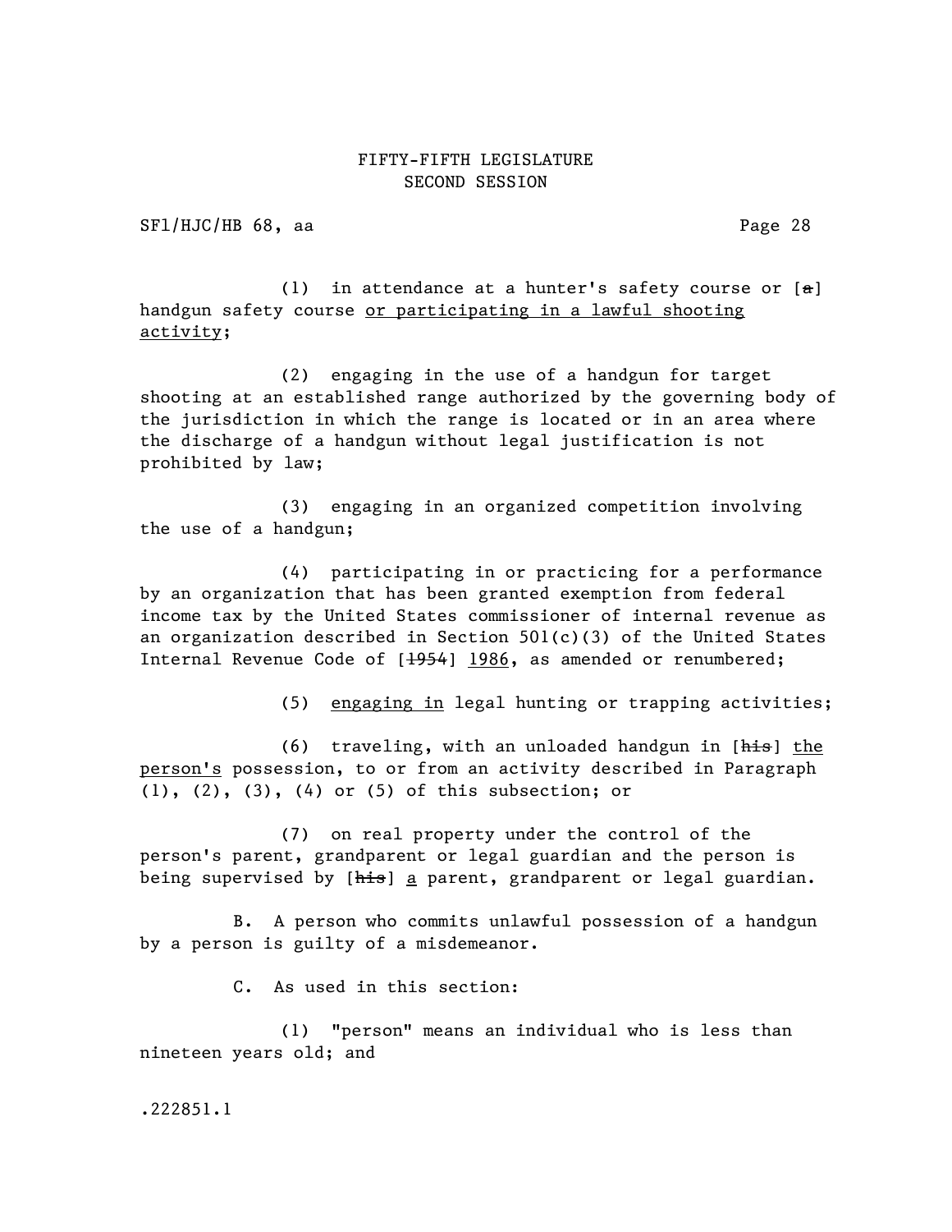(1) in attendance at a hunter's safety course or [~~a~~] handgun safety course <u>or participating in a lawful shooting activity</u>;

(2) engaging in the use of a handgun for target shooting at an established range authorized by the governing body of the jurisdiction in which the range is located or in an area where the discharge of a handgun without legal justification is not prohibited by law;

(3) engaging in an organized competition involving the use of a handgun;

(4) participating in or practicing for a performance by an organization that has been granted exemption from federal income tax by the United States commissioner of internal revenue as an organization described in Section 501(c)(3) of the United States Internal Revenue Code of [~~1954~~] <u>1986</u>, as amended or renumbered;

(5) <u>engaging in</u> legal hunting or trapping activities;

(6) traveling, with an unloaded handgun in [~~his~~] <u>the person's</u> possession, to or from an activity described in Paragraph (1), (2), (3), (4) or (5) of this subsection; or

(7) on real property under the control of the person's parent, grandparent or legal guardian and the person is being supervised by [~~his~~] <u>a</u> parent, grandparent or legal guardian.

B. A person who commits unlawful possession of a handgun by a person is guilty of a misdemeanor.

C. As used in this section:

(1) "person" means an individual who is less than nineteen years old; and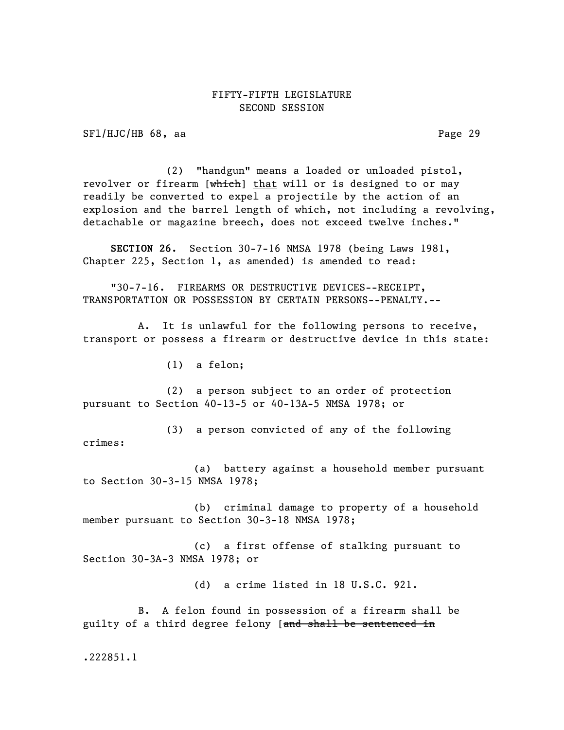(2) "handgun" means a loaded or unloaded pistol, revolver or firearm [~~which~~] that will or is designed to or may readily be converted to expel a projectile by the action of an explosion and the barrel length of which, not including a revolving, detachable or magazine breech, does not exceed twelve inches."

**SECTION 26.** Section 30-7-16 NMSA 1978 (being Laws 1981, Chapter 225, Section 1, as amended) is amended to read:

"30-7-16. FIREARMS OR DESTRUCTIVE DEVICES--RECEIPT, TRANSPORTATION OR POSSESSION BY CERTAIN PERSONS--PENALTY.--

A. It is unlawful for the following persons to receive, transport or possess a firearm or destructive device in this state:

(1) a felon;

(2) a person subject to an order of protection pursuant to Section 40-13-5 or 40-13A-5 NMSA 1978; or

(3) a person convicted of any of the following crimes:

(a) battery against a household member pursuant to Section 30-3-15 NMSA 1978;

(b) criminal damage to property of a household member pursuant to Section 30-3-18 NMSA 1978;

(c) a first offense of stalking pursuant to Section 30-3A-3 NMSA 1978; or

(d) a crime listed in 18 U.S.C. 921.

B. A felon found in possession of a firearm shall be guilty of a third degree felony [~~and shall be sentenced in~~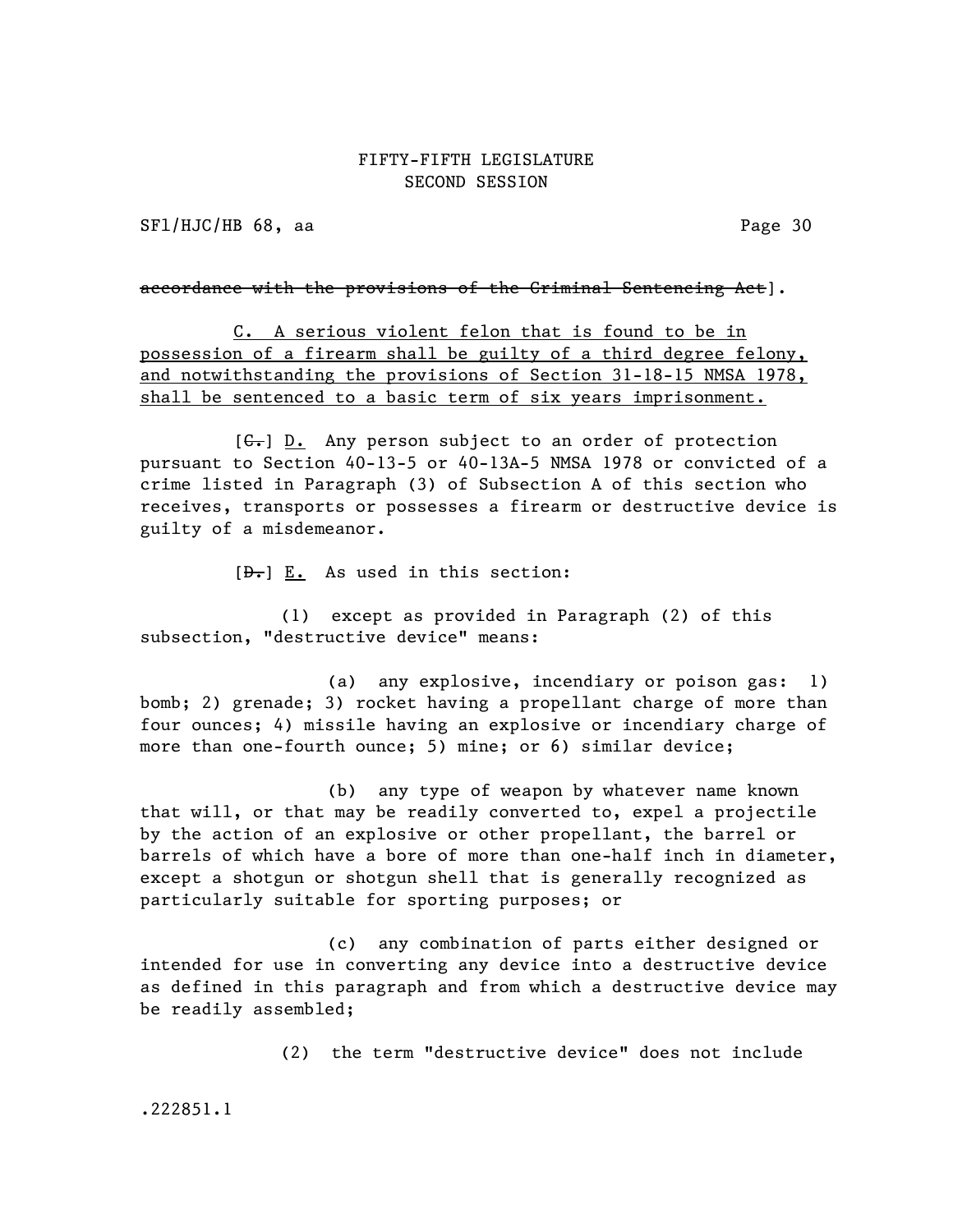~~accordance with the provisions of the Criminal Sentencing Act~~].

<u>C. A serious violent felon that is found to be in possession of a firearm shall be guilty of a third degree felony, and notwithstanding the provisions of Section 31-18-15 NMSA 1978, shall be sentenced to a basic term of six years imprisonment.</u>

[~~C.~~] <u>D.</u> Any person subject to an order of protection pursuant to Section 40-13-5 or 40-13A-5 NMSA 1978 or convicted of a crime listed in Paragraph (3) of Subsection A of this section who receives, transports or possesses a firearm or destructive device is guilty of a misdemeanor.

[~~D.~~] <u>E.</u> As used in this section:

(1) except as provided in Paragraph (2) of this subsection, "destructive device" means:

(a) any explosive, incendiary or poison gas: 1) bomb; 2) grenade; 3) rocket having a propellant charge of more than four ounces; 4) missile having an explosive or incendiary charge of more than one-fourth ounce; 5) mine; or 6) similar device;

(b) any type of weapon by whatever name known that will, or that may be readily converted to, expel a projectile by the action of an explosive or other propellant, the barrel or barrels of which have a bore of more than one-half inch in diameter, except a shotgun or shotgun shell that is generally recognized as particularly suitable for sporting purposes; or

(c) any combination of parts either designed or intended for use in converting any device into a destructive device as defined in this paragraph and from which a destructive device may be readily assembled;

(2) the term "destructive device" does not include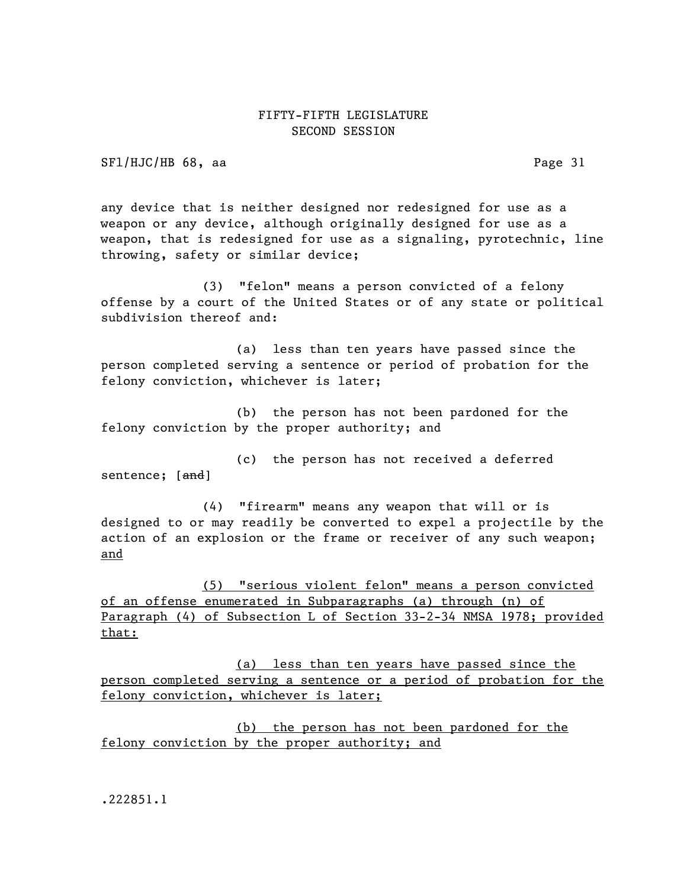any device that is neither designed nor redesigned for use as a weapon or any device, although originally designed for use as a weapon, that is redesigned for use as a signaling, pyrotechnic, line throwing, safety or similar device;

(3) "felon" means a person convicted of a felony offense by a court of the United States or of any state or political subdivision thereof and:

(a) less than ten years have passed since the person completed serving a sentence or period of probation for the felony conviction, whichever is later;

(b) the person has not been pardoned for the felony conviction by the proper authority; and

(c) the person has not received a deferred sentence; [~~and~~]

(4) "firearm" means any weapon that will or is designed to or may readily be converted to expel a projectile by the action of an explosion or the frame or receiver of any such weapon; <u>and</u>

<u>(5) "serious violent felon" means a person convicted of an offense enumerated in Subparagraphs (a) through (n) of Paragraph (4) of Subsection L of Section 33-2-34 NMSA 1978; provided that:</u>

<u>(a) less than ten years have passed since the person completed serving a sentence or a period of probation for the felony conviction, whichever is later;</u>

<u>(b) the person has not been pardoned for the felony conviction by the proper authority; and</u>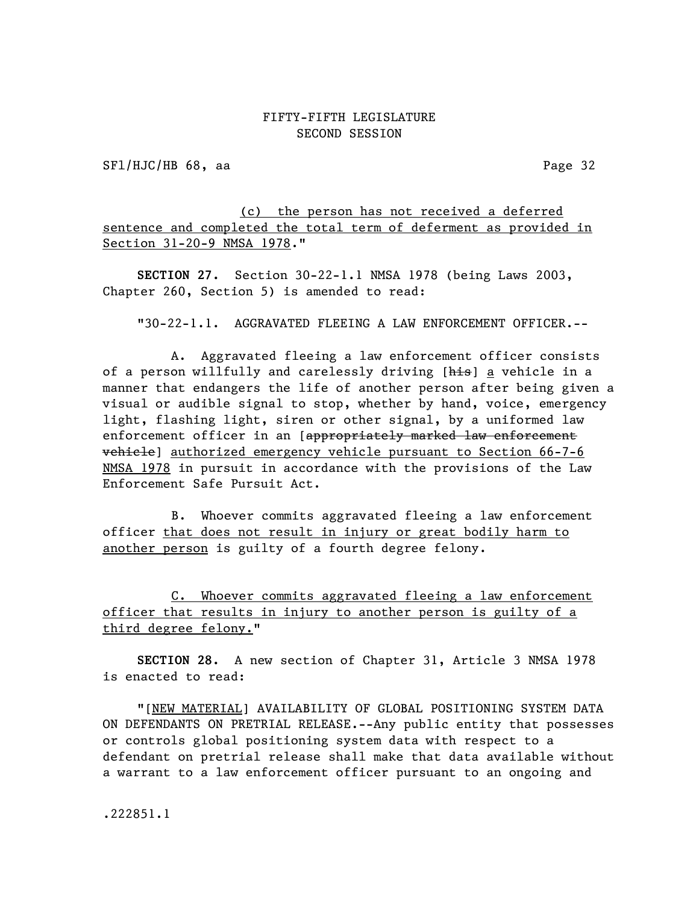(c) the person has not received a deferred sentence and completed the total term of deferment as provided in Section 31-20-9 NMSA 1978."

**SECTION 27.** Section 30-22-1.1 NMSA 1978 (being Laws 2003, Chapter 260, Section 5) is amended to read:

"30-22-1.1. AGGRAVATED FLEEING A LAW ENFORCEMENT OFFICER.--

A. Aggravated fleeing a law enforcement officer consists of a person willfully and carelessly driving [~~his~~] a vehicle in a manner that endangers the life of another person after being given a visual or audible signal to stop, whether by hand, voice, emergency light, flashing light, siren or other signal, by a uniformed law enforcement officer in an [~~appropriately marked law enforcement vehicle~~] authorized emergency vehicle pursuant to Section 66-7-6 NMSA 1978 in pursuit in accordance with the provisions of the Law Enforcement Safe Pursuit Act.

B. Whoever commits aggravated fleeing a law enforcement officer that does not result in injury or great bodily harm to another person is guilty of a fourth degree felony.

C. Whoever commits aggravated fleeing a law enforcement officer that results in injury to another person is guilty of a third degree felony."

**SECTION 28.** A new section of Chapter 31, Article 3 NMSA 1978 is enacted to read:

"[NEW MATERIAL] AVAILABILITY OF GLOBAL POSITIONING SYSTEM DATA ON DEFENDANTS ON PRETRIAL RELEASE.--Any public entity that possesses or controls global positioning system data with respect to a defendant on pretrial release shall make that data available without a warrant to a law enforcement officer pursuant to an ongoing and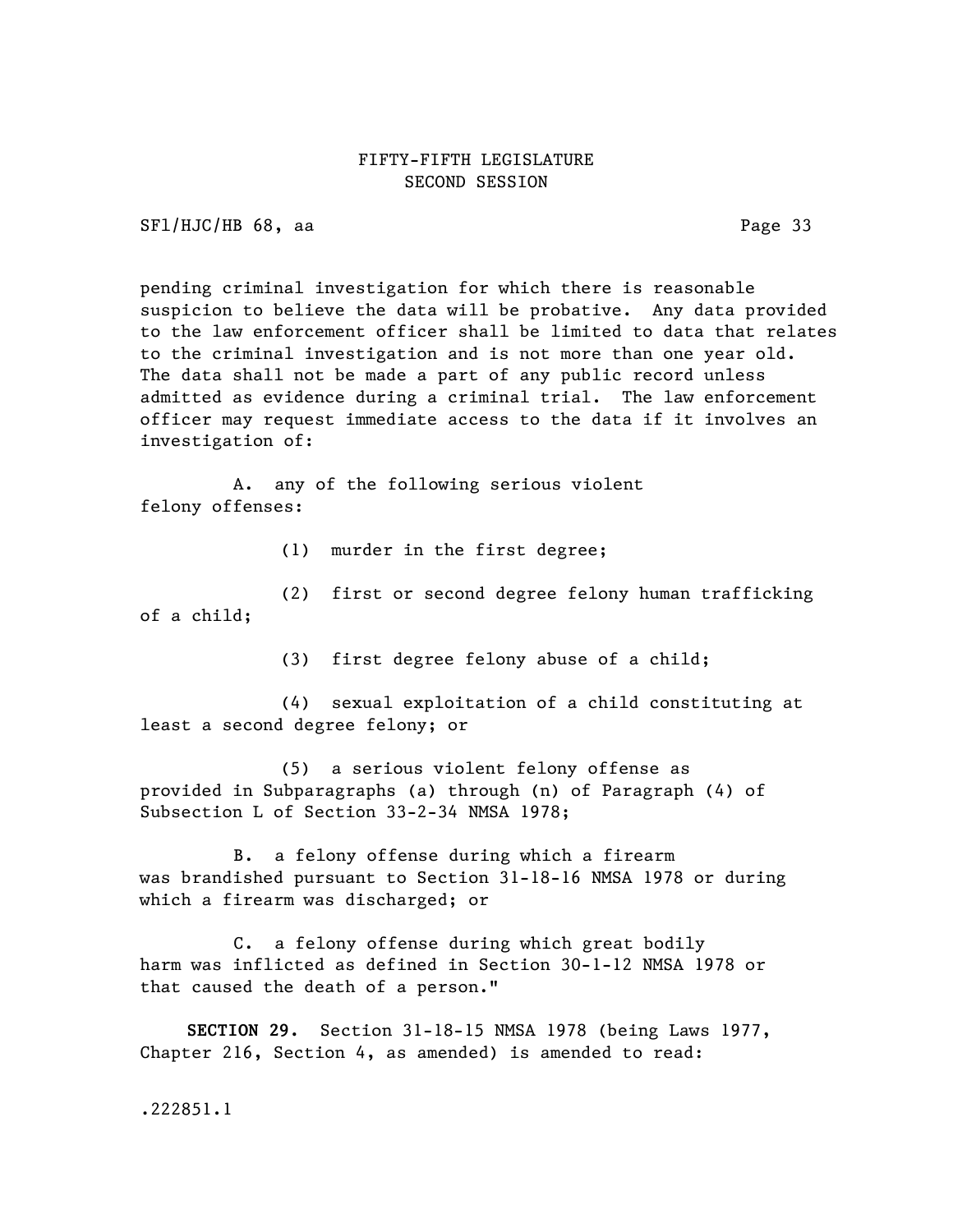pending criminal investigation for which there is reasonable suspicion to believe the data will be probative. Any data provided to the law enforcement officer shall be limited to data that relates to the criminal investigation and is not more than one year old. The data shall not be made a part of any public record unless admitted as evidence during a criminal trial. The law enforcement officer may request immediate access to the data if it involves an investigation of:

A. any of the following serious violent felony offenses:

(1) murder in the first degree;

(2) first or second degree felony human trafficking of a child;

(3) first degree felony abuse of a child;

(4) sexual exploitation of a child constituting at least a second degree felony; or

(5) a serious violent felony offense as provided in Subparagraphs (a) through (n) of Paragraph (4) of Subsection L of Section 33-2-34 NMSA 1978;

B. a felony offense during which a firearm was brandished pursuant to Section 31-18-16 NMSA 1978 or during which a firearm was discharged; or

C. a felony offense during which great bodily harm was inflicted as defined in Section 30-1-12 NMSA 1978 or that caused the death of a person."

**SECTION 29.** Section 31-18-15 NMSA 1978 (being Laws 1977, Chapter 216, Section 4, as amended) is amended to read:

.222851.1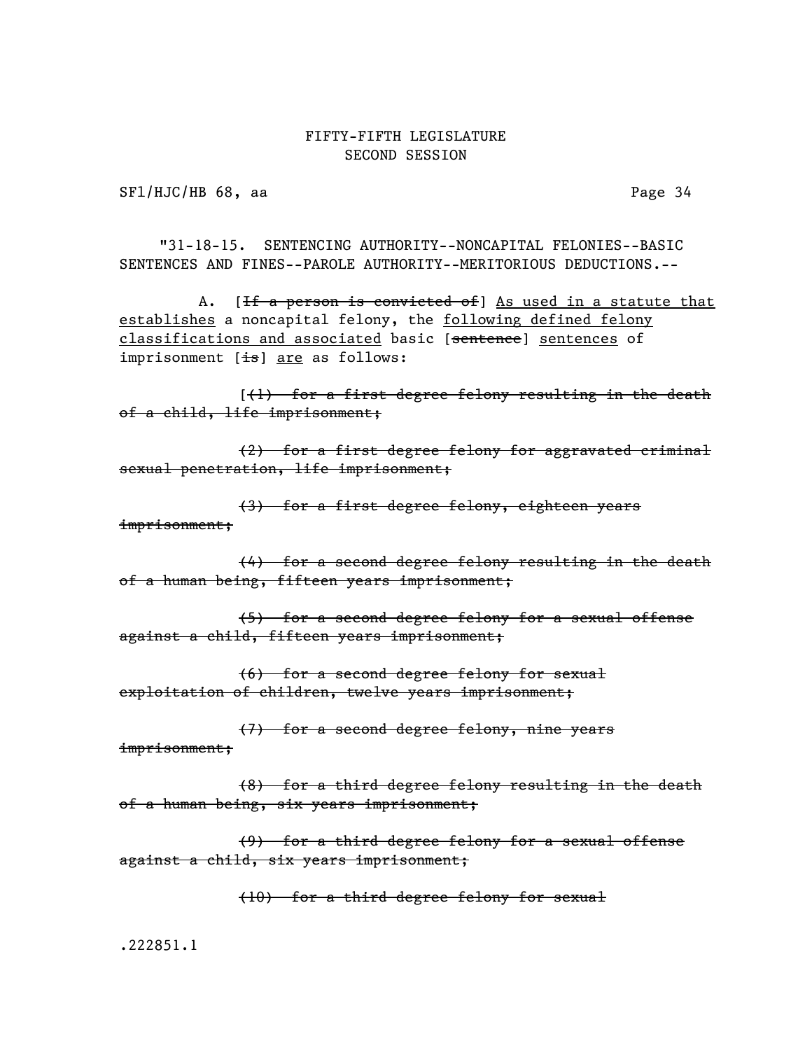"31-18-15. SENTENCING AUTHORITY--NONCAPITAL FELONIES--BASIC SENTENCES AND FINES--PAROLE AUTHORITY--MERITORIOUS DEDUCTIONS.--

A. [~~If a person is convicted of~~] <u>As used in a statute that establishes</u> a noncapital felony, the <u>following defined felony classifications and associated</u> basic [~~sentence~~] <u>sentences</u> of imprisonment [~~is~~] <u>are</u> as follows:

[~~(1) for a first degree felony resulting in the death of a child, life imprisonment;~~

~~(2) for a first degree felony for aggravated criminal sexual penetration, life imprisonment;~~

~~(3) for a first degree felony, eighteen years imprisonment;~~

~~(4) for a second degree felony resulting in the death of a human being, fifteen years imprisonment;~~

~~(5) for a second degree felony for a sexual offense against a child, fifteen years imprisonment;~~

~~(6) for a second degree felony for sexual exploitation of children, twelve years imprisonment;~~

~~(7) for a second degree felony, nine years imprisonment;~~

~~(8) for a third degree felony resulting in the death of a human being, six years imprisonment;~~

~~(9) for a third degree felony for a sexual offense against a child, six years imprisonment;~~

~~(10) for a third degree felony for sexual~~

.222851.1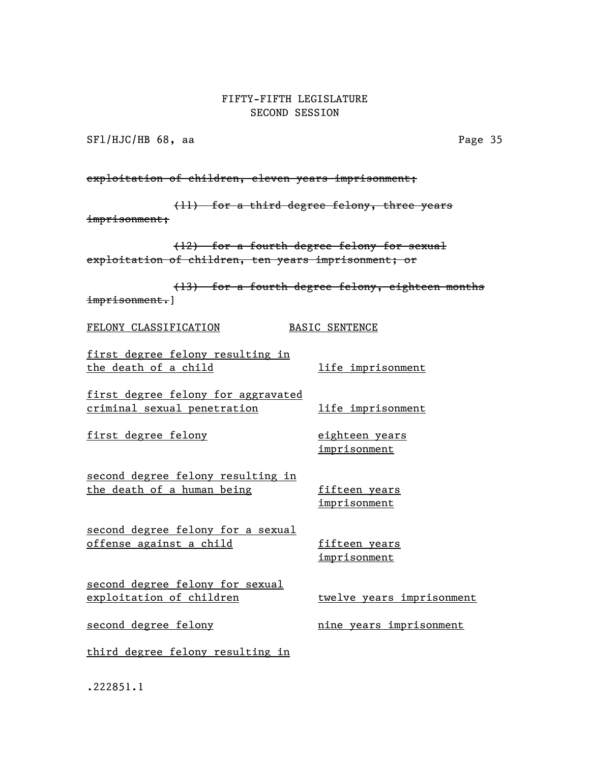~~exploitation of children, eleven years imprisonment;~~

~~(11) for a third degree felony, three years imprisonment;~~

~~(12) for a fourth degree felony for sexual exploitation of children, ten years imprisonment; or~~

~~(13) for a fourth degree felony, eighteen months imprisonment.~~]

| FELONY CLASSIFICATION | BASIC SENTENCE |
|---|---|
| first degree felony resulting in the death of a child | life imprisonment |
| first degree felony for aggravated criminal sexual penetration | life imprisonment |
| first degree felony | eighteen years imprisonment |
| second degree felony resulting in the death of a human being | fifteen years imprisonment |
| second degree felony for a sexual offense against a child | fifteen years imprisonment |
| second degree felony for sexual exploitation of children | twelve years imprisonment |
| second degree felony | nine years imprisonment |
| third degree felony resulting in | |

.222851.1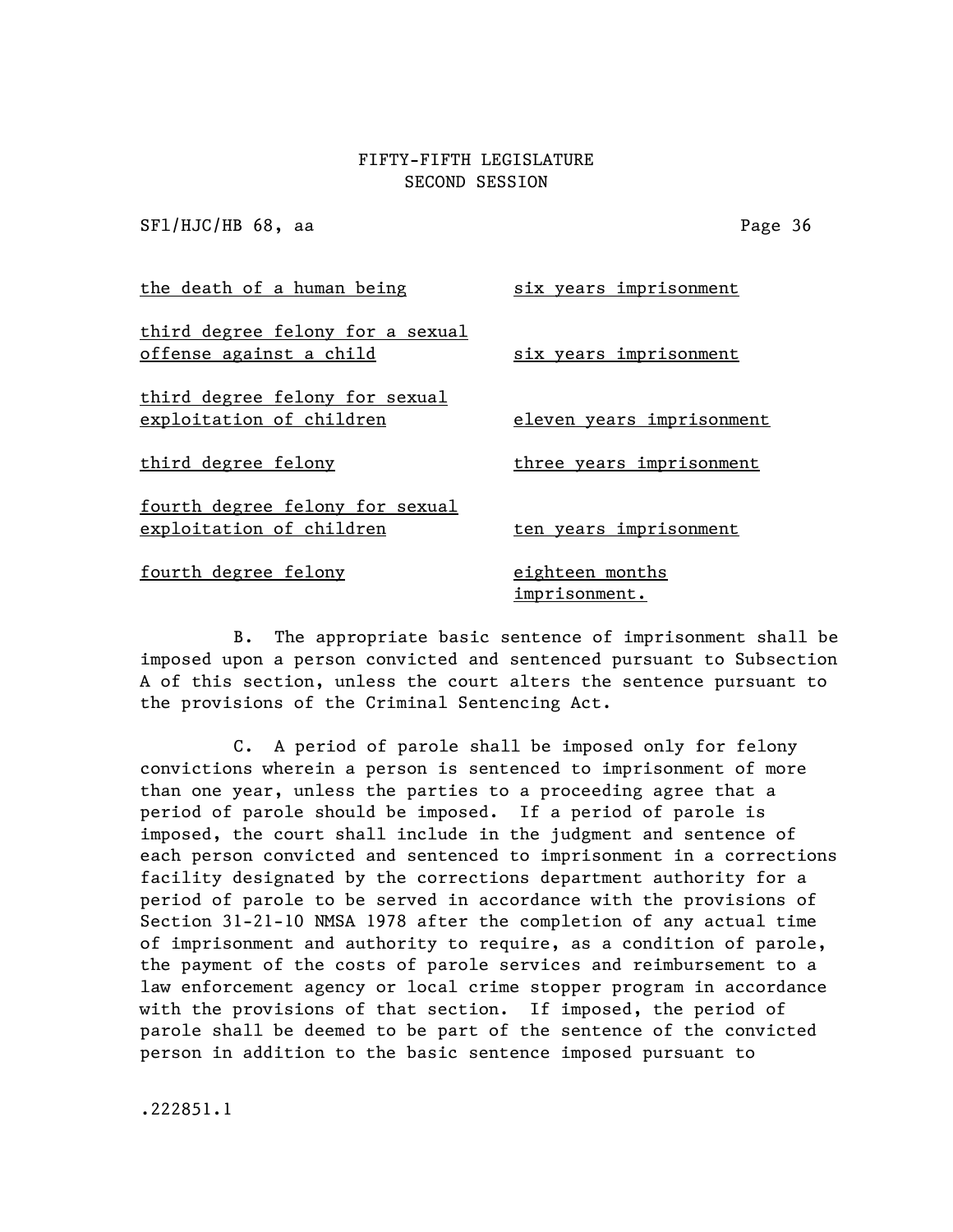| | |
|---|---|
| the death of a human being | six years imprisonment |
| third degree felony for a sexual offense against a child | six years imprisonment |
| third degree felony for sexual exploitation of children | eleven years imprisonment |
| third degree felony | three years imprisonment |
| fourth degree felony for sexual exploitation of children | ten years imprisonment |
| fourth degree felony | eighteen months imprisonment. |

B. The appropriate basic sentence of imprisonment shall be imposed upon a person convicted and sentenced pursuant to Subsection A of this section, unless the court alters the sentence pursuant to the provisions of the Criminal Sentencing Act.

C. A period of parole shall be imposed only for felony convictions wherein a person is sentenced to imprisonment of more than one year, unless the parties to a proceeding agree that a period of parole should be imposed. If a period of parole is imposed, the court shall include in the judgment and sentence of each person convicted and sentenced to imprisonment in a corrections facility designated by the corrections department authority for a period of parole to be served in accordance with the provisions of Section 31-21-10 NMSA 1978 after the completion of any actual time of imprisonment and authority to require, as a condition of parole, the payment of the costs of parole services and reimbursement to a law enforcement agency or local crime stopper program in accordance with the provisions of that section. If imposed, the period of parole shall be deemed to be part of the sentence of the convicted person in addition to the basic sentence imposed pursuant to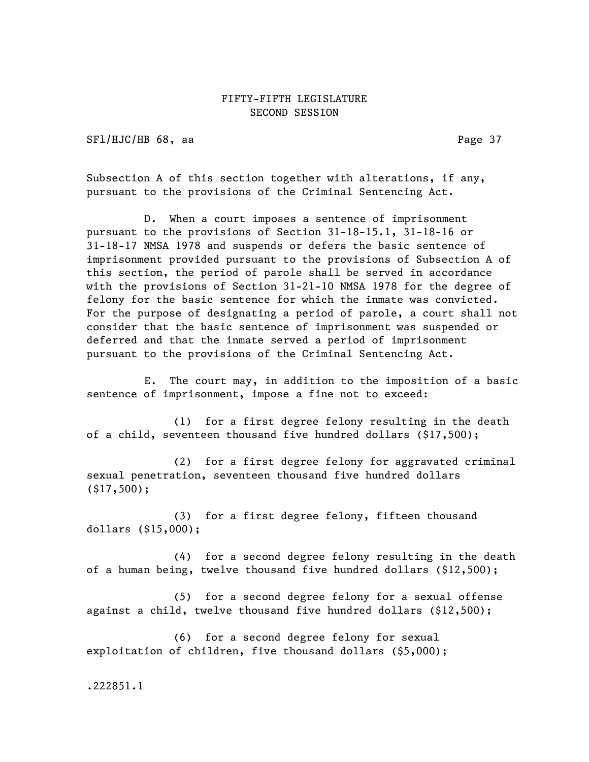Subsection A of this section together with alterations, if any, pursuant to the provisions of the Criminal Sentencing Act.

D. When a court imposes a sentence of imprisonment pursuant to the provisions of Section 31-18-15.1, 31-18-16 or 31-18-17 NMSA 1978 and suspends or defers the basic sentence of imprisonment provided pursuant to the provisions of Subsection A of this section, the period of parole shall be served in accordance with the provisions of Section 31-21-10 NMSA 1978 for the degree of felony for the basic sentence for which the inmate was convicted. For the purpose of designating a period of parole, a court shall not consider that the basic sentence of imprisonment was suspended or deferred and that the inmate served a period of imprisonment pursuant to the provisions of the Criminal Sentencing Act.

E. The court may, in addition to the imposition of a basic sentence of imprisonment, impose a fine not to exceed:

(1) for a first degree felony resulting in the death of a child, seventeen thousand five hundred dollars ($17,500);

(2) for a first degree felony for aggravated criminal sexual penetration, seventeen thousand five hundred dollars ($17,500);

(3) for a first degree felony, fifteen thousand dollars ($15,000);

(4) for a second degree felony resulting in the death of a human being, twelve thousand five hundred dollars ($12,500);

(5) for a second degree felony for a sexual offense against a child, twelve thousand five hundred dollars ($12,500);

(6) for a second degree felony for sexual exploitation of children, five thousand dollars ($5,000);

.222851.1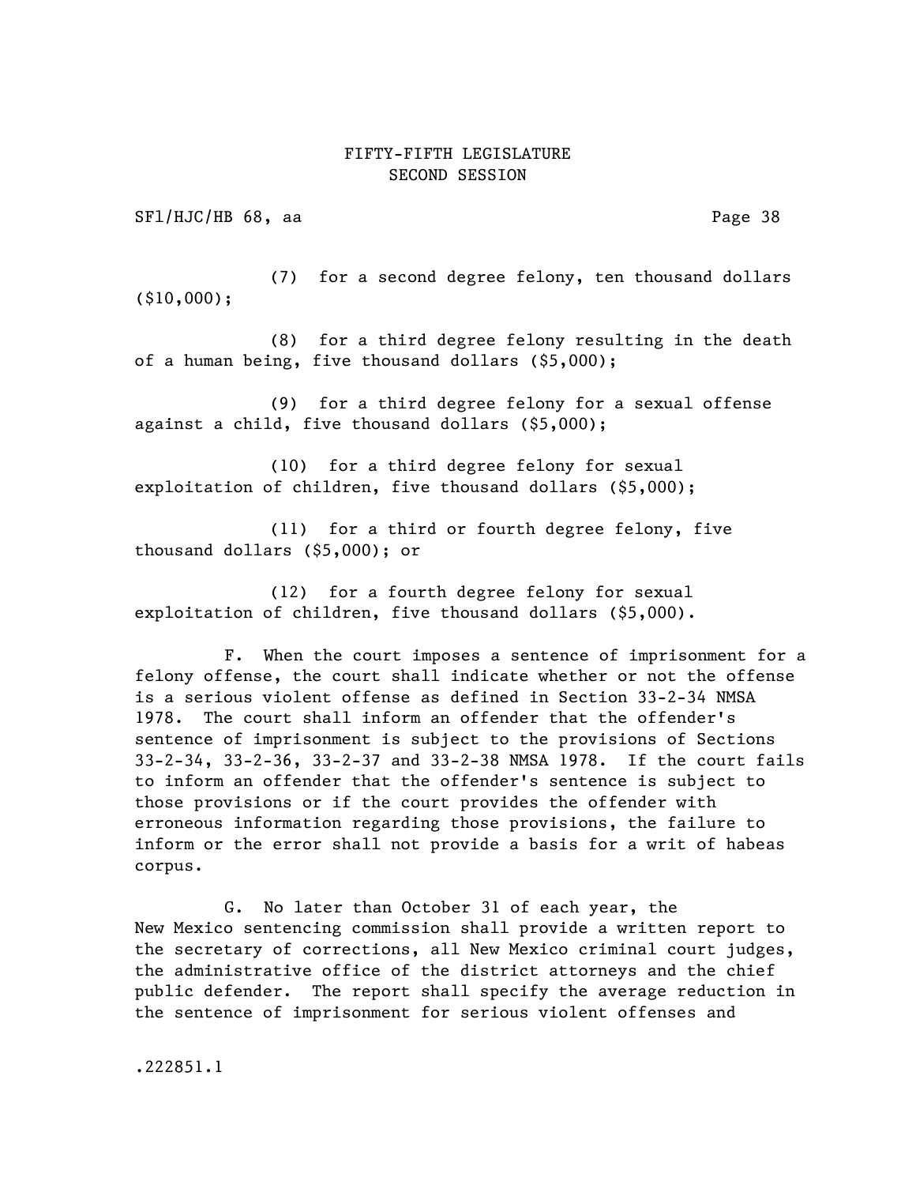(7) for a second degree felony, ten thousand dollars ($10,000);

(8) for a third degree felony resulting in the death of a human being, five thousand dollars ($5,000);

(9) for a third degree felony for a sexual offense against a child, five thousand dollars ($5,000);

(10) for a third degree felony for sexual exploitation of children, five thousand dollars ($5,000);

(11) for a third or fourth degree felony, five thousand dollars ($5,000); or

(12) for a fourth degree felony for sexual exploitation of children, five thousand dollars ($5,000).

F. When the court imposes a sentence of imprisonment for a felony offense, the court shall indicate whether or not the offense is a serious violent offense as defined in Section 33-2-34 NMSA 1978. The court shall inform an offender that the offender's sentence of imprisonment is subject to the provisions of Sections 33-2-34, 33-2-36, 33-2-37 and 33-2-38 NMSA 1978. If the court fails to inform an offender that the offender's sentence is subject to those provisions or if the court provides the offender with erroneous information regarding those provisions, the failure to inform or the error shall not provide a basis for a writ of habeas corpus.

G. No later than October 31 of each year, the New Mexico sentencing commission shall provide a written report to the secretary of corrections, all New Mexico criminal court judges, the administrative office of the district attorneys and the chief public defender. The report shall specify the average reduction in the sentence of imprisonment for serious violent offenses and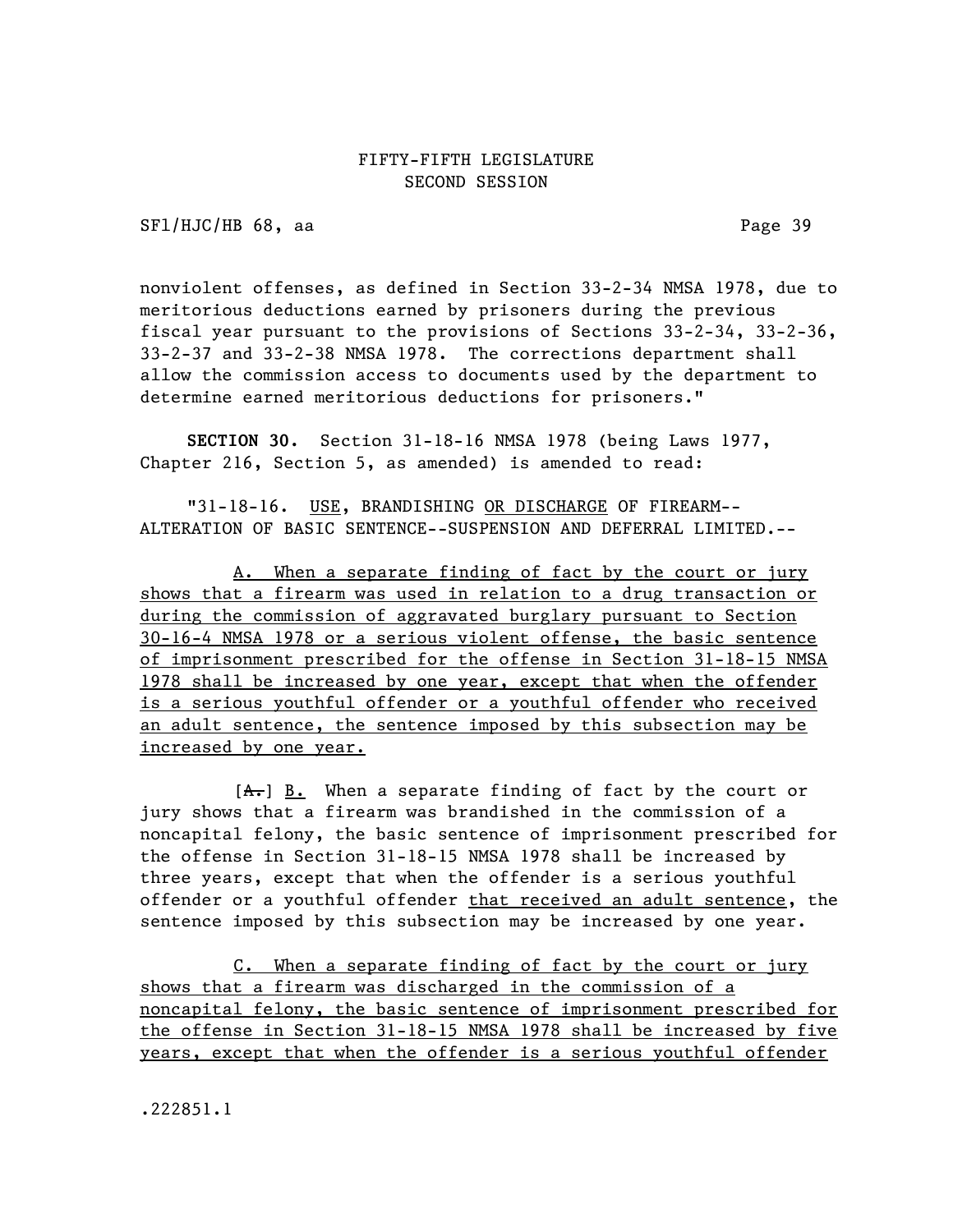nonviolent offenses, as defined in Section 33-2-34 NMSA 1978, due to meritorious deductions earned by prisoners during the previous fiscal year pursuant to the provisions of Sections 33-2-34, 33-2-36, 33-2-37 and 33-2-38 NMSA 1978. The corrections department shall allow the commission access to documents used by the department to determine earned meritorious deductions for prisoners."

**SECTION 30.** Section 31-18-16 NMSA 1978 (being Laws 1977, Chapter 216, Section 5, as amended) is amended to read:

"31-18-16. USE, BRANDISHING OR DISCHARGE OF FIREARM--ALTERATION OF BASIC SENTENCE--SUSPENSION AND DEFERRAL LIMITED.--

A. When a separate finding of fact by the court or jury shows that a firearm was used in relation to a drug transaction or during the commission of aggravated burglary pursuant to Section 30-16-4 NMSA 1978 or a serious violent offense, the basic sentence of imprisonment prescribed for the offense in Section 31-18-15 NMSA 1978 shall be increased by one year, except that when the offender is a serious youthful offender or a youthful offender who received an adult sentence, the sentence imposed by this subsection may be increased by one year.

[A.] B. When a separate finding of fact by the court or jury shows that a firearm was brandished in the commission of a noncapital felony, the basic sentence of imprisonment prescribed for the offense in Section 31-18-15 NMSA 1978 shall be increased by three years, except that when the offender is a serious youthful offender or a youthful offender that received an adult sentence, the sentence imposed by this subsection may be increased by one year.

C. When a separate finding of fact by the court or jury shows that a firearm was discharged in the commission of a noncapital felony, the basic sentence of imprisonment prescribed for the offense in Section 31-18-15 NMSA 1978 shall be increased by five years, except that when the offender is a serious youthful offender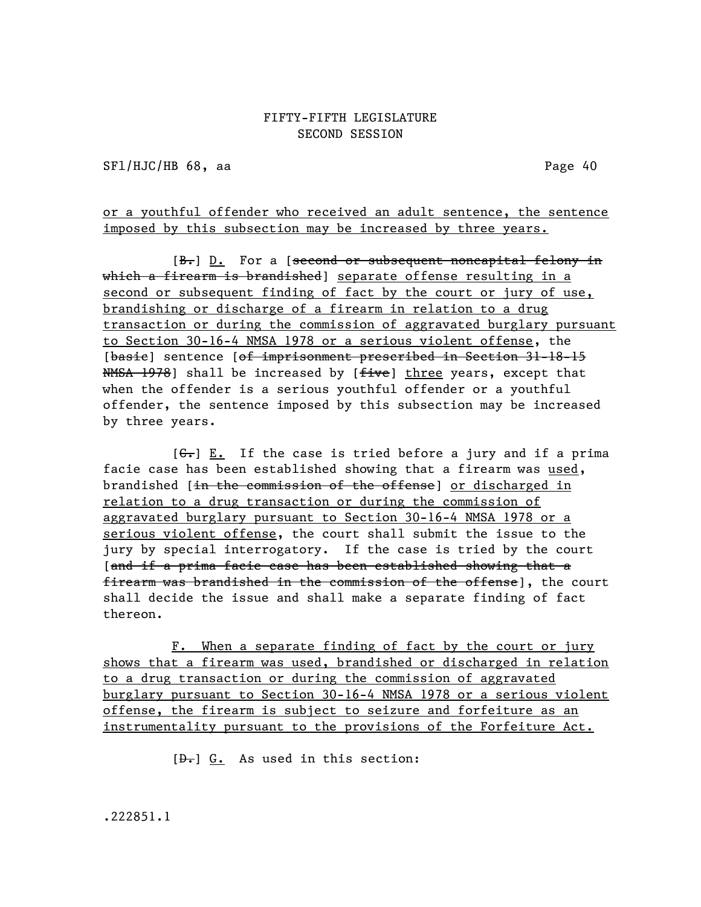or a youthful offender who received an adult sentence, the sentence imposed by this subsection may be increased by three years.

[~~B.~~] D. For a [~~second or subsequent noncapital felony in which a firearm is brandished~~] separate offense resulting in a second or subsequent finding of fact by the court or jury of use, brandishing or discharge of a firearm in relation to a drug transaction or during the commission of aggravated burglary pursuant to Section 30-16-4 NMSA 1978 or a serious violent offense, the [~~basic~~] sentence [~~of imprisonment prescribed in Section 31-18-15 NMSA 1978~~] shall be increased by [~~five~~] three years, except that when the offender is a serious youthful offender or a youthful offender, the sentence imposed by this subsection may be increased by three years.

[~~C.~~] E. If the case is tried before a jury and if a prima facie case has been established showing that a firearm was used, brandished [~~in the commission of the offense~~] or discharged in relation to a drug transaction or during the commission of aggravated burglary pursuant to Section 30-16-4 NMSA 1978 or a serious violent offense, the court shall submit the issue to the jury by special interrogatory. If the case is tried by the court [~~and if a prima facie case has been established showing that a firearm was brandished in the commission of the offense~~], the court shall decide the issue and shall make a separate finding of fact thereon.

F. When a separate finding of fact by the court or jury shows that a firearm was used, brandished or discharged in relation to a drug transaction or during the commission of aggravated burglary pursuant to Section 30-16-4 NMSA 1978 or a serious violent offense, the firearm is subject to seizure and forfeiture as an instrumentality pursuant to the provisions of the Forfeiture Act.

[~~D.~~] G. As used in this section:

.222851.1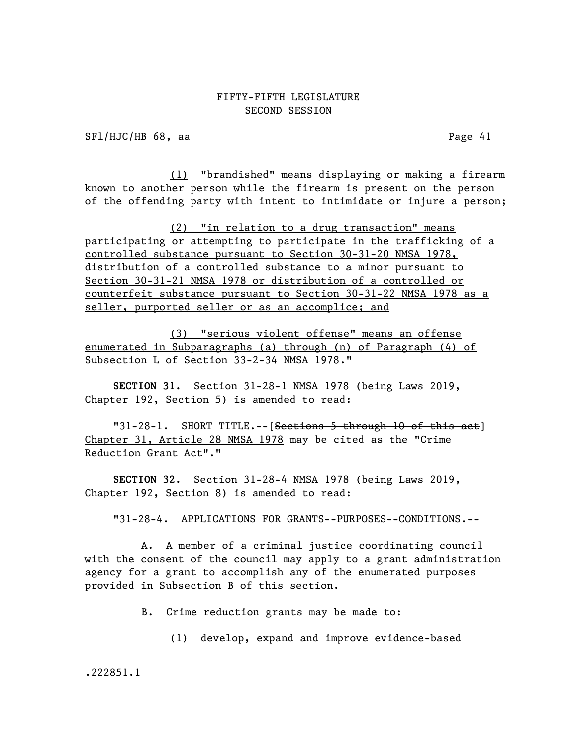(1) "brandished" means displaying or making a firearm known to another person while the firearm is present on the person of the offending party with intent to intimidate or injure a person;

(2) "in relation to a drug transaction" means participating or attempting to participate in the trafficking of a controlled substance pursuant to Section 30-31-20 NMSA 1978, distribution of a controlled substance to a minor pursuant to Section 30-31-21 NMSA 1978 or distribution of a controlled or counterfeit substance pursuant to Section 30-31-22 NMSA 1978 as a seller, purported seller or as an accomplice; and

(3) "serious violent offense" means an offense enumerated in Subparagraphs (a) through (n) of Paragraph (4) of Subsection L of Section 33-2-34 NMSA 1978."

**SECTION 31.** Section 31-28-1 NMSA 1978 (being Laws 2019, Chapter 192, Section 5) is amended to read:

"31-28-1. SHORT TITLE.--[~~Sections 5 through 10 of this act~~] Chapter 31, Article 28 NMSA 1978 may be cited as the "Crime Reduction Grant Act"."

**SECTION 32.** Section 31-28-4 NMSA 1978 (being Laws 2019, Chapter 192, Section 8) is amended to read:

"31-28-4. APPLICATIONS FOR GRANTS--PURPOSES--CONDITIONS.--

A. A member of a criminal justice coordinating council with the consent of the council may apply to a grant administration agency for a grant to accomplish any of the enumerated purposes provided in Subsection B of this section.

B. Crime reduction grants may be made to:

(1) develop, expand and improve evidence-based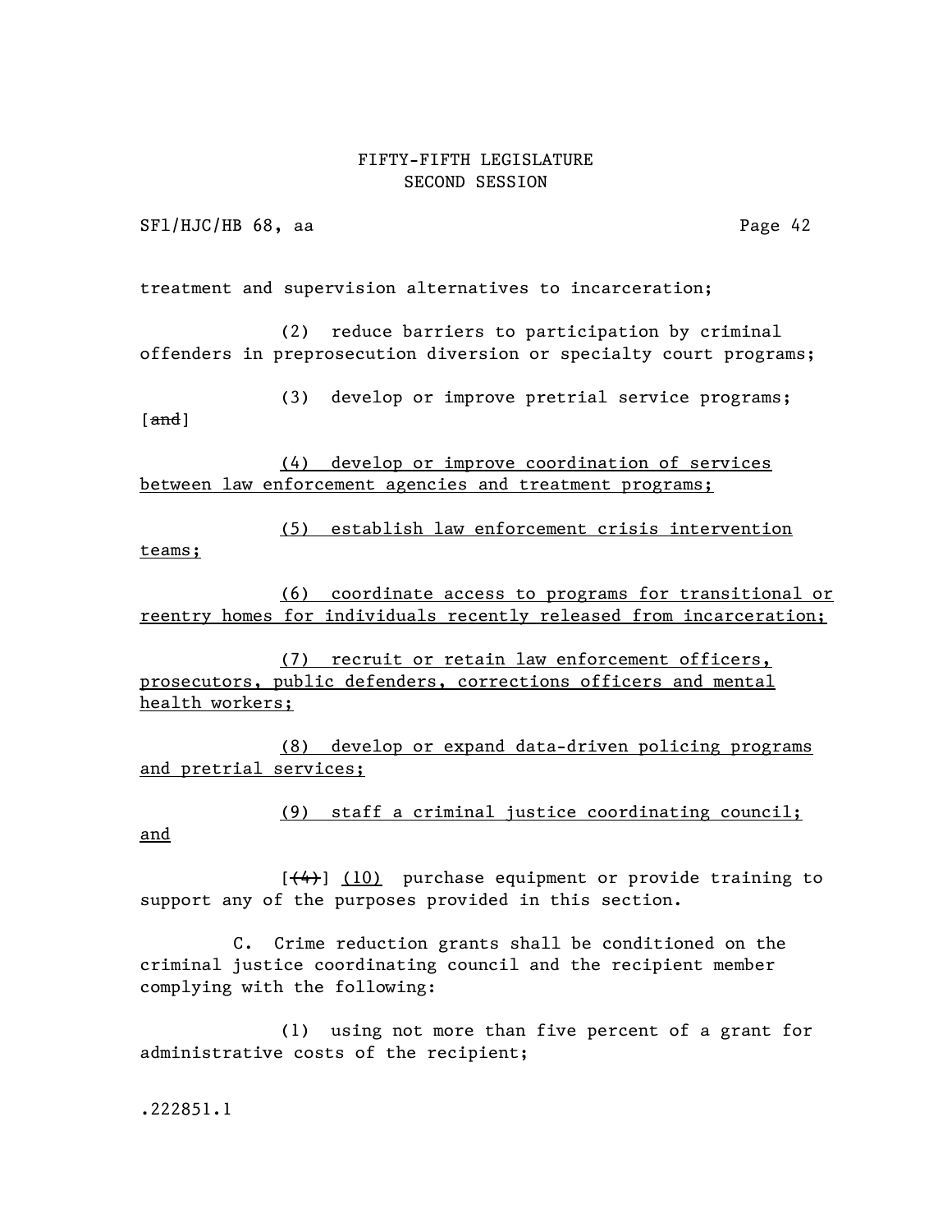treatment and supervision alternatives to incarceration;

(2) reduce barriers to participation by criminal offenders in preprosecution diversion or specialty court programs;

(3) develop or improve pretrial service programs; [~~and~~]

<u>(4) develop or improve coordination of services between law enforcement agencies and treatment programs;</u>

<u>(5) establish law enforcement crisis intervention teams;</u>

<u>(6) coordinate access to programs for transitional or reentry homes for individuals recently released from incarceration;</u>

<u>(7) recruit or retain law enforcement officers, prosecutors, public defenders, corrections officers and mental health workers;</u>

<u>(8) develop or expand data-driven policing programs and pretrial services;</u>

<u>(9) staff a criminal justice coordinating council; and</u>

[~~(4)~~] <u>(10)</u> purchase equipment or provide training to support any of the purposes provided in this section.

C. Crime reduction grants shall be conditioned on the criminal justice coordinating council and the recipient member complying with the following:

(1) using not more than five percent of a grant for administrative costs of the recipient;

.222851.1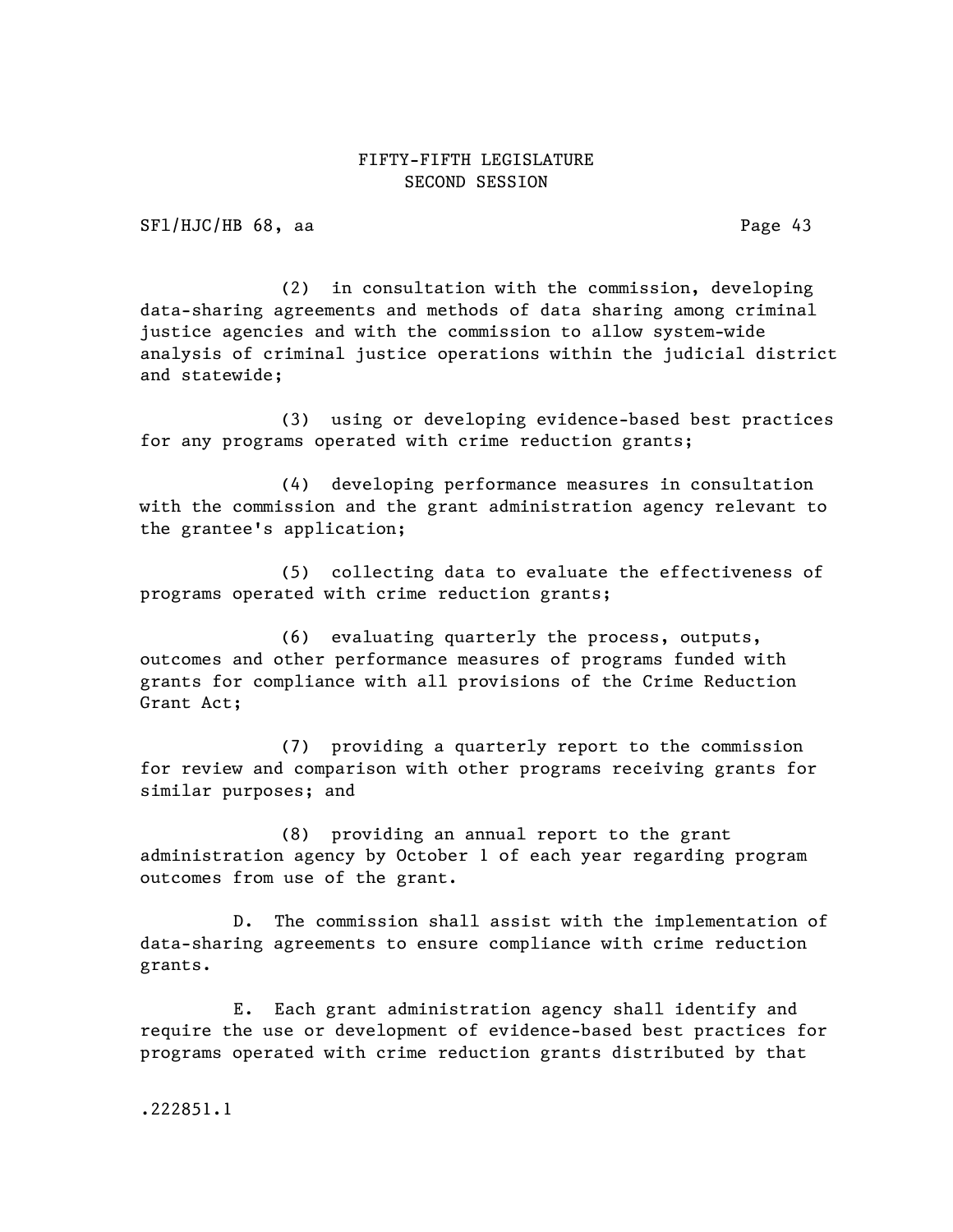(2) in consultation with the commission, developing data-sharing agreements and methods of data sharing among criminal justice agencies and with the commission to allow system-wide analysis of criminal justice operations within the judicial district and statewide;

(3) using or developing evidence-based best practices for any programs operated with crime reduction grants;

(4) developing performance measures in consultation with the commission and the grant administration agency relevant to the grantee's application;

(5) collecting data to evaluate the effectiveness of programs operated with crime reduction grants;

(6) evaluating quarterly the process, outputs, outcomes and other performance measures of programs funded with grants for compliance with all provisions of the Crime Reduction Grant Act;

(7) providing a quarterly report to the commission for review and comparison with other programs receiving grants for similar purposes; and

(8) providing an annual report to the grant administration agency by October 1 of each year regarding program outcomes from use of the grant.

D. The commission shall assist with the implementation of data-sharing agreements to ensure compliance with crime reduction grants.

E. Each grant administration agency shall identify and require the use or development of evidence-based best practices for programs operated with crime reduction grants distributed by that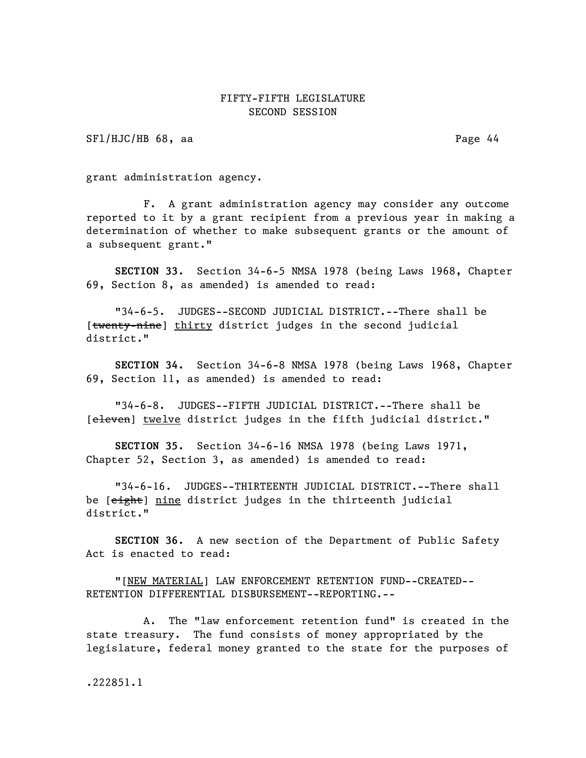grant administration agency.

F. A grant administration agency may consider any outcome reported to it by a grant recipient from a previous year in making a determination of whether to make subsequent grants or the amount of a subsequent grant."

**SECTION 33.** Section 34-6-5 NMSA 1978 (being Laws 1968, Chapter 69, Section 8, as amended) is amended to read:

"34-6-5. JUDGES--SECOND JUDICIAL DISTRICT.--There shall be [~~twenty-nine~~] thirty district judges in the second judicial district."

**SECTION 34.** Section 34-6-8 NMSA 1978 (being Laws 1968, Chapter 69, Section 11, as amended) is amended to read:

"34-6-8. JUDGES--FIFTH JUDICIAL DISTRICT.--There shall be [~~eleven~~] twelve district judges in the fifth judicial district."

**SECTION 35.** Section 34-6-16 NMSA 1978 (being Laws 1971, Chapter 52, Section 3, as amended) is amended to read:

"34-6-16. JUDGES--THIRTEENTH JUDICIAL DISTRICT.--There shall be [~~eight~~] nine district judges in the thirteenth judicial district."

**SECTION 36.** A new section of the Department of Public Safety Act is enacted to read:

"[NEW MATERIAL] LAW ENFORCEMENT RETENTION FUND--CREATED--RETENTION DIFFERENTIAL DISBURSEMENT--REPORTING.--

A. The "law enforcement retention fund" is created in the state treasury. The fund consists of money appropriated by the legislature, federal money granted to the state for the purposes of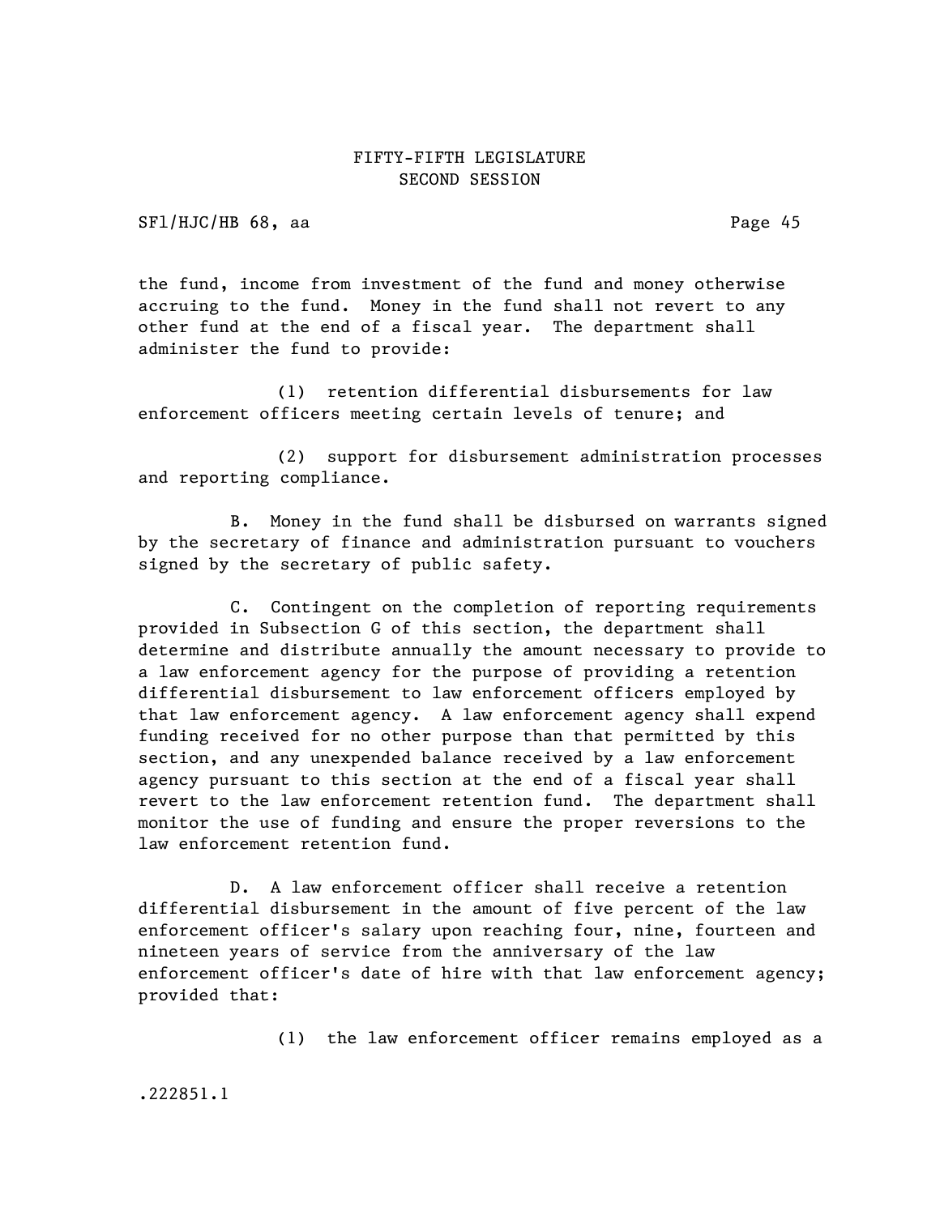the fund, income from investment of the fund and money otherwise accruing to the fund. Money in the fund shall not revert to any other fund at the end of a fiscal year. The department shall administer the fund to provide:

(1) retention differential disbursements for law enforcement officers meeting certain levels of tenure; and

(2) support for disbursement administration processes and reporting compliance.

B. Money in the fund shall be disbursed on warrants signed by the secretary of finance and administration pursuant to vouchers signed by the secretary of public safety.

C. Contingent on the completion of reporting requirements provided in Subsection G of this section, the department shall determine and distribute annually the amount necessary to provide to a law enforcement agency for the purpose of providing a retention differential disbursement to law enforcement officers employed by that law enforcement agency. A law enforcement agency shall expend funding received for no other purpose than that permitted by this section, and any unexpended balance received by a law enforcement agency pursuant to this section at the end of a fiscal year shall revert to the law enforcement retention fund. The department shall monitor the use of funding and ensure the proper reversions to the law enforcement retention fund.

D. A law enforcement officer shall receive a retention differential disbursement in the amount of five percent of the law enforcement officer's salary upon reaching four, nine, fourteen and nineteen years of service from the anniversary of the law enforcement officer's date of hire with that law enforcement agency; provided that:

(1) the law enforcement officer remains employed as a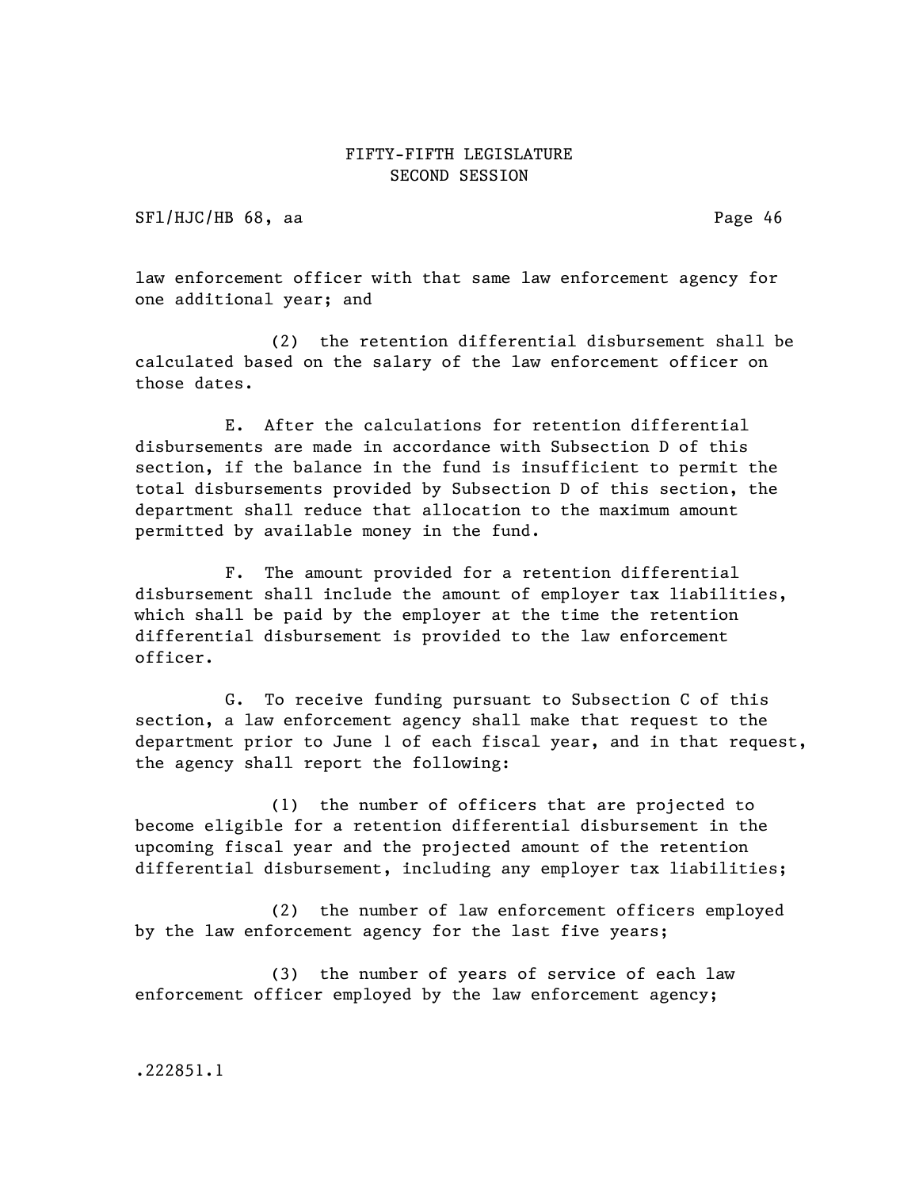law enforcement officer with that same law enforcement agency for one additional year; and

(2) the retention differential disbursement shall be calculated based on the salary of the law enforcement officer on those dates.

E. After the calculations for retention differential disbursements are made in accordance with Subsection D of this section, if the balance in the fund is insufficient to permit the total disbursements provided by Subsection D of this section, the department shall reduce that allocation to the maximum amount permitted by available money in the fund.

F. The amount provided for a retention differential disbursement shall include the amount of employer tax liabilities, which shall be paid by the employer at the time the retention differential disbursement is provided to the law enforcement officer.

G. To receive funding pursuant to Subsection C of this section, a law enforcement agency shall make that request to the department prior to June 1 of each fiscal year, and in that request, the agency shall report the following:

(1) the number of officers that are projected to become eligible for a retention differential disbursement in the upcoming fiscal year and the projected amount of the retention differential disbursement, including any employer tax liabilities;

(2) the number of law enforcement officers employed by the law enforcement agency for the last five years;

(3) the number of years of service of each law enforcement officer employed by the law enforcement agency;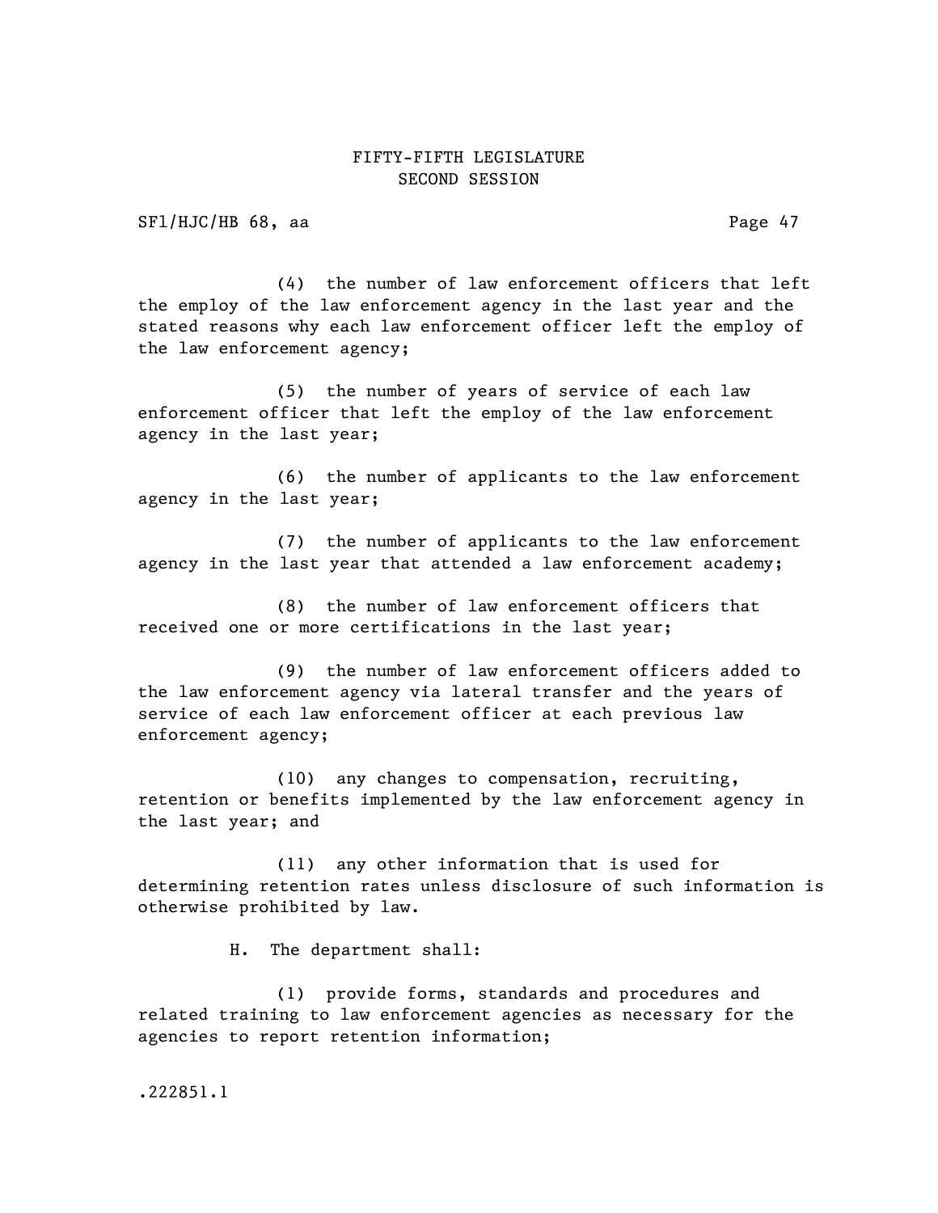(4) the number of law enforcement officers that left the employ of the law enforcement agency in the last year and the stated reasons why each law enforcement officer left the employ of the law enforcement agency;

(5) the number of years of service of each law enforcement officer that left the employ of the law enforcement agency in the last year;

(6) the number of applicants to the law enforcement agency in the last year;

(7) the number of applicants to the law enforcement agency in the last year that attended a law enforcement academy;

(8) the number of law enforcement officers that received one or more certifications in the last year;

(9) the number of law enforcement officers added to the law enforcement agency via lateral transfer and the years of service of each law enforcement officer at each previous law enforcement agency;

(10) any changes to compensation, recruiting, retention or benefits implemented by the law enforcement agency in the last year; and

(11) any other information that is used for determining retention rates unless disclosure of such information is otherwise prohibited by law.

H. The department shall:

(1) provide forms, standards and procedures and related training to law enforcement agencies as necessary for the agencies to report retention information;

.222851.1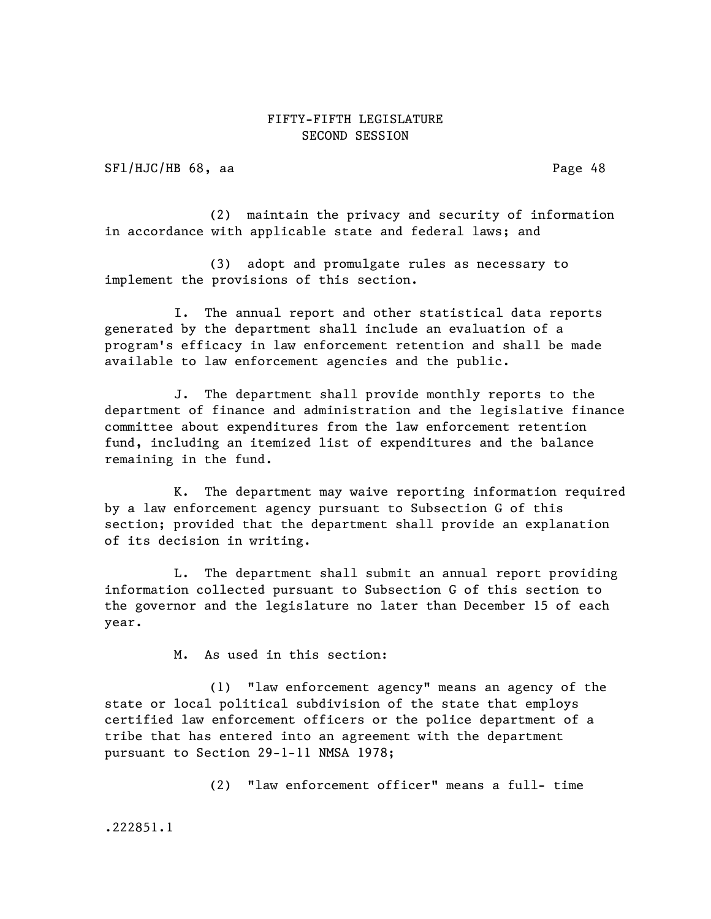(2) maintain the privacy and security of information in accordance with applicable state and federal laws; and

(3) adopt and promulgate rules as necessary to implement the provisions of this section.

I. The annual report and other statistical data reports generated by the department shall include an evaluation of a program's efficacy in law enforcement retention and shall be made available to law enforcement agencies and the public.

J. The department shall provide monthly reports to the department of finance and administration and the legislative finance committee about expenditures from the law enforcement retention fund, including an itemized list of expenditures and the balance remaining in the fund.

K. The department may waive reporting information required by a law enforcement agency pursuant to Subsection G of this section; provided that the department shall provide an explanation of its decision in writing.

L. The department shall submit an annual report providing information collected pursuant to Subsection G of this section to the governor and the legislature no later than December 15 of each year.

M. As used in this section:

(1) "law enforcement agency" means an agency of the state or local political subdivision of the state that employs certified law enforcement officers or the police department of a tribe that has entered into an agreement with the department pursuant to Section 29-1-11 NMSA 1978;

(2) "law enforcement officer" means a full- time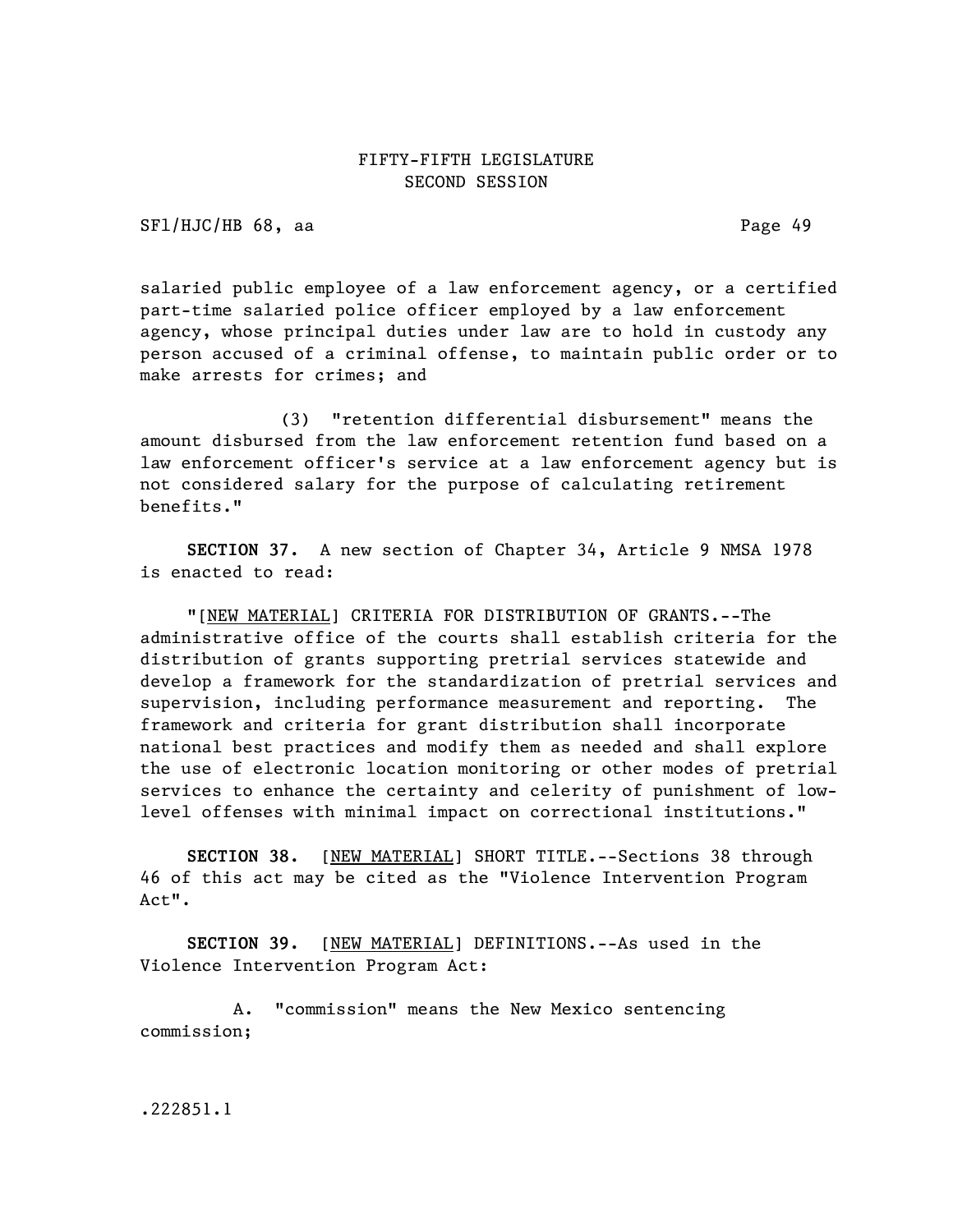salaried public employee of a law enforcement agency, or a certified part-time salaried police officer employed by a law enforcement agency, whose principal duties under law are to hold in custody any person accused of a criminal offense, to maintain public order or to make arrests for crimes; and

(3) "retention differential disbursement" means the amount disbursed from the law enforcement retention fund based on a law enforcement officer's service at a law enforcement agency but is not considered salary for the purpose of calculating retirement benefits."

**SECTION 37.** A new section of Chapter 34, Article 9 NMSA 1978 is enacted to read:

"[NEW MATERIAL] CRITERIA FOR DISTRIBUTION OF GRANTS.--The administrative office of the courts shall establish criteria for the distribution of grants supporting pretrial services statewide and develop a framework for the standardization of pretrial services and supervision, including performance measurement and reporting. The framework and criteria for grant distribution shall incorporate national best practices and modify them as needed and shall explore the use of electronic location monitoring or other modes of pretrial services to enhance the certainty and celerity of punishment of low-level offenses with minimal impact on correctional institutions."

**SECTION 38.** [NEW MATERIAL] SHORT TITLE.--Sections 38 through 46 of this act may be cited as the "Violence Intervention Program Act".

**SECTION 39.** [NEW MATERIAL] DEFINITIONS.--As used in the Violence Intervention Program Act:

A. "commission" means the New Mexico sentencing commission;

.222851.1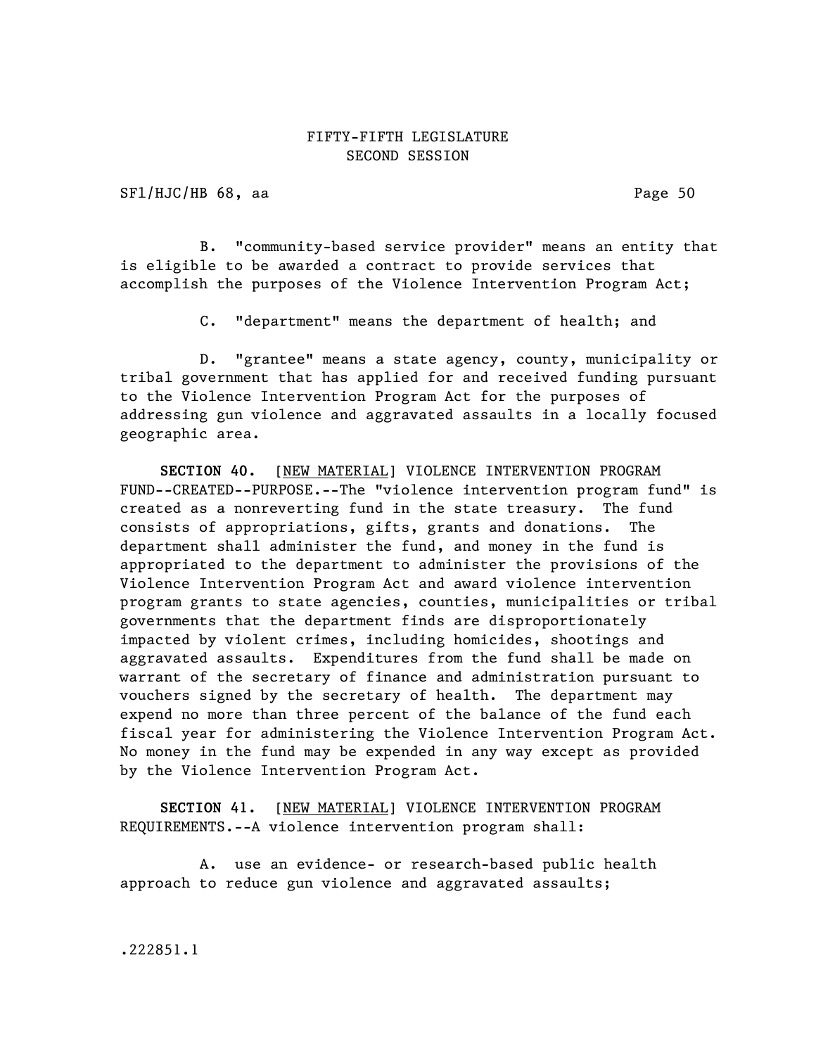B. "community-based service provider" means an entity that is eligible to be awarded a contract to provide services that accomplish the purposes of the Violence Intervention Program Act;

C. "department" means the department of health; and

D. "grantee" means a state agency, county, municipality or tribal government that has applied for and received funding pursuant to the Violence Intervention Program Act for the purposes of addressing gun violence and aggravated assaults in a locally focused geographic area.

**SECTION 40.** [NEW MATERIAL] VIOLENCE INTERVENTION PROGRAM FUND--CREATED--PURPOSE.--The "violence intervention program fund" is created as a nonreverting fund in the state treasury. The fund consists of appropriations, gifts, grants and donations. The department shall administer the fund, and money in the fund is appropriated to the department to administer the provisions of the Violence Intervention Program Act and award violence intervention program grants to state agencies, counties, municipalities or tribal governments that the department finds are disproportionately impacted by violent crimes, including homicides, shootings and aggravated assaults. Expenditures from the fund shall be made on warrant of the secretary of finance and administration pursuant to vouchers signed by the secretary of health. The department may expend no more than three percent of the balance of the fund each fiscal year for administering the Violence Intervention Program Act. No money in the fund may be expended in any way except as provided by the Violence Intervention Program Act.

**SECTION 41.** [NEW MATERIAL] VIOLENCE INTERVENTION PROGRAM REQUIREMENTS.--A violence intervention program shall:

A. use an evidence- or research-based public health approach to reduce gun violence and aggravated assaults;

.222851.1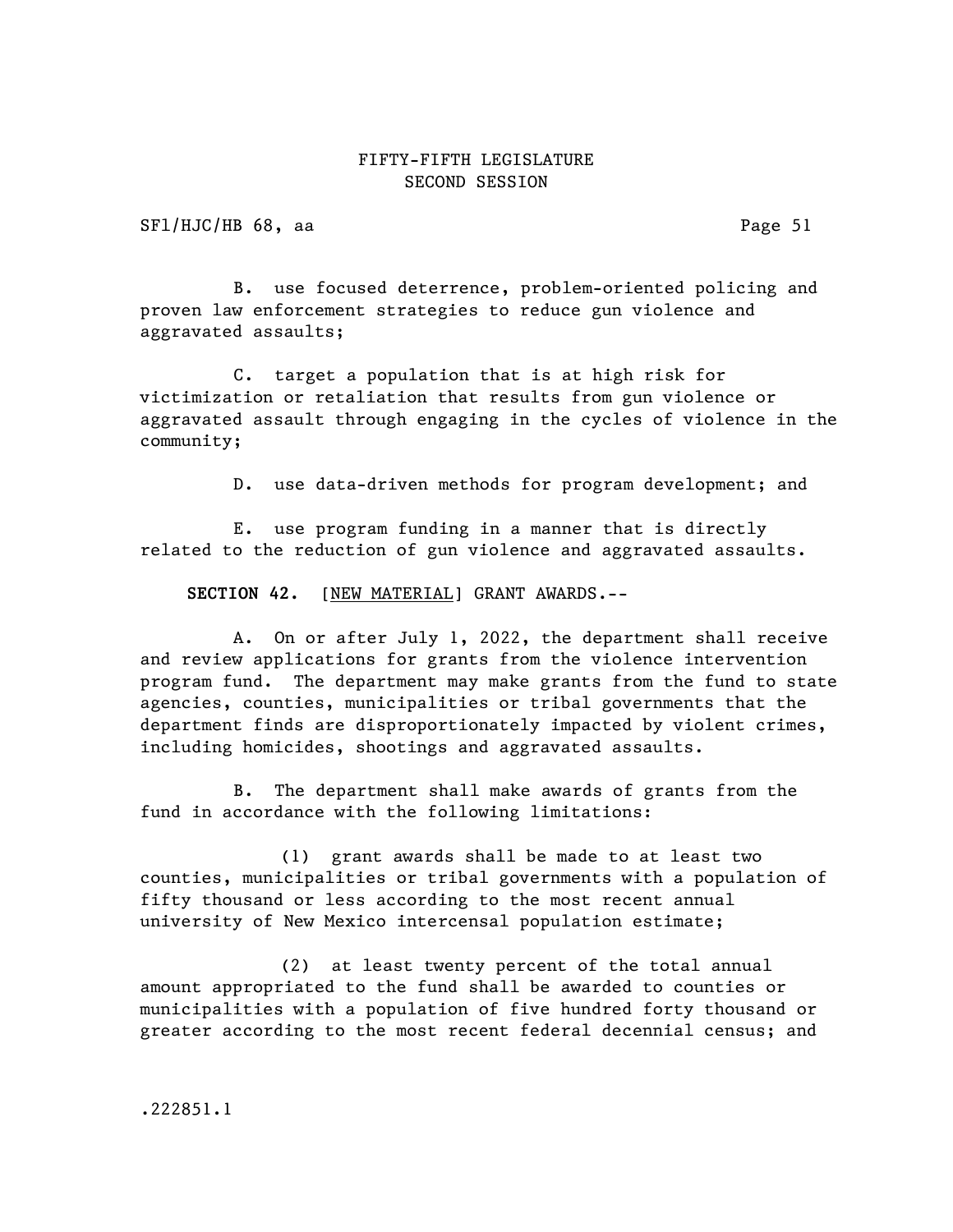B. use focused deterrence, problem-oriented policing and proven law enforcement strategies to reduce gun violence and aggravated assaults;

C. target a population that is at high risk for victimization or retaliation that results from gun violence or aggravated assault through engaging in the cycles of violence in the community;

D. use data-driven methods for program development; and

E. use program funding in a manner that is directly related to the reduction of gun violence and aggravated assaults.

**SECTION 42.** [NEW MATERIAL] GRANT AWARDS.--

A. On or after July 1, 2022, the department shall receive and review applications for grants from the violence intervention program fund. The department may make grants from the fund to state agencies, counties, municipalities or tribal governments that the department finds are disproportionately impacted by violent crimes, including homicides, shootings and aggravated assaults.

B. The department shall make awards of grants from the fund in accordance with the following limitations:

(1) grant awards shall be made to at least two counties, municipalities or tribal governments with a population of fifty thousand or less according to the most recent annual university of New Mexico intercensal population estimate;

(2) at least twenty percent of the total annual amount appropriated to the fund shall be awarded to counties or municipalities with a population of five hundred forty thousand or greater according to the most recent federal decennial census; and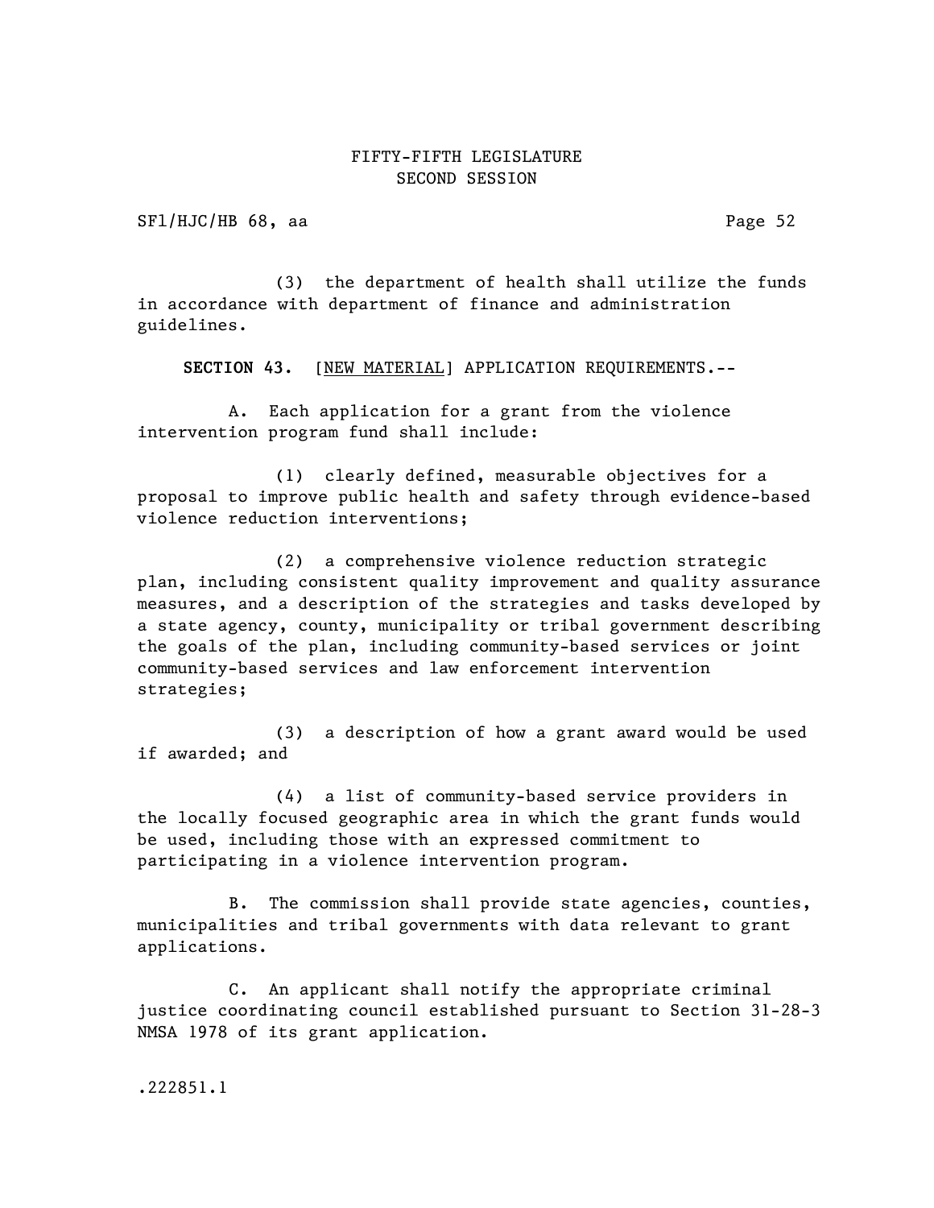(3) the department of health shall utilize the funds in accordance with department of finance and administration guidelines.

**SECTION 43.** [NEW MATERIAL] APPLICATION REQUIREMENTS.--

A. Each application for a grant from the violence intervention program fund shall include:

(1) clearly defined, measurable objectives for a proposal to improve public health and safety through evidence-based violence reduction interventions;

(2) a comprehensive violence reduction strategic plan, including consistent quality improvement and quality assurance measures, and a description of the strategies and tasks developed by a state agency, county, municipality or tribal government describing the goals of the plan, including community-based services or joint community-based services and law enforcement intervention strategies;

(3) a description of how a grant award would be used if awarded; and

(4) a list of community-based service providers in the locally focused geographic area in which the grant funds would be used, including those with an expressed commitment to participating in a violence intervention program.

B. The commission shall provide state agencies, counties, municipalities and tribal governments with data relevant to grant applications.

C. An applicant shall notify the appropriate criminal justice coordinating council established pursuant to Section 31-28-3 NMSA 1978 of its grant application.

.222851.1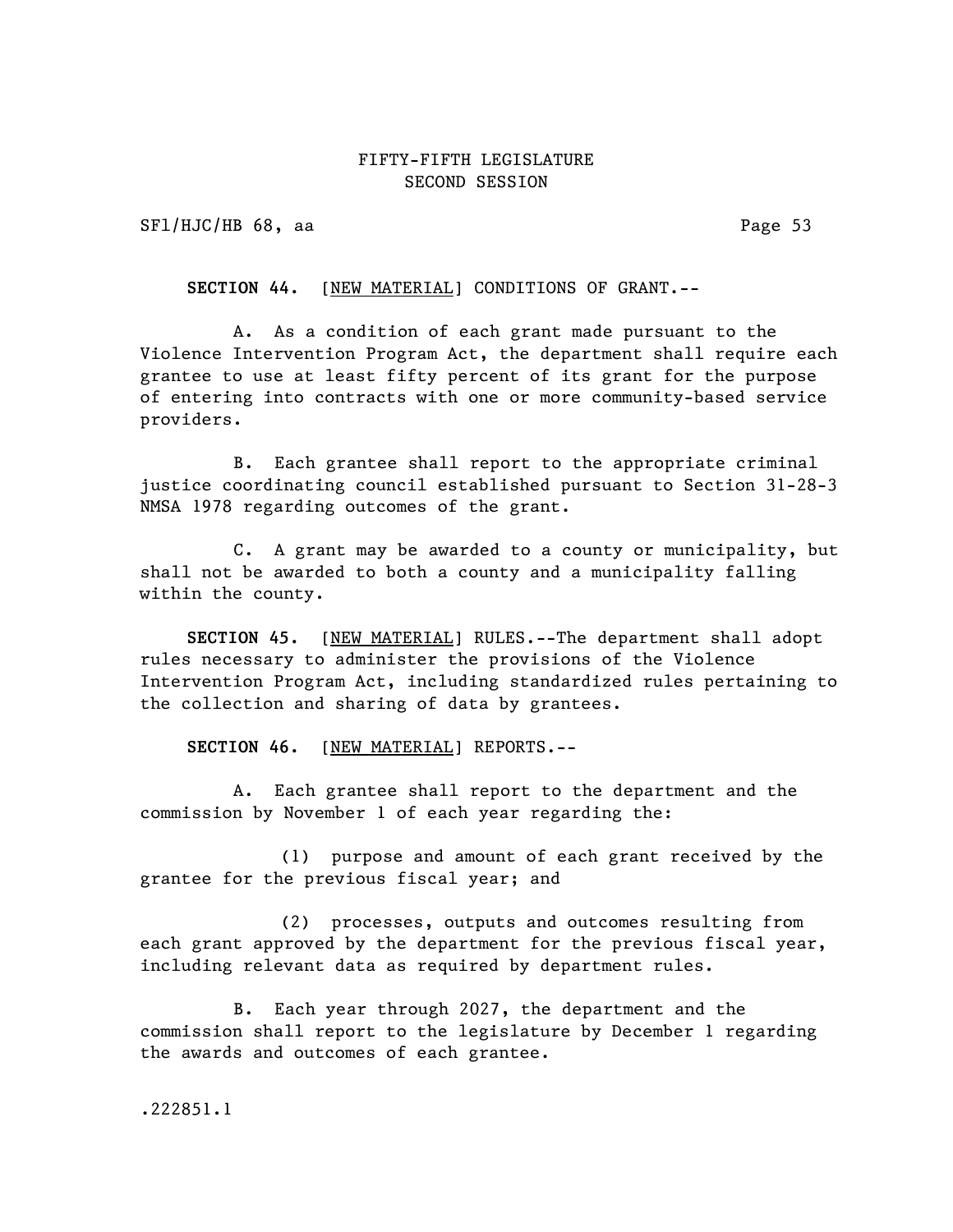**SECTION 44.** [NEW MATERIAL] CONDITIONS OF GRANT.--

A. As a condition of each grant made pursuant to the Violence Intervention Program Act, the department shall require each grantee to use at least fifty percent of its grant for the purpose of entering into contracts with one or more community-based service providers.

B. Each grantee shall report to the appropriate criminal justice coordinating council established pursuant to Section 31-28-3 NMSA 1978 regarding outcomes of the grant.

C. A grant may be awarded to a county or municipality, but shall not be awarded to both a county and a municipality falling within the county.

**SECTION 45.** [NEW MATERIAL] RULES.--The department shall adopt rules necessary to administer the provisions of the Violence Intervention Program Act, including standardized rules pertaining to the collection and sharing of data by grantees.

**SECTION 46.** [NEW MATERIAL] REPORTS.--

A. Each grantee shall report to the department and the commission by November 1 of each year regarding the:

(1) purpose and amount of each grant received by the grantee for the previous fiscal year; and

(2) processes, outputs and outcomes resulting from each grant approved by the department for the previous fiscal year, including relevant data as required by department rules.

B. Each year through 2027, the department and the commission shall report to the legislature by December 1 regarding the awards and outcomes of each grantee.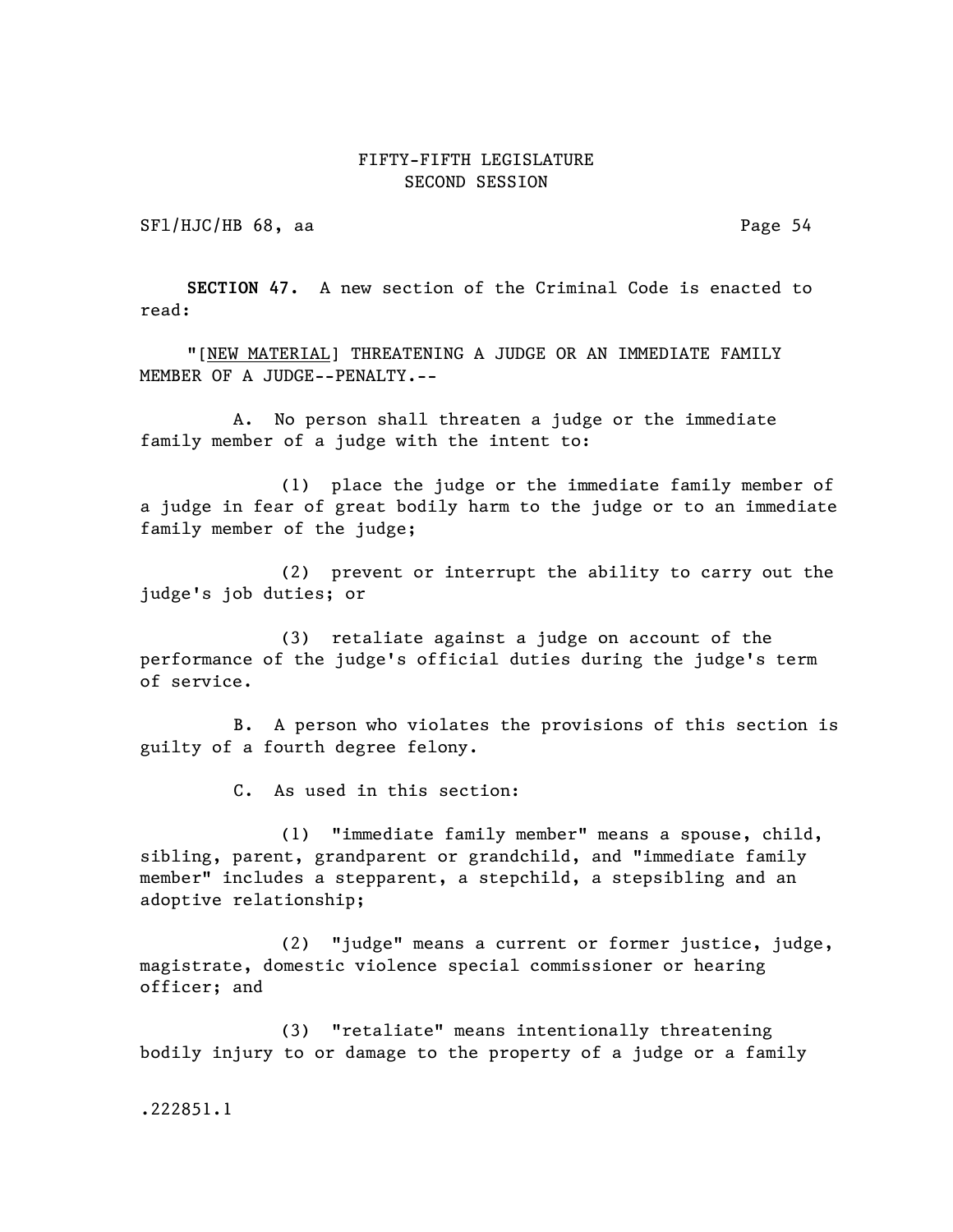**SECTION 47.** A new section of the Criminal Code is enacted to read:

"[NEW MATERIAL] THREATENING A JUDGE OR AN IMMEDIATE FAMILY MEMBER OF A JUDGE--PENALTY.--

A. No person shall threaten a judge or the immediate family member of a judge with the intent to:

(1) place the judge or the immediate family member of a judge in fear of great bodily harm to the judge or to an immediate family member of the judge;

(2) prevent or interrupt the ability to carry out the judge's job duties; or

(3) retaliate against a judge on account of the performance of the judge's official duties during the judge's term of service.

B. A person who violates the provisions of this section is guilty of a fourth degree felony.

C. As used in this section:

(1) "immediate family member" means a spouse, child, sibling, parent, grandparent or grandchild, and "immediate family member" includes a stepparent, a stepchild, a stepsibling and an adoptive relationship;

(2) "judge" means a current or former justice, judge, magistrate, domestic violence special commissioner or hearing officer; and

(3) "retaliate" means intentionally threatening bodily injury to or damage to the property of a judge or a family

.222851.1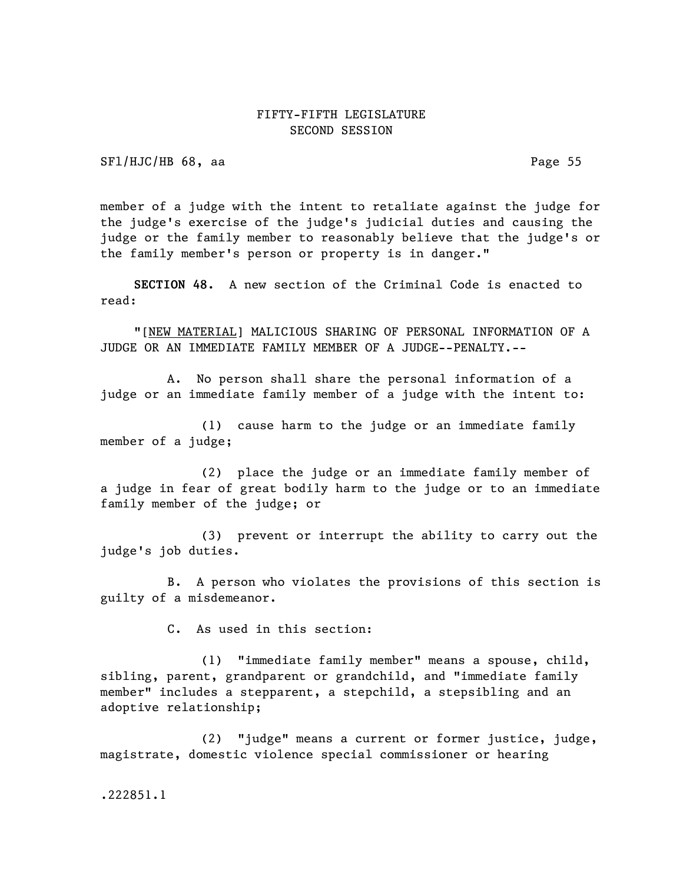member of a judge with the intent to retaliate against the judge for the judge's exercise of the judge's judicial duties and causing the judge or the family member to reasonably believe that the judge's or the family member's person or property is in danger."

**SECTION 48.** A new section of the Criminal Code is enacted to read:

"[NEW MATERIAL] MALICIOUS SHARING OF PERSONAL INFORMATION OF A JUDGE OR AN IMMEDIATE FAMILY MEMBER OF A JUDGE--PENALTY.--

A. No person shall share the personal information of a judge or an immediate family member of a judge with the intent to:

(1) cause harm to the judge or an immediate family member of a judge;

(2) place the judge or an immediate family member of a judge in fear of great bodily harm to the judge or to an immediate family member of the judge; or

(3) prevent or interrupt the ability to carry out the judge's job duties.

B. A person who violates the provisions of this section is guilty of a misdemeanor.

C. As used in this section:

(1) "immediate family member" means a spouse, child, sibling, parent, grandparent or grandchild, and "immediate family member" includes a stepparent, a stepchild, a stepsibling and an adoptive relationship;

(2) "judge" means a current or former justice, judge, magistrate, domestic violence special commissioner or hearing

.222851.1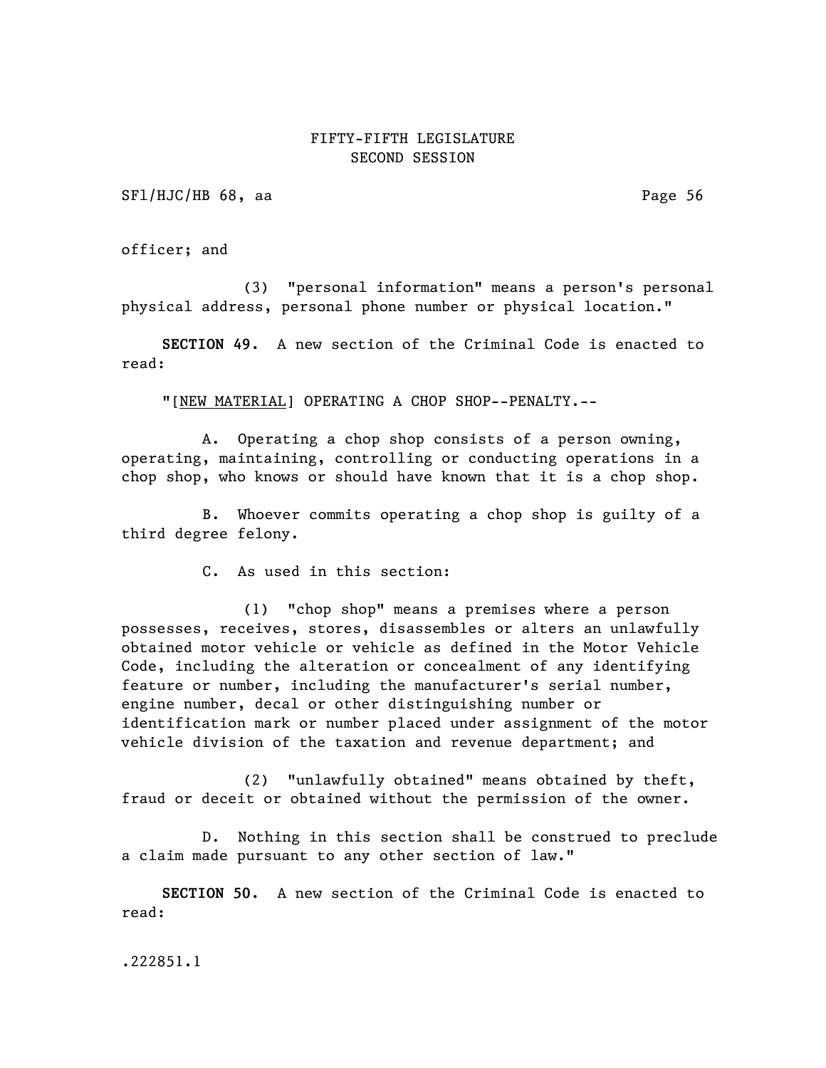officer; and

(3) "personal information" means a person's personal physical address, personal phone number or physical location."

**SECTION 49.** A new section of the Criminal Code is enacted to read:

"[<u>NEW MATERIAL</u>] OPERATING A CHOP SHOP--PENALTY.--

A. Operating a chop shop consists of a person owning, operating, maintaining, controlling or conducting operations in a chop shop, who knows or should have known that it is a chop shop.

B. Whoever commits operating a chop shop is guilty of a third degree felony.

C. As used in this section:

(1) "chop shop" means a premises where a person possesses, receives, stores, disassembles or alters an unlawfully obtained motor vehicle or vehicle as defined in the Motor Vehicle Code, including the alteration or concealment of any identifying feature or number, including the manufacturer's serial number, engine number, decal or other distinguishing number or identification mark or number placed under assignment of the motor vehicle division of the taxation and revenue department; and

(2) "unlawfully obtained" means obtained by theft, fraud or deceit or obtained without the permission of the owner.

D. Nothing in this section shall be construed to preclude a claim made pursuant to any other section of law."

**SECTION 50.** A new section of the Criminal Code is enacted to read:

.222851.1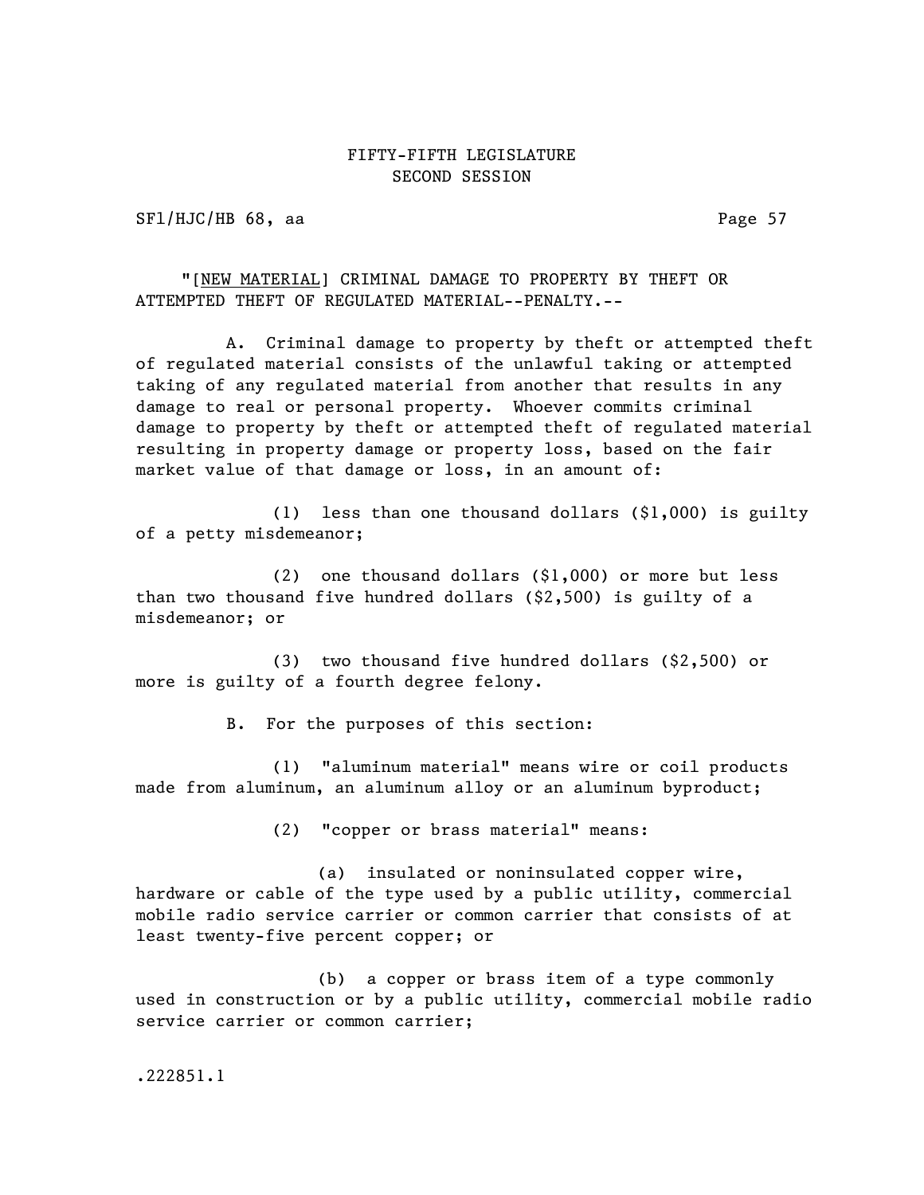"[NEW MATERIAL] CRIMINAL DAMAGE TO PROPERTY BY THEFT OR ATTEMPTED THEFT OF REGULATED MATERIAL--PENALTY.--

A. Criminal damage to property by theft or attempted theft of regulated material consists of the unlawful taking or attempted taking of any regulated material from another that results in any damage to real or personal property. Whoever commits criminal damage to property by theft or attempted theft of regulated material resulting in property damage or property loss, based on the fair market value of that damage or loss, in an amount of:

(1) less than one thousand dollars ($1,000) is guilty of a petty misdemeanor;

(2) one thousand dollars ($1,000) or more but less than two thousand five hundred dollars ($2,500) is guilty of a misdemeanor; or

(3) two thousand five hundred dollars ($2,500) or more is guilty of a fourth degree felony.

B. For the purposes of this section:

(1) "aluminum material" means wire or coil products made from aluminum, an aluminum alloy or an aluminum byproduct;

(2) "copper or brass material" means:

(a) insulated or noninsulated copper wire, hardware or cable of the type used by a public utility, commercial mobile radio service carrier or common carrier that consists of at least twenty-five percent copper; or

(b) a copper or brass item of a type commonly used in construction or by a public utility, commercial mobile radio service carrier or common carrier;

.222851.1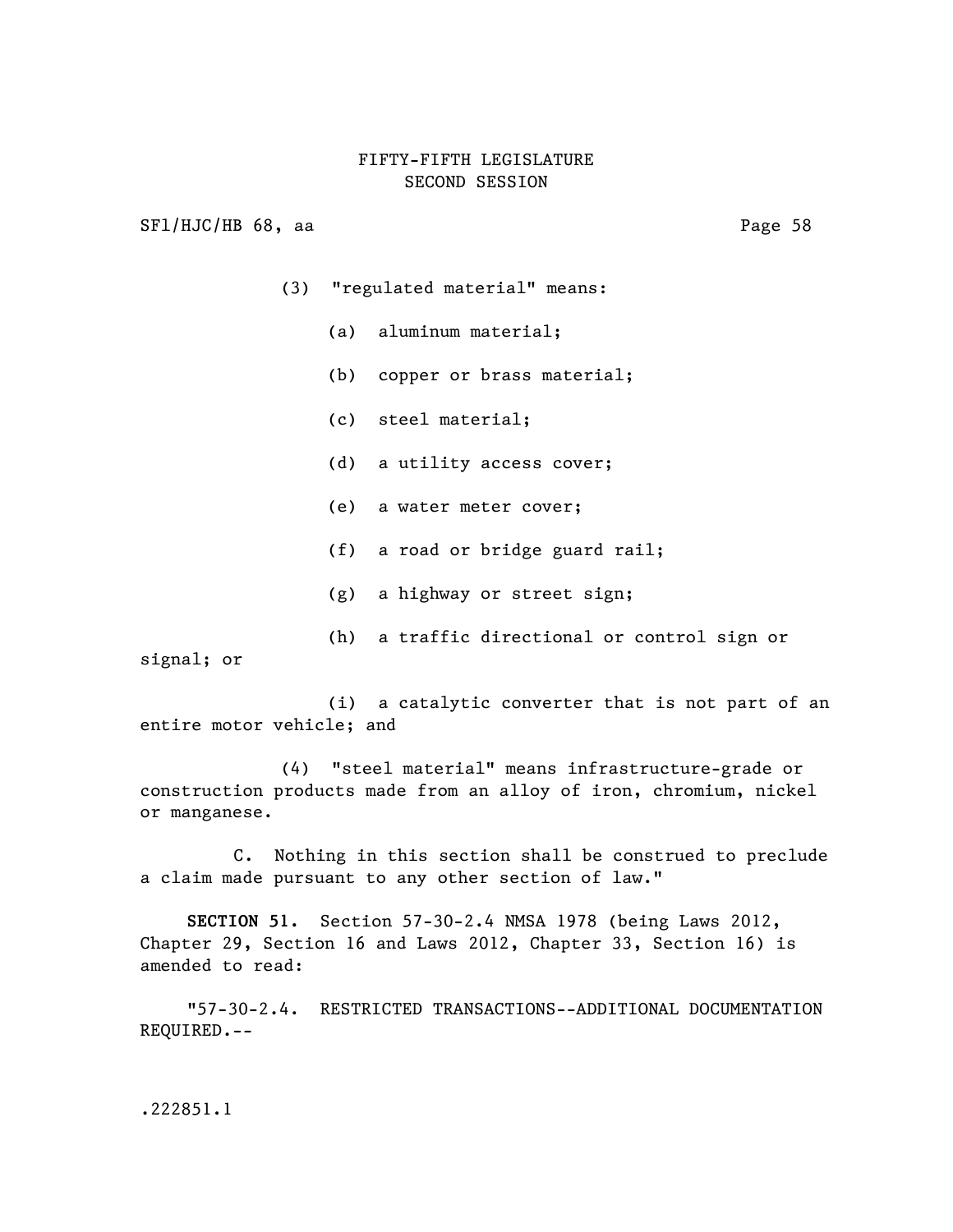(3) "regulated material" means:

(a) aluminum material;

(b) copper or brass material;

(c) steel material;

(d) a utility access cover;

(e) a water meter cover;

(f) a road or bridge guard rail;

(g) a highway or street sign;

(h) a traffic directional or control sign or signal; or

(i) a catalytic converter that is not part of an entire motor vehicle; and

(4) "steel material" means infrastructure-grade or construction products made from an alloy of iron, chromium, nickel or manganese.

C. Nothing in this section shall be construed to preclude a claim made pursuant to any other section of law."

**SECTION 51.** Section 57-30-2.4 NMSA 1978 (being Laws 2012, Chapter 29, Section 16 and Laws 2012, Chapter 33, Section 16) is amended to read:

"57-30-2.4. RESTRICTED TRANSACTIONS--ADDITIONAL DOCUMENTATION REQUIRED.--

.222851.1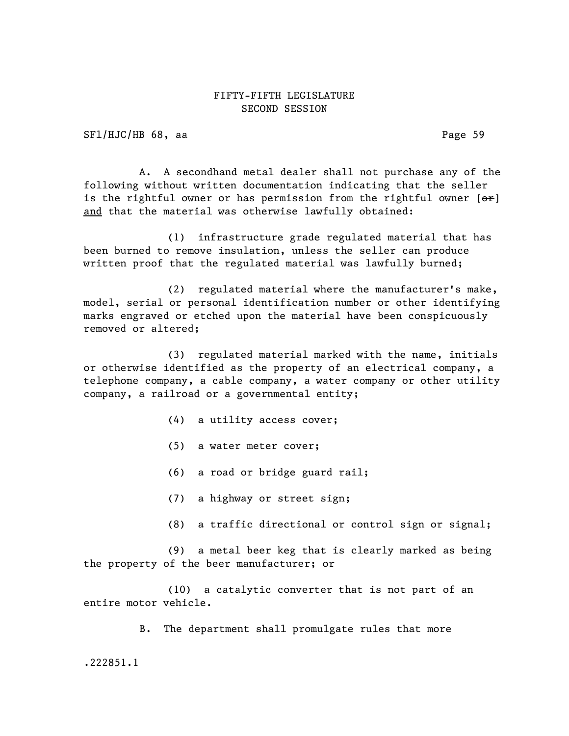A. A secondhand metal dealer shall not purchase any of the following without written documentation indicating that the seller is the rightful owner or has permission from the rightful owner [~~or~~] <u>and</u> that the material was otherwise lawfully obtained:

(1) infrastructure grade regulated material that has been burned to remove insulation, unless the seller can produce written proof that the regulated material was lawfully burned;

(2) regulated material where the manufacturer's make, model, serial or personal identification number or other identifying marks engraved or etched upon the material have been conspicuously removed or altered;

(3) regulated material marked with the name, initials or otherwise identified as the property of an electrical company, a telephone company, a cable company, a water company or other utility company, a railroad or a governmental entity;

(4) a utility access cover;

(5) a water meter cover;

(6) a road or bridge guard rail;

(7) a highway or street sign;

(8) a traffic directional or control sign or signal;

(9) a metal beer keg that is clearly marked as being the property of the beer manufacturer; or

(10) a catalytic converter that is not part of an entire motor vehicle.

B. The department shall promulgate rules that more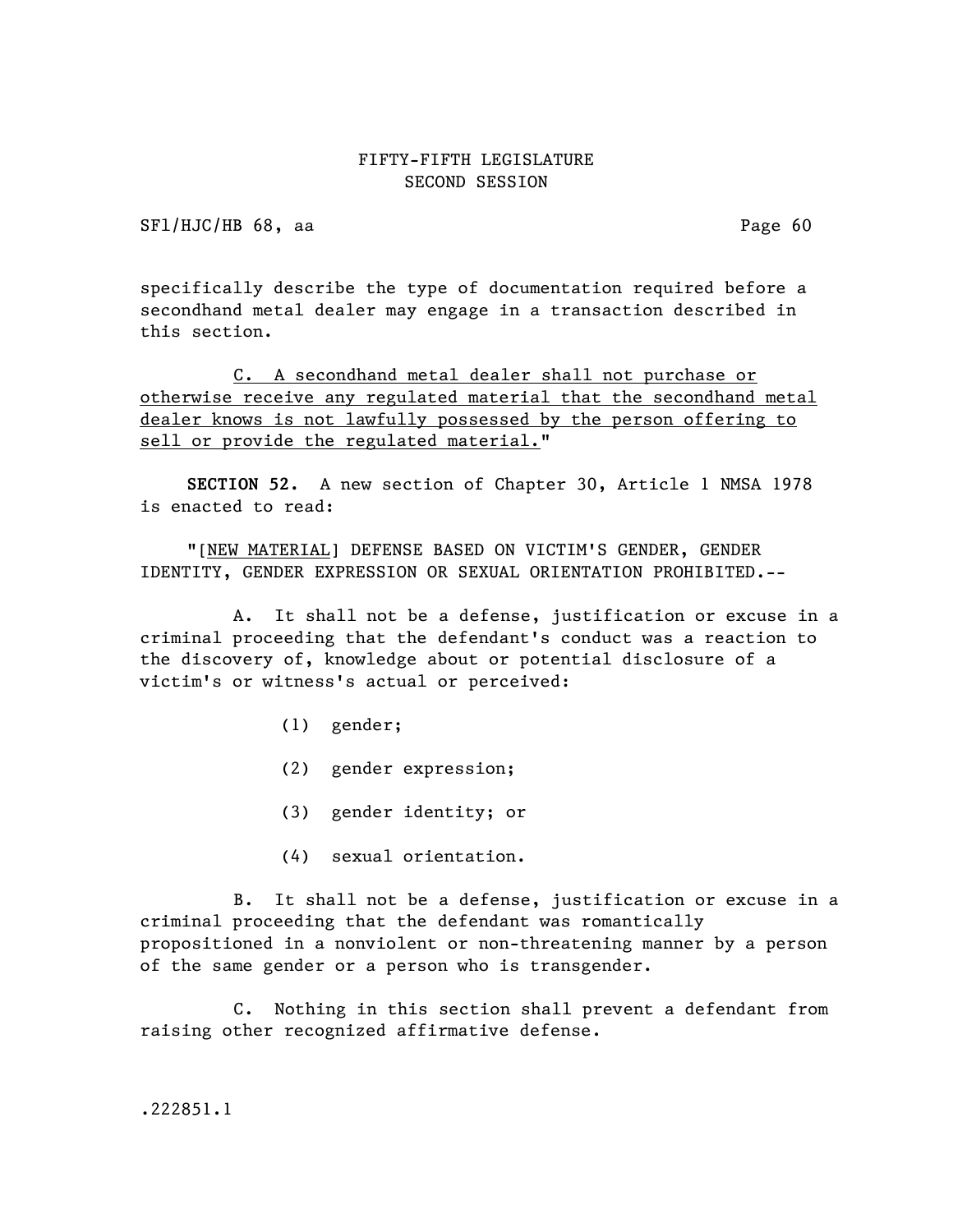specifically describe the type of documentation required before a secondhand metal dealer may engage in a transaction described in this section.

<u>C. A secondhand metal dealer shall not purchase or otherwise receive any regulated material that the secondhand metal dealer knows is not lawfully possessed by the person offering to sell or provide the regulated material.</u>"

**SECTION 52.** A new section of Chapter 30, Article 1 NMSA 1978 is enacted to read:

"[<u>NEW MATERIAL</u>] DEFENSE BASED ON VICTIM'S GENDER, GENDER IDENTITY, GENDER EXPRESSION OR SEXUAL ORIENTATION PROHIBITED.--

A. It shall not be a defense, justification or excuse in a criminal proceeding that the defendant's conduct was a reaction to the discovery of, knowledge about or potential disclosure of a victim's or witness's actual or perceived:

(1) gender;

(2) gender expression;

(3) gender identity; or

(4) sexual orientation.

B. It shall not be a defense, justification or excuse in a criminal proceeding that the defendant was romantically propositioned in a nonviolent or non-threatening manner by a person of the same gender or a person who is transgender.

C. Nothing in this section shall prevent a defendant from raising other recognized affirmative defense.

.222851.1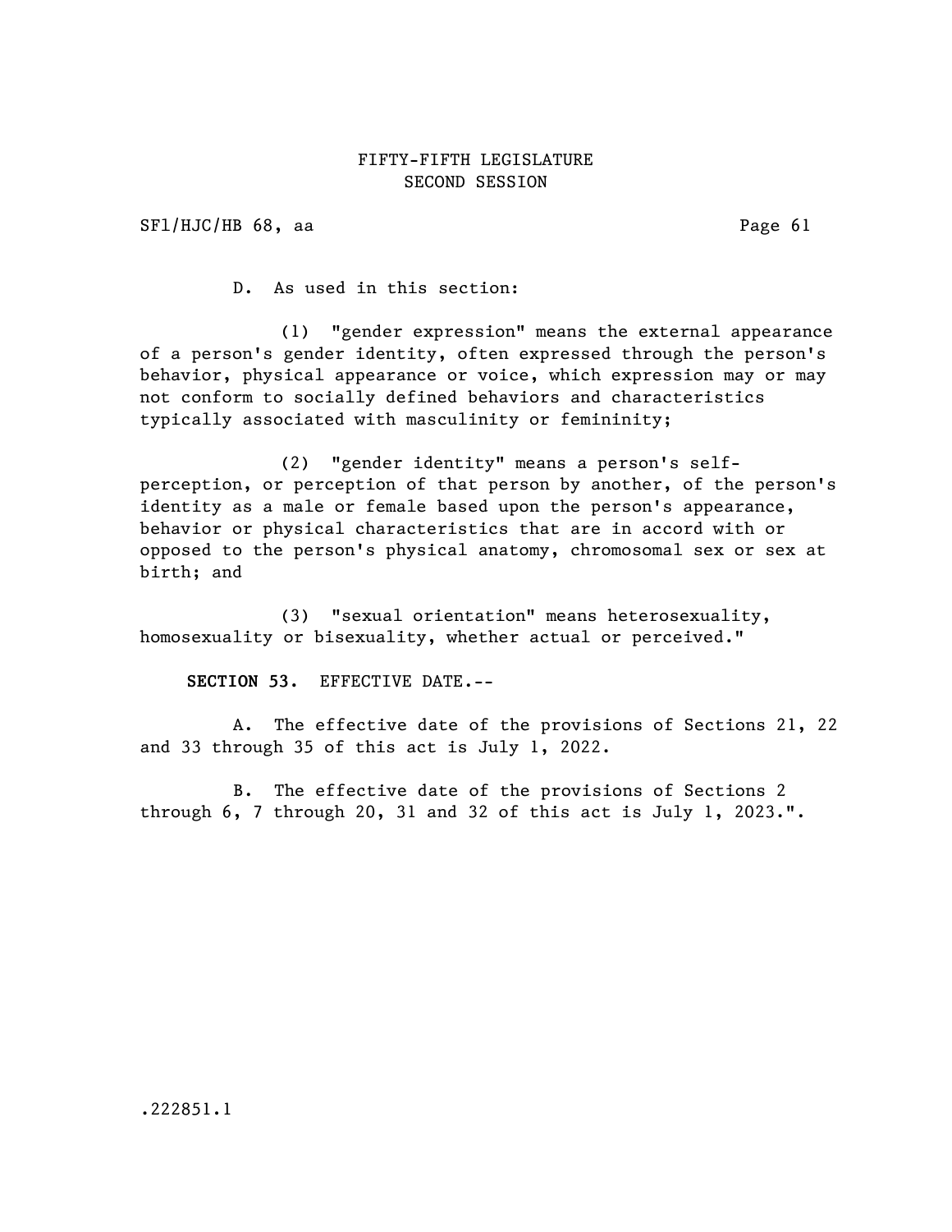D. As used in this section:

(1) "gender expression" means the external appearance of a person's gender identity, often expressed through the person's behavior, physical appearance or voice, which expression may or may not conform to socially defined behaviors and characteristics typically associated with masculinity or femininity;

(2) "gender identity" means a person's self-perception, or perception of that person by another, of the person's identity as a male or female based upon the person's appearance, behavior or physical characteristics that are in accord with or opposed to the person's physical anatomy, chromosomal sex or sex at birth; and

(3) "sexual orientation" means heterosexuality, homosexuality or bisexuality, whether actual or perceived."

**SECTION 53.** EFFECTIVE DATE.--

A. The effective date of the provisions of Sections 21, 22 and 33 through 35 of this act is July 1, 2022.

B. The effective date of the provisions of Sections 2 through 6, 7 through 20, 31 and 32 of this act is July 1, 2023.".

.222851.1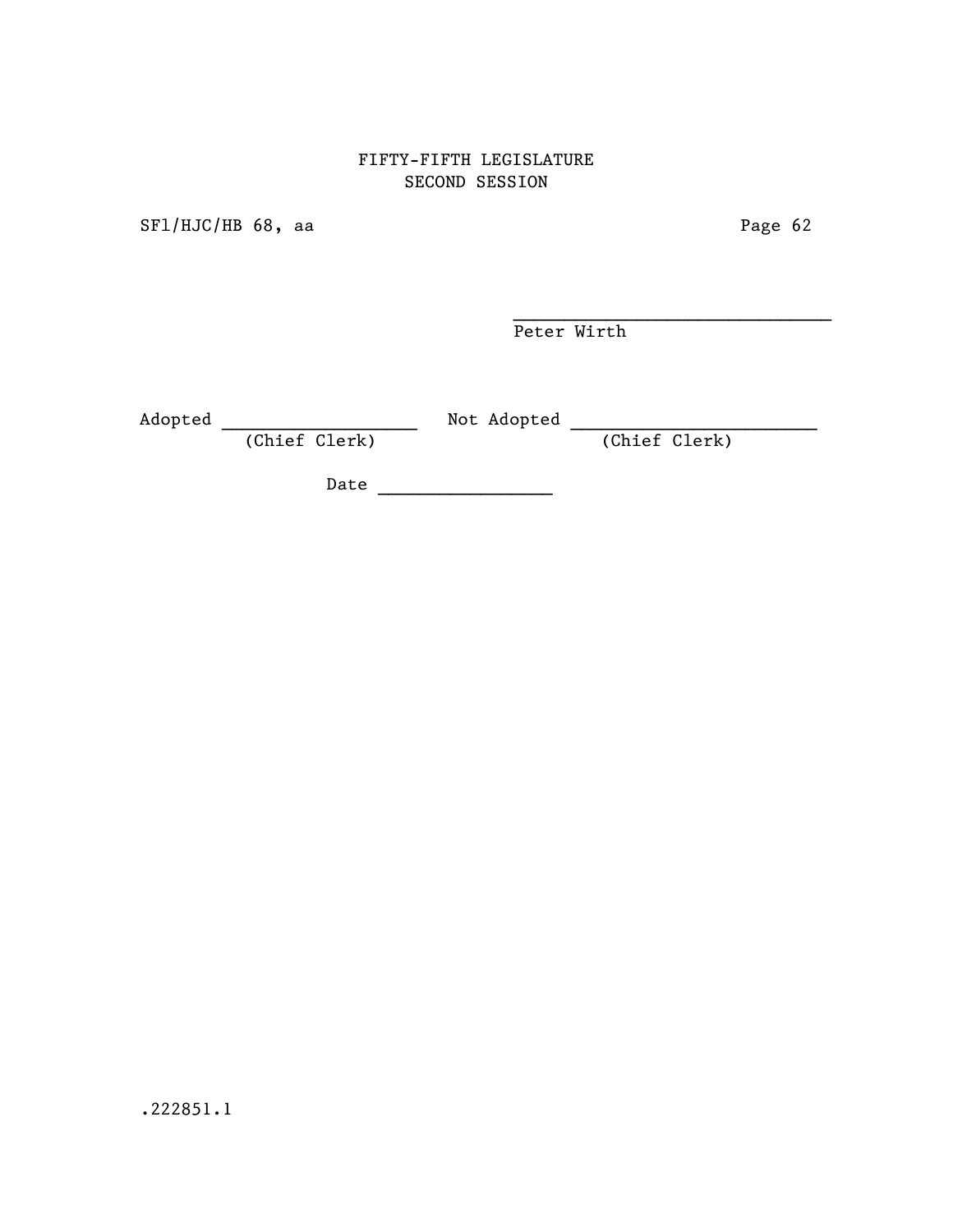FIFTY-FIFTH LEGISLATURE
SECOND SESSION

SFl/HJC/HB 68, aa

_______________________________
Peter Wirth

Adopted ___________________ Not Adopted ________________________
(Chief Clerk) (Chief Clerk)

Date _________________

.222851.1